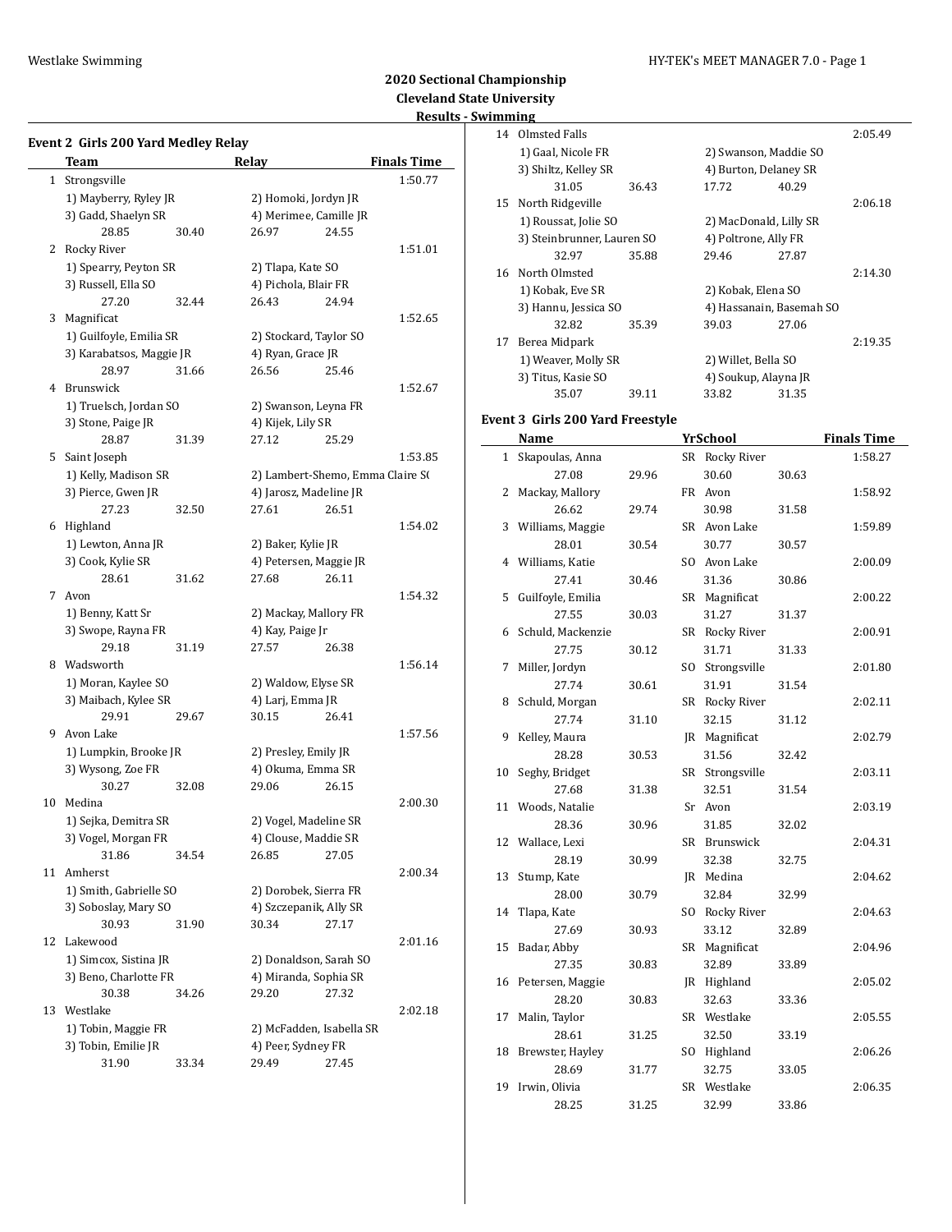## 2020 Sectional Championship
## Cleveland State University
## Results - Swimming

### Event 2 Girls 200 Yard Medley Relay

| | Team | Relay | | Finals Time |
|---|---|---|---|---|
| 1 | Strongsville | | | 1:50.77 |
| | 1) Mayberry, Ryley JR | 2) Homoki, Jordyn JR | | |
| | 3) Gadd, Shaelyn SR | 4) Merimee, Camille JR | | |
| | 28.85 30.40 | 26.97 24.55 | | |
| 2 | Rocky River | | | 1:51.01 |
| | 1) Spearry, Peyton SR | 2) Tlapa, Kate SO | | |
| | 3) Russell, Ella SO | 4) Pichola, Blair FR | | |
| | 27.20 32.44 | 26.43 24.94 | | |
| 3 | Magnificat | | | 1:52.65 |
| | 1) Guilfoyle, Emilia SR | 2) Stockard, Taylor SO | | |
| | 3) Karabatsos, Maggie JR | 4) Ryan, Grace JR | | |
| | 28.97 31.66 | 26.56 25.46 | | |
| 4 | Brunswick | | | 1:52.67 |
| | 1) Truelsch, Jordan SO | 2) Swanson, Leyna FR | | |
| | 3) Stone, Paige JR | 4) Kijek, Lily SR | | |
| | 28.87 31.39 | 27.12 25.29 | | |
| 5 | Saint Joseph | | | 1:53.85 |
| | 1) Kelly, Madison SR | 2) Lambert-Shemo, Emma Claire S( | | |
| | 3) Pierce, Gwen JR | 4) Jarosz, Madeline JR | | |
| | 27.23 32.50 | 27.61 26.51 | | |
| 6 | Highland | | | 1:54.02 |
| | 1) Lewton, Anna JR | 2) Baker, Kylie JR | | |
| | 3) Cook, Kylie SR | 4) Petersen, Maggie JR | | |
| | 28.61 31.62 | 27.68 26.11 | | |
| 7 | Avon | | | 1:54.32 |
| | 1) Benny, Katt Sr | 2) Mackay, Mallory FR | | |
| | 3) Swope, Rayna FR | 4) Kay, Paige Jr | | |
| | 29.18 31.19 | 27.57 26.38 | | |
| 8 | Wadsworth | | | 1:56.14 |
| | 1) Moran, Kaylee SO | 2) Waldow, Elyse SR | | |
| | 3) Maibach, Kylee SR | 4) Larj, Emma JR | | |
| | 29.91 29.67 | 30.15 26.41 | | |
| 9 | Avon Lake | | | 1:57.56 |
| | 1) Lumpkin, Brooke JR | 2) Presley, Emily JR | | |
| | 3) Wysong, Zoe FR | 4) Okuma, Emma SR | | |
| | 30.27 32.08 | 29.06 26.15 | | |
| 10 | Medina | | | 2:00.30 |
| | 1) Sejka, Demitra SR | 2) Vogel, Madeline SR | | |
| | 3) Vogel, Morgan FR | 4) Clouse, Maddie SR | | |
| | 31.86 34.54 | 26.85 27.05 | | |
| 11 | Amherst | | | 2:00.34 |
| | 1) Smith, Gabrielle SO | 2) Dorobek, Sierra FR | | |
| | 3) Soboslay, Mary SO | 4) Szczepanik, Ally SR | | |
| | 30.93 31.90 | 30.34 27.17 | | |
| 12 | Lakewood | | | 2:01.16 |
| | 1) Simcox, Sistina JR | 2) Donaldson, Sarah SO | | |
| | 3) Beno, Charlotte FR | 4) Miranda, Sophia SR | | |
| | 30.38 34.26 | 29.20 27.32 | | |
| 13 | Westlake | | | 2:02.18 |
| | 1) Tobin, Maggie FR | 2) McFadden, Isabella SR | | |
| | 3) Tobin, Emilie JR | 4) Peer, Sydney FR | | |
| | 31.90 33.34 | 29.49 27.45 | | |
| 14 | Olmsted Falls | | | 2:05.49 |
| | 1) Gaal, Nicole FR | 2) Swanson, Maddie SO | | |
| | 3) Shiltz, Kelley SR | 4) Burton, Delaney SR | | |
| | 31.05 36.43 | 17.72 40.29 | | |
| 15 | North Ridgeville | | | 2:06.18 |
| | 1) Roussat, Jolie SO | 2) MacDonald, Lilly SR | | |
| | 3) Steinbrunner, Lauren SO | 4) Poltrone, Ally FR | | |
| | 32.97 35.88 | 29.46 27.87 | | |
| 16 | North Olmsted | | | 2:14.30 |
| | 1) Kobak, Eve SR | 2) Kobak, Elena SO | | |
| | 3) Hannu, Jessica SO | 4) Hassanain, Basemah SO | | |
| | 32.82 35.39 | 39.03 27.06 | | |
| 17 | Berea Midpark | | | 2:19.35 |
| | 1) Weaver, Molly SR | 2) Willet, Bella SO | | |
| | 3) Titus, Kasie SO | 4) Soukup, Alayna JR | | |
| | 35.07 39.11 | 33.82 31.35 | | |

### Event 3 Girls 200 Yard Freestyle

| | Name | Yr | School | Finals Time |
|---|---|---|---|---|
| 1 | Skapoulas, Anna | SR | Rocky River | 1:58.27 |
| | 27.08 29.96 | | 30.60 30.63 | |
| 2 | Mackay, Mallory | FR | Avon | 1:58.92 |
| | 26.62 29.74 | | 30.98 31.58 | |
| 3 | Williams, Maggie | SR | Avon Lake | 1:59.89 |
| | 28.01 30.54 | | 30.77 30.57 | |
| 4 | Williams, Katie | SO | Avon Lake | 2:00.09 |
| | 27.41 30.46 | | 31.36 30.86 | |
| 5 | Guilfoyle, Emilia | SR | Magnificat | 2:00.22 |
| | 27.55 30.03 | | 31.27 31.37 | |
| 6 | Schuld, Mackenzie | SR | Rocky River | 2:00.91 |
| | 27.75 30.12 | | 31.71 31.33 | |
| 7 | Miller, Jordyn | SO | Strongsville | 2:01.80 |
| | 27.74 30.61 | | 31.91 31.54 | |
| 8 | Schuld, Morgan | SR | Rocky River | 2:02.11 |
| | 27.74 31.10 | | 32.15 31.12 | |
| 9 | Kelley, Maura | JR | Magnificat | 2:02.79 |
| | 28.28 30.53 | | 31.56 32.42 | |
| 10 | Seghy, Bridget | SR | Strongsville | 2:03.11 |
| | 27.68 31.38 | | 32.51 31.54 | |
| 11 | Woods, Natalie | Sr | Avon | 2:03.19 |
| | 28.36 30.96 | | 31.85 32.02 | |
| 12 | Wallace, Lexi | SR | Brunswick | 2:04.31 |
| | 28.19 30.99 | | 32.38 32.75 | |
| 13 | Stump, Kate | JR | Medina | 2:04.62 |
| | 28.00 30.79 | | 32.84 32.99 | |
| 14 | Tlapa, Kate | SO | Rocky River | 2:04.63 |
| | 27.69 30.93 | | 33.12 32.89 | |
| 15 | Badar, Abby | SR | Magnificat | 2:04.96 |
| | 27.35 30.83 | | 32.89 33.89 | |
| 16 | Petersen, Maggie | JR | Highland | 2:05.02 |
| | 28.20 30.83 | | 32.63 33.36 | |
| 17 | Malin, Taylor | SR | Westlake | 2:05.55 |
| | 28.61 31.25 | | 32.50 33.19 | |
| 18 | Brewster, Hayley | SO | Highland | 2:06.26 |
| | 28.69 31.77 | | 32.75 33.05 | |
| 19 | Irwin, Olivia | SR | Westlake | 2:06.35 |
| | 28.25 31.25 | | 32.99 33.86 | |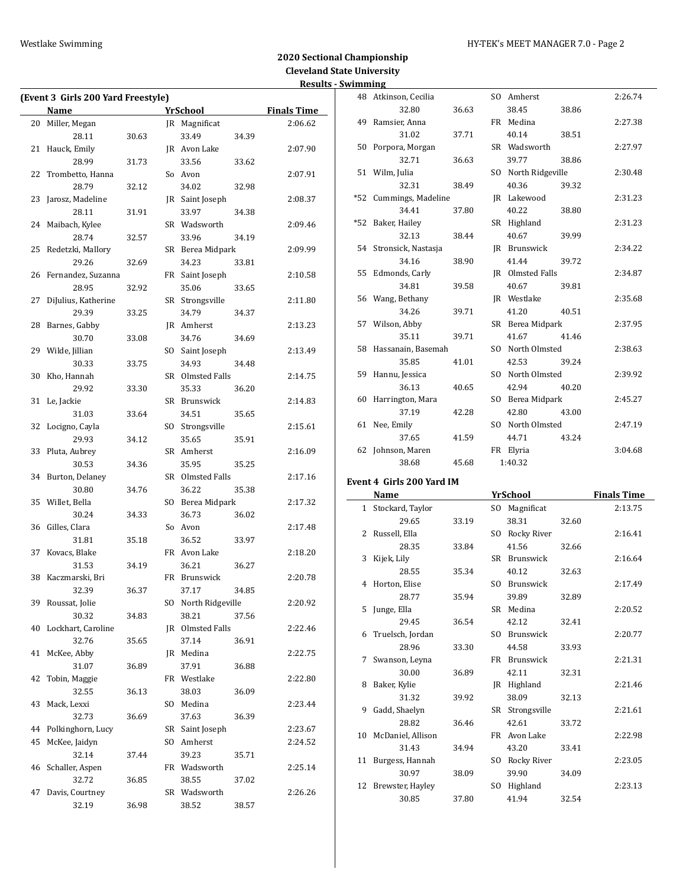## 2020 Sectional Championship

### Cleveland State University

### Results - Swimming

**(Event 3 Girls 200 Yard Freestyle)**

| | Name | Yr | School | Finals Time |
|---|---|---|---|---|
| 20 | Miller, Megan | JR | Magnificat | 2:06.62 |
| | 28.11 30.63 33.49 34.39 | | | |
| 21 | Hauck, Emily | JR | Avon Lake | 2:07.90 |
| | 28.99 31.73 33.56 33.62 | | | |
| 22 | Trombetto, Hanna | So | Avon | 2:07.91 |
| | 28.79 32.12 34.02 32.98 | | | |
| 23 | Jarosz, Madeline | JR | Saint Joseph | 2:08.37 |
| | 28.11 31.91 33.97 34.38 | | | |
| 24 | Maibach, Kylee | SR | Wadsworth | 2:09.46 |
| | 28.74 32.57 33.96 34.19 | | | |
| 25 | Redetzki, Mallory | SR | Berea Midpark | 2:09.99 |
| | 29.26 32.69 34.23 33.81 | | | |
| 26 | Fernandez, Suzanna | FR | Saint Joseph | 2:10.58 |
| | 28.95 32.92 35.06 33.65 | | | |
| 27 | DiJulius, Katherine | SR | Strongsville | 2:11.80 |
| | 29.39 33.25 34.79 34.37 | | | |
| 28 | Barnes, Gabby | JR | Amherst | 2:13.23 |
| | 30.70 33.08 34.76 34.69 | | | |
| 29 | Wilde, Jillian | SO | Saint Joseph | 2:13.49 |
| | 30.33 33.75 34.93 34.48 | | | |
| 30 | Kho, Hannah | SR | Olmsted Falls | 2:14.75 |
| | 29.92 33.30 35.33 36.20 | | | |
| 31 | Le, Jackie | SR | Brunswick | 2:14.83 |
| | 31.03 33.64 34.51 35.65 | | | |
| 32 | Locigno, Cayla | SO | Strongsville | 2:15.61 |
| | 29.93 34.12 35.65 35.91 | | | |
| 33 | Pluta, Aubrey | SR | Amherst | 2:16.09 |
| | 30.53 34.36 35.95 35.25 | | | |
| 34 | Burton, Delaney | SR | Olmsted Falls | 2:17.16 |
| | 30.80 34.76 36.22 35.38 | | | |
| 35 | Willet, Bella | SO | Berea Midpark | 2:17.32 |
| | 30.24 34.33 36.73 36.02 | | | |
| 36 | Gilles, Clara | So | Avon | 2:17.48 |
| | 31.81 35.18 36.52 33.97 | | | |
| 37 | Kovacs, Blake | FR | Avon Lake | 2:18.20 |
| | 31.53 34.19 36.21 36.27 | | | |
| 38 | Kaczmarski, Bri | FR | Brunswick | 2:20.78 |
| | 32.39 36.37 37.17 34.85 | | | |
| 39 | Roussat, Jolie | SO | North Ridgeville | 2:20.92 |
| | 30.32 34.83 38.21 37.56 | | | |
| 40 | Lockhart, Caroline | JR | Olmsted Falls | 2:22.46 |
| | 32.76 35.65 37.14 36.91 | | | |
| 41 | McKee, Abby | JR | Medina | 2:22.75 |
| | 31.07 36.89 37.91 36.88 | | | |
| 42 | Tobin, Maggie | FR | Westlake | 2:22.80 |
| | 32.55 36.13 38.03 36.09 | | | |
| 43 | Mack, Lexxi | SO | Medina | 2:23.44 |
| | 32.73 36.69 37.63 36.39 | | | |
| 44 | Polkinghorn, Lucy | SR | Saint Joseph | 2:23.67 |
| 45 | McKee, Jaidyn | SO | Amherst | 2:24.52 |
| | 32.14 37.44 39.23 35.71 | | | |
| 46 | Schaller, Aspen | FR | Wadsworth | 2:25.14 |
| | 32.72 36.85 38.55 37.02 | | | |
| 47 | Davis, Courtney | SR | Wadsworth | 2:26.26 |
| | 32.19 36.98 38.52 38.57 | | | |
| 48 | Atkinson, Cecilia | SO | Amherst | 2:26.74 |
| | 32.80 36.63 38.45 38.86 | | | |
| 49 | Ramsier, Anna | FR | Medina | 2:27.38 |
| | 31.02 37.71 40.14 38.51 | | | |
| 50 | Porpora, Morgan | SR | Wadsworth | 2:27.97 |
| | 32.71 36.63 39.77 38.86 | | | |
| 51 | Wilm, Julia | SO | North Ridgeville | 2:30.48 |
| | 32.31 38.49 40.36 39.32 | | | |
| *52 | Cummings, Madeline | JR | Lakewood | 2:31.23 |
| | 34.41 37.80 40.22 38.80 | | | |
| *52 | Baker, Hailey | SR | Highland | 2:31.23 |
| | 32.13 38.44 40.67 39.99 | | | |
| 54 | Stronsick, Nastasja | JR | Brunswick | 2:34.22 |
| | 34.16 38.90 41.44 39.72 | | | |
| 55 | Edmonds, Carly | JR | Olmsted Falls | 2:34.87 |
| | 34.81 39.58 40.67 39.81 | | | |
| 56 | Wang, Bethany | JR | Westlake | 2:35.68 |
| | 34.26 39.71 41.20 40.51 | | | |
| 57 | Wilson, Abby | SR | Berea Midpark | 2:37.95 |
| | 35.11 39.71 41.67 41.46 | | | |
| 58 | Hassanain, Basemah | SO | North Olmsted | 2:38.63 |
| | 35.85 41.01 42.53 39.24 | | | |
| 59 | Hannu, Jessica | SO | North Olmsted | 2:39.92 |
| | 36.13 40.65 42.94 40.20 | | | |
| 60 | Harrington, Mara | SO | Berea Midpark | 2:45.27 |
| | 37.19 42.28 42.80 43.00 | | | |
| 61 | Nee, Emily | SO | North Olmsted | 2:47.19 |
| | 37.65 41.59 44.71 43.24 | | | |
| 62 | Johnson, Maren | FR | Elyria | 3:04.68 |
| | 38.68 45.68 1:40.32 | | | |

**Event 4 Girls 200 Yard IM**

| | Name | Yr | School | Finals Time |
|---|---|---|---|---|
| 1 | Stockard, Taylor | SO | Magnificat | 2:13.75 |
| | 29.65 33.19 38.31 32.60 | | | |
| 2 | Russell, Ella | SO | Rocky River | 2:16.41 |
| | 28.35 33.84 41.56 32.66 | | | |
| 3 | Kijek, Lily | SR | Brunswick | 2:16.64 |
| | 28.55 35.34 40.12 32.63 | | | |
| 4 | Horton, Elise | SO | Brunswick | 2:17.49 |
| | 28.77 35.94 39.89 32.89 | | | |
| 5 | Junge, Ella | SR | Medina | 2:20.52 |
| | 29.45 36.54 42.12 32.41 | | | |
| 6 | Truelsch, Jordan | SO | Brunswick | 2:20.77 |
| | 28.96 33.30 44.58 33.93 | | | |
| 7 | Swanson, Leyna | FR | Brunswick | 2:21.31 |
| | 30.00 36.89 42.11 32.31 | | | |
| 8 | Baker, Kylie | JR | Highland | 2:21.46 |
| | 31.32 39.92 38.09 32.13 | | | |
| 9 | Gadd, Shaelyn | SR | Strongsville | 2:21.61 |
| | 28.82 36.46 42.61 33.72 | | | |
| 10 | McDaniel, Allison | FR | Avon Lake | 2:22.98 |
| | 31.43 34.94 43.20 33.41 | | | |
| 11 | Burgess, Hannah | SO | Rocky River | 2:23.05 |
| | 30.97 38.09 39.90 34.09 | | | |
| 12 | Brewster, Hayley | SO | Highland | 2:23.13 |
| | 30.85 37.80 41.94 32.54 | | | |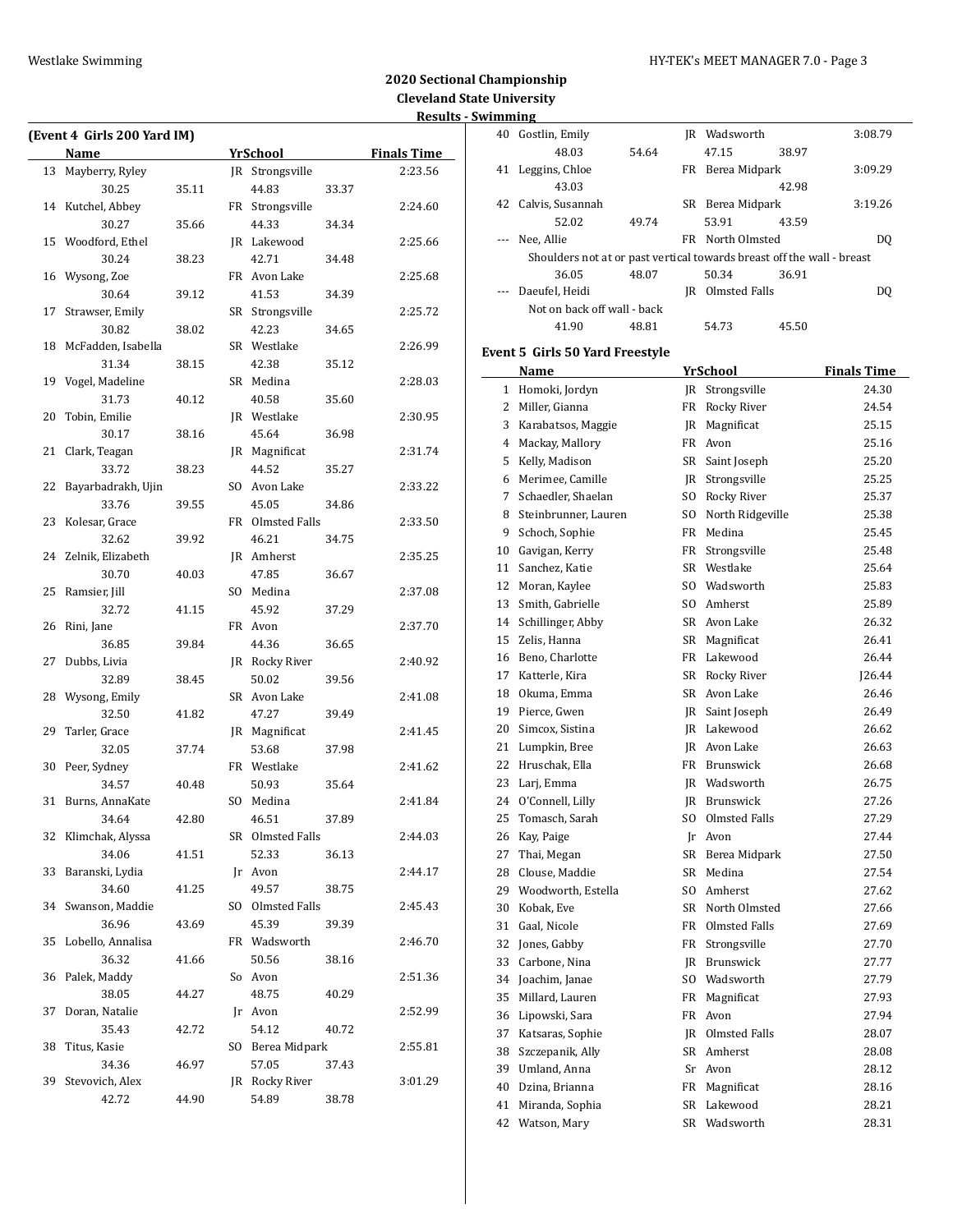## 2020 Sectional Championship
## Cleveland State University
### Results - Swimming

**(Event 4 Girls 200 Yard IM)**

| | Name | Yr | School | Finals Time |
|---|---|---|---|---|
| 13 | Mayberry, Ryley | JR | Strongsville | 2:23.56 |
| | 30.25 35.11 44.83 33.37 | | | |
| 14 | Kutchel, Abbey | FR | Strongsville | 2:24.60 |
| | 30.27 35.66 44.33 34.34 | | | |
| 15 | Woodford, Ethel | JR | Lakewood | 2:25.66 |
| | 30.24 38.23 42.71 34.48 | | | |
| 16 | Wysong, Zoe | FR | Avon Lake | 2:25.68 |
| | 30.64 39.12 41.53 34.39 | | | |
| 17 | Strawser, Emily | SR | Strongsville | 2:25.72 |
| | 30.82 38.02 42.23 34.65 | | | |
| 18 | McFadden, Isabella | SR | Westlake | 2:26.99 |
| | 31.34 38.15 42.38 35.12 | | | |
| 19 | Vogel, Madeline | SR | Medina | 2:28.03 |
| | 31.73 40.12 40.58 35.60 | | | |
| 20 | Tobin, Emilie | JR | Westlake | 2:30.95 |
| | 30.17 38.16 45.64 36.98 | | | |
| 21 | Clark, Teagan | JR | Magnificat | 2:31.74 |
| | 33.72 38.23 44.52 35.27 | | | |
| 22 | Bayarbadrakh, Ujin | SO | Avon Lake | 2:33.22 |
| | 33.76 39.55 45.05 34.86 | | | |
| 23 | Kolesar, Grace | FR | Olmsted Falls | 2:33.50 |
| | 32.62 39.92 46.21 34.75 | | | |
| 24 | Zelnik, Elizabeth | JR | Amherst | 2:35.25 |
| | 30.70 40.03 47.85 36.67 | | | |
| 25 | Ramsier, Jill | SO | Medina | 2:37.08 |
| | 32.72 41.15 45.92 37.29 | | | |
| 26 | Rini, Jane | FR | Avon | 2:37.70 |
| | 36.85 39.84 44.36 36.65 | | | |
| 27 | Dubbs, Livia | JR | Rocky River | 2:40.92 |
| | 32.89 38.45 50.02 39.56 | | | |
| 28 | Wysong, Emily | SR | Avon Lake | 2:41.08 |
| | 32.50 41.82 47.27 39.49 | | | |
| 29 | Tarler, Grace | JR | Magnificat | 2:41.45 |
| | 32.05 37.74 53.68 37.98 | | | |
| 30 | Peer, Sydney | FR | Westlake | 2:41.62 |
| | 34.57 40.48 50.93 35.64 | | | |
| 31 | Burns, AnnaKate | SO | Medina | 2:41.84 |
| | 34.64 42.80 46.51 37.89 | | | |
| 32 | Klimchak, Alyssa | SR | Olmsted Falls | 2:44.03 |
| | 34.06 41.51 52.33 36.13 | | | |
| 33 | Baranski, Lydia | Jr | Avon | 2:44.17 |
| | 34.60 41.25 49.57 38.75 | | | |
| 34 | Swanson, Maddie | SO | Olmsted Falls | 2:45.43 |
| | 36.96 43.69 45.39 39.39 | | | |
| 35 | Lobello, Annalisa | FR | Wadsworth | 2:46.70 |
| | 36.32 41.66 50.56 38.16 | | | |
| 36 | Palek, Maddy | So | Avon | 2:51.36 |
| | 38.05 44.27 48.75 40.29 | | | |
| 37 | Doran, Natalie | Jr | Avon | 2:52.99 |
| | 35.43 42.72 54.12 40.72 | | | |
| 38 | Titus, Kasie | SO | Berea Midpark | 2:55.81 |
| | 34.36 46.97 57.05 37.43 | | | |
| 39 | Stevovich, Alex | JR | Rocky River | 3:01.29 |
| | 42.72 44.90 54.89 38.78 | | | |
| 40 | Gostlin, Emily | JR | Wadsworth | 3:08.79 |
| | 48.03 54.64 47.15 38.97 | | | |
| 41 | Leggins, Chloe | FR | Berea Midpark | 3:09.29 |
| | 43.03 42.98 | | | |
| 42 | Calvis, Susannah | SR | Berea Midpark | 3:19.26 |
| | 52.02 49.74 53.91 43.59 | | | |
| --- | Nee, Allie | FR | North Olmsted | DQ |
| | Shoulders not at or past vertical towards breast off the wall - breast | | | |
| | 36.05 48.07 50.34 36.91 | | | |
| --- | Daeufel, Heidi | JR | Olmsted Falls | DQ |
| | Not on back off wall - back | | | |
| | 41.90 48.81 54.73 45.50 | | | |

**Event 5 Girls 50 Yard Freestyle**

| | Name | Yr | School | Finals Time |
|---|---|---|---|---|
| 1 | Homoki, Jordyn | JR | Strongsville | 24.30 |
| 2 | Miller, Gianna | FR | Rocky River | 24.54 |
| 3 | Karabatsos, Maggie | JR | Magnificat | 25.15 |
| 4 | Mackay, Mallory | FR | Avon | 25.16 |
| 5 | Kelly, Madison | SR | Saint Joseph | 25.20 |
| 6 | Merimee, Camille | JR | Strongsville | 25.25 |
| 7 | Schaedler, Shaelan | SO | Rocky River | 25.37 |
| 8 | Steinbrunner, Lauren | SO | North Ridgeville | 25.38 |
| 9 | Schoch, Sophie | FR | Medina | 25.45 |
| 10 | Gavigan, Kerry | FR | Strongsville | 25.48 |
| 11 | Sanchez, Katie | SR | Westlake | 25.64 |
| 12 | Moran, Kaylee | SO | Wadsworth | 25.83 |
| 13 | Smith, Gabrielle | SO | Amherst | 25.89 |
| 14 | Schillinger, Abby | SR | Avon Lake | 26.32 |
| 15 | Zelis, Hanna | SR | Magnificat | 26.41 |
| 16 | Beno, Charlotte | FR | Lakewood | 26.44 |
| 17 | Katterle, Kira | SR | Rocky River | J26.44 |
| 18 | Okuma, Emma | SR | Avon Lake | 26.46 |
| 19 | Pierce, Gwen | JR | Saint Joseph | 26.49 |
| 20 | Simcox, Sistina | JR | Lakewood | 26.62 |
| 21 | Lumpkin, Bree | JR | Avon Lake | 26.63 |
| 22 | Hruschak, Ella | FR | Brunswick | 26.68 |
| 23 | Larj, Emma | JR | Wadsworth | 26.75 |
| 24 | O'Connell, Lilly | JR | Brunswick | 27.26 |
| 25 | Tomasch, Sarah | SO | Olmsted Falls | 27.29 |
| 26 | Kay, Paige | Jr | Avon | 27.44 |
| 27 | Thai, Megan | SR | Berea Midpark | 27.50 |
| 28 | Clouse, Maddie | SR | Medina | 27.54 |
| 29 | Woodworth, Estella | SO | Amherst | 27.62 |
| 30 | Kobak, Eve | SR | North Olmsted | 27.66 |
| 31 | Gaal, Nicole | FR | Olmsted Falls | 27.69 |
| 32 | Jones, Gabby | FR | Strongsville | 27.70 |
| 33 | Carbone, Nina | JR | Brunswick | 27.77 |
| 34 | Joachim, Janae | SO | Wadsworth | 27.79 |
| 35 | Millard, Lauren | FR | Magnificat | 27.93 |
| 36 | Lipowski, Sara | FR | Avon | 27.94 |
| 37 | Katsaras, Sophie | JR | Olmsted Falls | 28.07 |
| 38 | Szczepanik, Ally | SR | Amherst | 28.08 |
| 39 | Umland, Anna | Sr | Avon | 28.12 |
| 40 | Dzina, Brianna | FR | Magnificat | 28.16 |
| 41 | Miranda, Sophia | SR | Lakewood | 28.21 |
| 42 | Watson, Mary | SR | Wadsworth | 28.31 |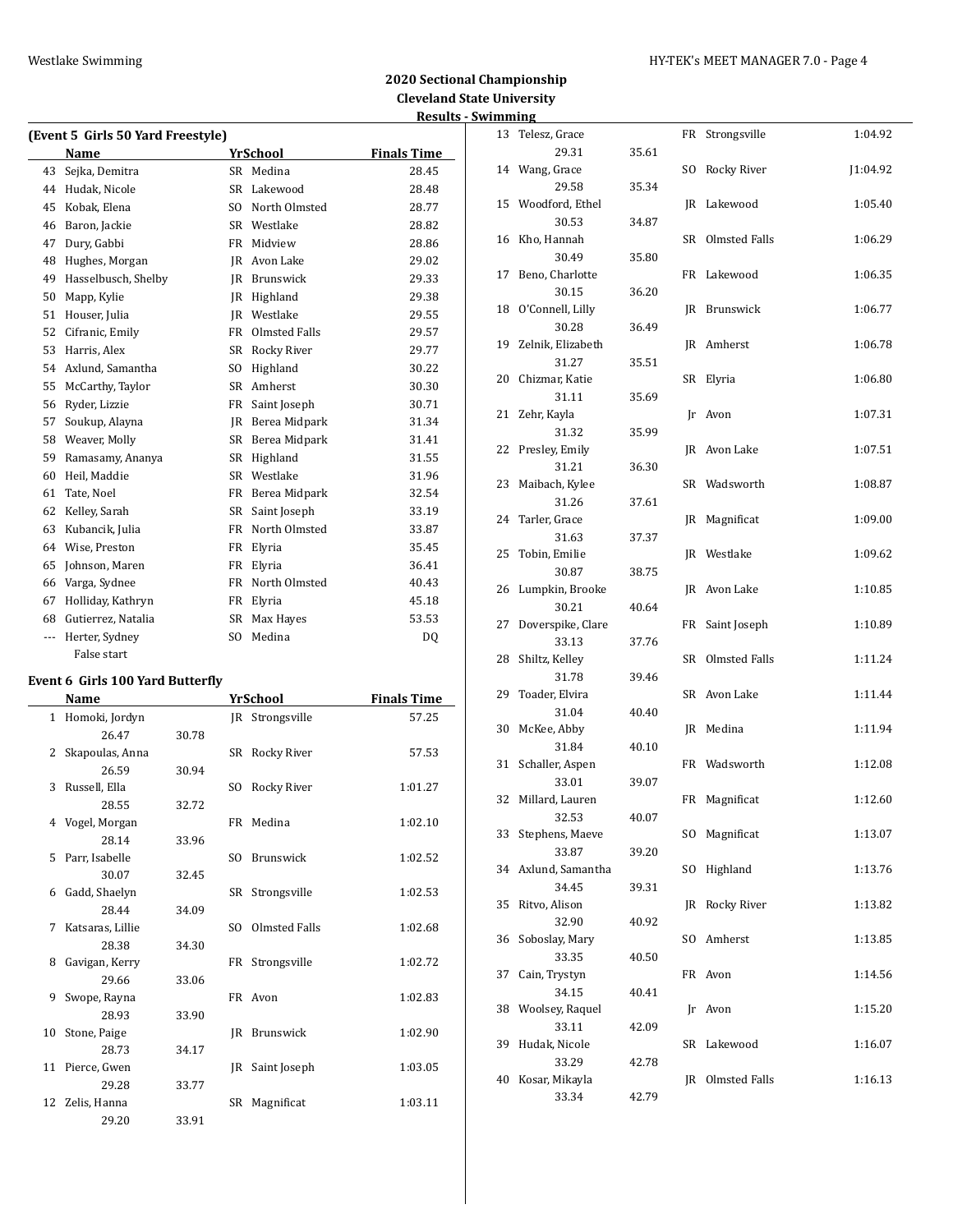## 2020 Sectional Championship
## Cleveland State University
## Results - Swimming

### (Event 5 Girls 50 Yard Freestyle)

| | Name | Yr | School | Finals Time |
|---|---|---|---|---|
| 43 | Sejka, Demitra | SR | Medina | 28.45 |
| 44 | Hudak, Nicole | SR | Lakewood | 28.48 |
| 45 | Kobak, Elena | SO | North Olmsted | 28.77 |
| 46 | Baron, Jackie | SR | Westlake | 28.82 |
| 47 | Dury, Gabbi | FR | Midview | 28.86 |
| 48 | Hughes, Morgan | JR | Avon Lake | 29.02 |
| 49 | Hasselbusch, Shelby | JR | Brunswick | 29.33 |
| 50 | Mapp, Kylie | JR | Highland | 29.38 |
| 51 | Houser, Julia | JR | Westlake | 29.55 |
| 52 | Cifranic, Emily | FR | Olmsted Falls | 29.57 |
| 53 | Harris, Alex | SR | Rocky River | 29.77 |
| 54 | Axlund, Samantha | SO | Highland | 30.22 |
| 55 | McCarthy, Taylor | SR | Amherst | 30.30 |
| 56 | Ryder, Lizzie | FR | Saint Joseph | 30.71 |
| 57 | Soukup, Alayna | JR | Berea Midpark | 31.34 |
| 58 | Weaver, Molly | SR | Berea Midpark | 31.41 |
| 59 | Ramasamy, Ananya | SR | Highland | 31.55 |
| 60 | Heil, Maddie | SR | Westlake | 31.96 |
| 61 | Tate, Noel | FR | Berea Midpark | 32.54 |
| 62 | Kelley, Sarah | SR | Saint Joseph | 33.19 |
| 63 | Kubancik, Julia | FR | North Olmsted | 33.87 |
| 64 | Wise, Preston | FR | Elyria | 35.45 |
| 65 | Johnson, Maren | FR | Elyria | 36.41 |
| 66 | Varga, Sydnee | FR | North Olmsted | 40.43 |
| 67 | Holliday, Kathryn | FR | Elyria | 45.18 |
| 68 | Gutierrez, Natalia | SR | Max Hayes | 53.53 |
| --- | Herter, Sydney | SO | Medina | DQ |
| | False start | | | |

### Event 6 Girls 100 Yard Butterfly

| | Name | Split 1 | Split 2 | Yr | School | Finals Time |
|---|---|---|---|---|---|---|
| 1 | Homoki, Jordyn | 26.47 | 30.78 | JR | Strongsville | 57.25 |
| 2 | Skapoulas, Anna | 26.59 | 30.94 | SR | Rocky River | 57.53 |
| 3 | Russell, Ella | 28.55 | 32.72 | SO | Rocky River | 1:01.27 |
| 4 | Vogel, Morgan | 28.14 | 33.96 | FR | Medina | 1:02.10 |
| 5 | Parr, Isabelle | 30.07 | 32.45 | SO | Brunswick | 1:02.52 |
| 6 | Gadd, Shaelyn | 28.44 | 34.09 | SR | Strongsville | 1:02.53 |
| 7 | Katsaras, Lillie | 28.38 | 34.30 | SO | Olmsted Falls | 1:02.68 |
| 8 | Gavigan, Kerry | 29.66 | 33.06 | FR | Strongsville | 1:02.72 |
| 9 | Swope, Rayna | 28.93 | 33.90 | FR | Avon | 1:02.83 |
| 10 | Stone, Paige | 28.73 | 34.17 | JR | Brunswick | 1:02.90 |
| 11 | Pierce, Gwen | 29.28 | 33.77 | JR | Saint Joseph | 1:03.05 |
| 12 | Zelis, Hanna | 29.20 | 33.91 | SR | Magnificat | 1:03.11 |
| 13 | Telesz, Grace | 29.31 | 35.61 | FR | Strongsville | 1:04.92 |
| 14 | Wang, Grace | 29.58 | 35.34 | SO | Rocky River | J1:04.92 |
| 15 | Woodford, Ethel | 30.53 | 34.87 | JR | Lakewood | 1:05.40 |
| 16 | Kho, Hannah | 30.49 | 35.80 | SR | Olmsted Falls | 1:06.29 |
| 17 | Beno, Charlotte | 30.15 | 36.20 | FR | Lakewood | 1:06.35 |
| 18 | O'Connell, Lilly | 30.28 | 36.49 | JR | Brunswick | 1:06.77 |
| 19 | Zelnik, Elizabeth | 31.27 | 35.51 | JR | Amherst | 1:06.78 |
| 20 | Chizmar, Katie | 31.11 | 35.69 | SR | Elyria | 1:06.80 |
| 21 | Zehr, Kayla | 31.32 | 35.99 | Jr | Avon | 1:07.31 |
| 22 | Presley, Emily | 31.21 | 36.30 | JR | Avon Lake | 1:07.51 |
| 23 | Maibach, Kylee | 31.26 | 37.61 | SR | Wadsworth | 1:08.87 |
| 24 | Tarler, Grace | 31.63 | 37.37 | JR | Magnificat | 1:09.00 |
| 25 | Tobin, Emilie | 30.87 | 38.75 | JR | Westlake | 1:09.62 |
| 26 | Lumpkin, Brooke | 30.21 | 40.64 | JR | Avon Lake | 1:10.85 |
| 27 | Doverspike, Clare | 33.13 | 37.76 | FR | Saint Joseph | 1:10.89 |
| 28 | Shiltz, Kelley | 31.78 | 39.46 | SR | Olmsted Falls | 1:11.24 |
| 29 | Toader, Elvira | 31.04 | 40.40 | SR | Avon Lake | 1:11.44 |
| 30 | McKee, Abby | 31.84 | 40.10 | JR | Medina | 1:11.94 |
| 31 | Schaller, Aspen | 33.01 | 39.07 | FR | Wadsworth | 1:12.08 |
| 32 | Millard, Lauren | 32.53 | 40.07 | FR | Magnificat | 1:12.60 |
| 33 | Stephens, Maeve | 33.87 | 39.20 | SO | Magnificat | 1:13.07 |
| 34 | Axlund, Samantha | 34.45 | 39.31 | SO | Highland | 1:13.76 |
| 35 | Ritvo, Alison | 32.90 | 40.92 | JR | Rocky River | 1:13.82 |
| 36 | Soboslay, Mary | 33.35 | 40.50 | SO | Amherst | 1:13.85 |
| 37 | Cain, Trystyn | 34.15 | 40.41 | FR | Avon | 1:14.56 |
| 38 | Woolsey, Raquel | 33.11 | 42.09 | Jr | Avon | 1:15.20 |
| 39 | Hudak, Nicole | 33.29 | 42.78 | SR | Lakewood | 1:16.07 |
| 40 | Kosar, Mikayla | 33.34 | 42.79 | JR | Olmsted Falls | 1:16.13 |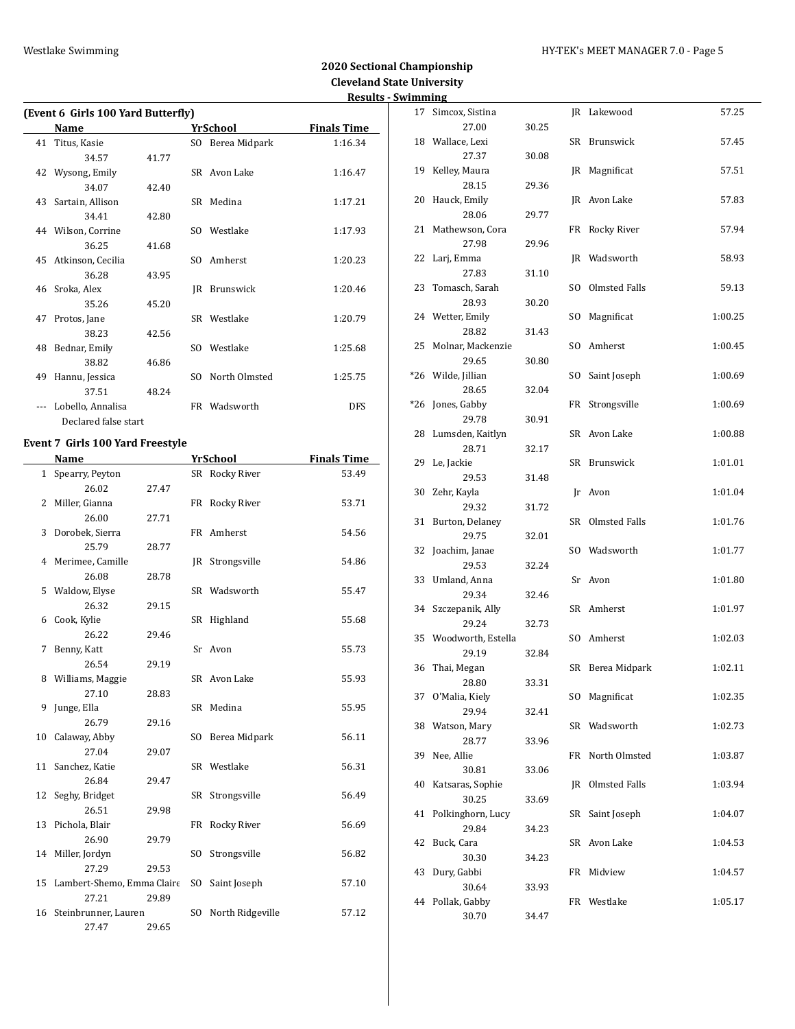## 2020 Sectional Championship
### Cleveland State University
### Results - Swimming

**(Event 6 Girls 100 Yard Butterfly)**

| | Name | Yr | School | Finals Time |
|---|---|---|---|---|
| 41 | Titus, Kasie | SO | Berea Midpark | 1:16.34 |
| | 34.57 41.77 | | | |
| 42 | Wysong, Emily | SR | Avon Lake | 1:16.47 |
| | 34.07 42.40 | | | |
| 43 | Sartain, Allison | SR | Medina | 1:17.21 |
| | 34.41 42.80 | | | |
| 44 | Wilson, Corrine | SO | Westlake | 1:17.93 |
| | 36.25 41.68 | | | |
| 45 | Atkinson, Cecilia | SO | Amherst | 1:20.23 |
| | 36.28 43.95 | | | |
| 46 | Sroka, Alex | JR | Brunswick | 1:20.46 |
| | 35.26 45.20 | | | |
| 47 | Protos, Jane | SR | Westlake | 1:20.79 |
| | 38.23 42.56 | | | |
| 48 | Bednar, Emily | SO | Westlake | 1:25.68 |
| | 38.82 46.86 | | | |
| 49 | Hannu, Jessica | SO | North Olmsted | 1:25.75 |
| | 37.51 48.24 | | | |
| --- | Lobello, Annalisa | FR | Wadsworth | DFS |
| | Declared false start | | | |

**Event 7 Girls 100 Yard Freestyle**

| | Name | Yr | School | Finals Time |
|---|---|---|---|---|
| 1 | Spearry, Peyton | SR | Rocky River | 53.49 |
| | 26.02 27.47 | | | |
| 2 | Miller, Gianna | FR | Rocky River | 53.71 |
| | 26.00 27.71 | | | |
| 3 | Dorobek, Sierra | FR | Amherst | 54.56 |
| | 25.79 28.77 | | | |
| 4 | Merimee, Camille | JR | Strongsville | 54.86 |
| | 26.08 28.78 | | | |
| 5 | Waldow, Elyse | SR | Wadsworth | 55.47 |
| | 26.32 29.15 | | | |
| 6 | Cook, Kylie | SR | Highland | 55.68 |
| | 26.22 29.46 | | | |
| 7 | Benny, Katt | Sr | Avon | 55.73 |
| | 26.54 29.19 | | | |
| 8 | Williams, Maggie | SR | Avon Lake | 55.93 |
| | 27.10 28.83 | | | |
| 9 | Junge, Ella | SR | Medina | 55.95 |
| | 26.79 29.16 | | | |
| 10 | Calaway, Abby | SO | Berea Midpark | 56.11 |
| | 27.04 29.07 | | | |
| 11 | Sanchez, Katie | SR | Westlake | 56.31 |
| | 26.84 29.47 | | | |
| 12 | Seghy, Bridget | SR | Strongsville | 56.49 |
| | 26.51 29.98 | | | |
| 13 | Pichola, Blair | FR | Rocky River | 56.69 |
| | 26.90 29.79 | | | |
| 14 | Miller, Jordyn | SO | Strongsville | 56.82 |
| | 27.29 29.53 | | | |
| 15 | Lambert-Shemo, Emma Claire | SO | Saint Joseph | 57.10 |
| | 27.21 29.89 | | | |
| 16 | Steinbrunner, Lauren | SO | North Ridgeville | 57.12 |
| | 27.47 29.65 | | | |
| 17 | Simcox, Sistina | JR | Lakewood | 57.25 |
| | 27.00 30.25 | | | |
| 18 | Wallace, Lexi | SR | Brunswick | 57.45 |
| | 27.37 30.08 | | | |
| 19 | Kelley, Maura | JR | Magnificat | 57.51 |
| | 28.15 29.36 | | | |
| 20 | Hauck, Emily | JR | Avon Lake | 57.83 |
| | 28.06 29.77 | | | |
| 21 | Mathewson, Cora | FR | Rocky River | 57.94 |
| | 27.98 29.96 | | | |
| 22 | Larj, Emma | JR | Wadsworth | 58.93 |
| | 27.83 31.10 | | | |
| 23 | Tomasch, Sarah | SO | Olmsted Falls | 59.13 |
| | 28.93 30.20 | | | |
| 24 | Wetter, Emily | SO | Magnificat | 1:00.25 |
| | 28.82 31.43 | | | |
| 25 | Molnar, Mackenzie | SO | Amherst | 1:00.45 |
| | 29.65 30.80 | | | |
| *26 | Wilde, Jillian | SO | Saint Joseph | 1:00.69 |
| | 28.65 32.04 | | | |
| *26 | Jones, Gabby | FR | Strongsville | 1:00.69 |
| | 29.78 30.91 | | | |
| 28 | Lumsden, Kaitlyn | SR | Avon Lake | 1:00.88 |
| | 28.71 32.17 | | | |
| 29 | Le, Jackie | SR | Brunswick | 1:01.01 |
| | 29.53 31.48 | | | |
| 30 | Zehr, Kayla | Jr | Avon | 1:01.04 |
| | 29.32 31.72 | | | |
| 31 | Burton, Delaney | SR | Olmsted Falls | 1:01.76 |
| | 29.75 32.01 | | | |
| 32 | Joachim, Janae | SO | Wadsworth | 1:01.77 |
| | 29.53 32.24 | | | |
| 33 | Umland, Anna | Sr | Avon | 1:01.80 |
| | 29.34 32.46 | | | |
| 34 | Szczepanik, Ally | SR | Amherst | 1:01.97 |
| | 29.24 32.73 | | | |
| 35 | Woodworth, Estella | SO | Amherst | 1:02.03 |
| | 29.19 32.84 | | | |
| 36 | Thai, Megan | SR | Berea Midpark | 1:02.11 |
| | 28.80 33.31 | | | |
| 37 | O'Malia, Kiely | SO | Magnificat | 1:02.35 |
| | 29.94 32.41 | | | |
| 38 | Watson, Mary | SR | Wadsworth | 1:02.73 |
| | 28.77 33.96 | | | |
| 39 | Nee, Allie | FR | North Olmsted | 1:03.87 |
| | 30.81 33.06 | | | |
| 40 | Katsaras, Sophie | JR | Olmsted Falls | 1:03.94 |
| | 30.25 33.69 | | | |
| 41 | Polkinghorn, Lucy | SR | Saint Joseph | 1:04.07 |
| | 29.84 34.23 | | | |
| 42 | Buck, Cara | SR | Avon Lake | 1:04.53 |
| | 30.30 34.23 | | | |
| 43 | Dury, Gabbi | FR | Midview | 1:04.57 |
| | 30.64 33.93 | | | |
| 44 | Pollak, Gabby | FR | Westlake | 1:05.17 |
| | 30.70 34.47 | | | |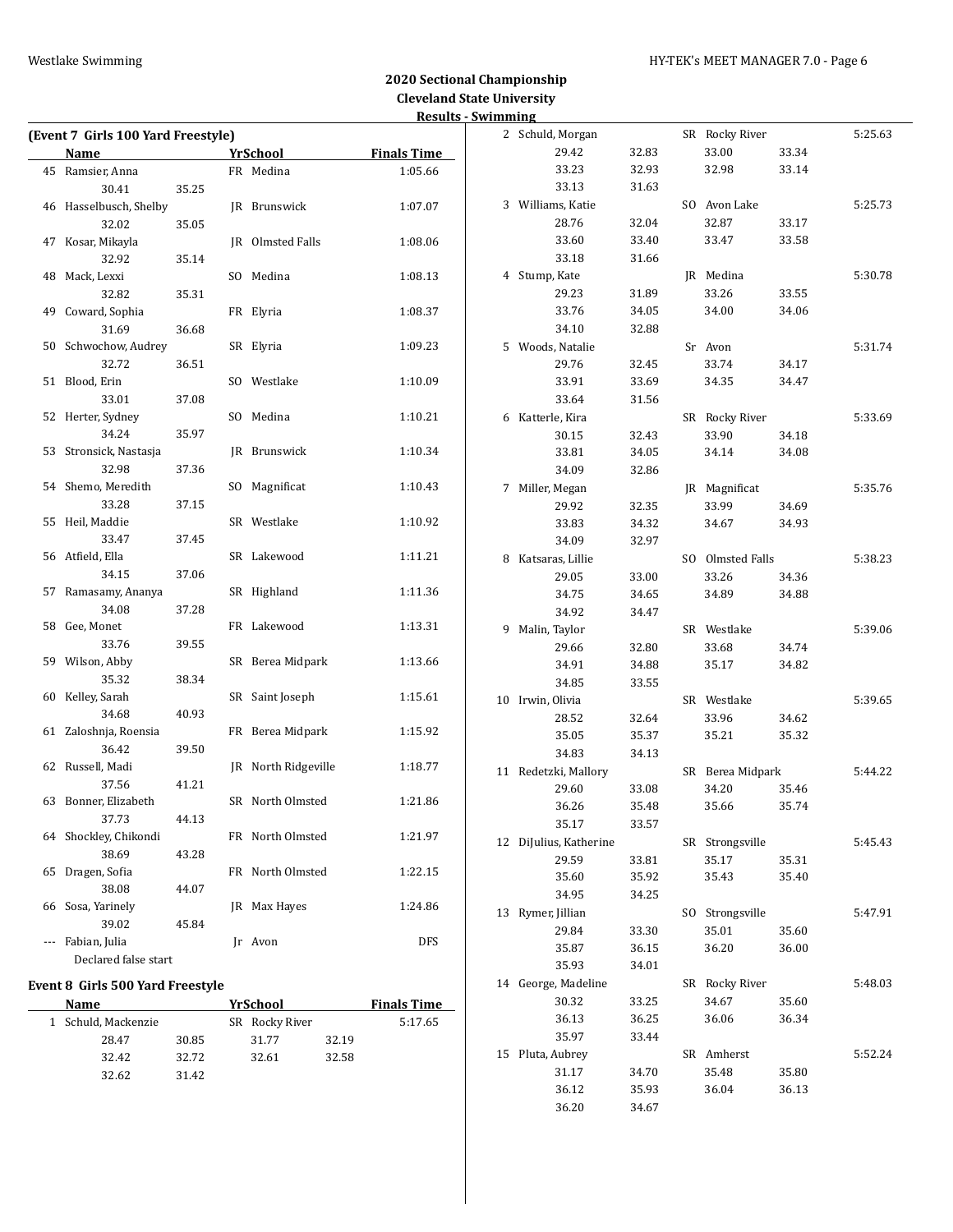## 2020 Sectional Championship
## Cleveland State University
## Results - Swimming

### (Event 7 Girls 100 Yard Freestyle)

| | Name | | YrSchool | Finals Time |
|---|---|---|---|---|
| 45 | Ramsier, Anna | | FR Medina | 1:05.66 |
| | 30.41 | 35.25 | | |
| 46 | Hasselbusch, Shelby | | JR Brunswick | 1:07.07 |
| | 32.02 | 35.05 | | |
| 47 | Kosar, Mikayla | | JR Olmsted Falls | 1:08.06 |
| | 32.92 | 35.14 | | |
| 48 | Mack, Lexxi | | SO Medina | 1:08.13 |
| | 32.82 | 35.31 | | |
| 49 | Coward, Sophia | | FR Elyria | 1:08.37 |
| | 31.69 | 36.68 | | |
| 50 | Schwochow, Audrey | | SR Elyria | 1:09.23 |
| | 32.72 | 36.51 | | |
| 51 | Blood, Erin | | SO Westlake | 1:10.09 |
| | 33.01 | 37.08 | | |
| 52 | Herter, Sydney | | SO Medina | 1:10.21 |
| | 34.24 | 35.97 | | |
| 53 | Stronsick, Nastasja | | JR Brunswick | 1:10.34 |
| | 32.98 | 37.36 | | |
| 54 | Shemo, Meredith | | SO Magnificat | 1:10.43 |
| | 33.28 | 37.15 | | |
| 55 | Heil, Maddie | | SR Westlake | 1:10.92 |
| | 33.47 | 37.45 | | |
| 56 | Atfield, Ella | | SR Lakewood | 1:11.21 |
| | 34.15 | 37.06 | | |
| 57 | Ramasamy, Ananya | | SR Highland | 1:11.36 |
| | 34.08 | 37.28 | | |
| 58 | Gee, Monet | | FR Lakewood | 1:13.31 |
| | 33.76 | 39.55 | | |
| 59 | Wilson, Abby | | SR Berea Midpark | 1:13.66 |
| | 35.32 | 38.34 | | |
| 60 | Kelley, Sarah | | SR Saint Joseph | 1:15.61 |
| | 34.68 | 40.93 | | |
| 61 | Zaloshnja, Roensia | | FR Berea Midpark | 1:15.92 |
| | 36.42 | 39.50 | | |
| 62 | Russell, Madi | | JR North Ridgeville | 1:18.77 |
| | 37.56 | 41.21 | | |
| 63 | Bonner, Elizabeth | | SR North Olmsted | 1:21.86 |
| | 37.73 | 44.13 | | |
| 64 | Shockley, Chikondi | | FR North Olmsted | 1:21.97 |
| | 38.69 | 43.28 | | |
| 65 | Dragen, Sofia | | FR North Olmsted | 1:22.15 |
| | 38.08 | 44.07 | | |
| 66 | Sosa, Yarinely | | JR Max Hayes | 1:24.86 |
| | 39.02 | 45.84 | | |
| --- | Fabian, Julia | | Jr Avon | DFS |
| | Declared false start | | | |

### Event 8 Girls 500 Yard Freestyle

| | Name | | YrSchool | | Finals Time |
|---|---|---|---|---|---|
| 1 | Schuld, Mackenzie | | SR Rocky River | | 5:17.65 |
| | 28.47 | 30.85 | 31.77 | 32.19 | |
| | 32.42 | 32.72 | 32.61 | 32.58 | |
| | 32.62 | 31.42 | | | |
| 2 | Schuld, Morgan | | SR Rocky River | | 5:25.63 |
| | 29.42 | 32.83 | 33.00 | 33.34 | |
| | 33.23 | 32.93 | 32.98 | 33.14 | |
| | 33.13 | 31.63 | | | |
| 3 | Williams, Katie | | SO Avon Lake | | 5:25.73 |
| | 28.76 | 32.04 | 32.87 | 33.17 | |
| | 33.60 | 33.40 | 33.47 | 33.58 | |
| | 33.18 | 31.66 | | | |
| 4 | Stump, Kate | | JR Medina | | 5:30.78 |
| | 29.23 | 31.89 | 33.26 | 33.55 | |
| | 33.76 | 34.05 | 34.00 | 34.06 | |
| | 34.10 | 32.88 | | | |
| 5 | Woods, Natalie | | Sr Avon | | 5:31.74 |
| | 29.76 | 32.45 | 33.74 | 34.17 | |
| | 33.91 | 33.69 | 34.35 | 34.47 | |
| | 33.64 | 31.56 | | | |
| 6 | Katterle, Kira | | SR Rocky River | | 5:33.69 |
| | 30.15 | 32.43 | 33.90 | 34.18 | |
| | 33.81 | 34.05 | 34.14 | 34.08 | |
| | 34.09 | 32.86 | | | |
| 7 | Miller, Megan | | JR Magnificat | | 5:35.76 |
| | 29.92 | 32.35 | 33.99 | 34.69 | |
| | 33.83 | 34.32 | 34.67 | 34.93 | |
| | 34.09 | 32.97 | | | |
| 8 | Katsaras, Lillie | | SO Olmsted Falls | | 5:38.23 |
| | 29.05 | 33.00 | 33.26 | 34.36 | |
| | 34.75 | 34.65 | 34.89 | 34.88 | |
| | 34.92 | 34.47 | | | |
| 9 | Malin, Taylor | | SR Westlake | | 5:39.06 |
| | 29.66 | 32.80 | 33.68 | 34.74 | |
| | 34.91 | 34.88 | 35.17 | 34.82 | |
| | 34.85 | 33.55 | | | |
| 10 | Irwin, Olivia | | SR Westlake | | 5:39.65 |
| | 28.52 | 32.64 | 33.96 | 34.62 | |
| | 35.05 | 35.37 | 35.21 | 35.32 | |
| | 34.83 | 34.13 | | | |
| 11 | Redetzki, Mallory | | SR Berea Midpark | | 5:44.22 |
| | 29.60 | 33.08 | 34.20 | 35.46 | |
| | 36.26 | 35.48 | 35.66 | 35.74 | |
| | 35.17 | 33.57 | | | |
| 12 | DiJulius, Katherine | | SR Strongsville | | 5:45.43 |
| | 29.59 | 33.81 | 35.17 | 35.31 | |
| | 35.60 | 35.92 | 35.43 | 35.40 | |
| | 34.95 | 34.25 | | | |
| 13 | Rymer, Jillian | | SO Strongsville | | 5:47.91 |
| | 29.84 | 33.30 | 35.01 | 35.60 | |
| | 35.87 | 36.15 | 36.20 | 36.00 | |
| | 35.93 | 34.01 | | | |
| 14 | George, Madeline | | SR Rocky River | | 5:48.03 |
| | 30.32 | 33.25 | 34.67 | 35.60 | |
| | 36.13 | 36.25 | 36.06 | 36.34 | |
| | 35.97 | 33.44 | | | |
| 15 | Pluta, Aubrey | | SR Amherst | | 5:52.24 |
| | 31.17 | 34.70 | 35.48 | 35.80 | |
| | 36.12 | 35.93 | 36.04 | 36.13 | |
| | 36.20 | 34.67 | | | |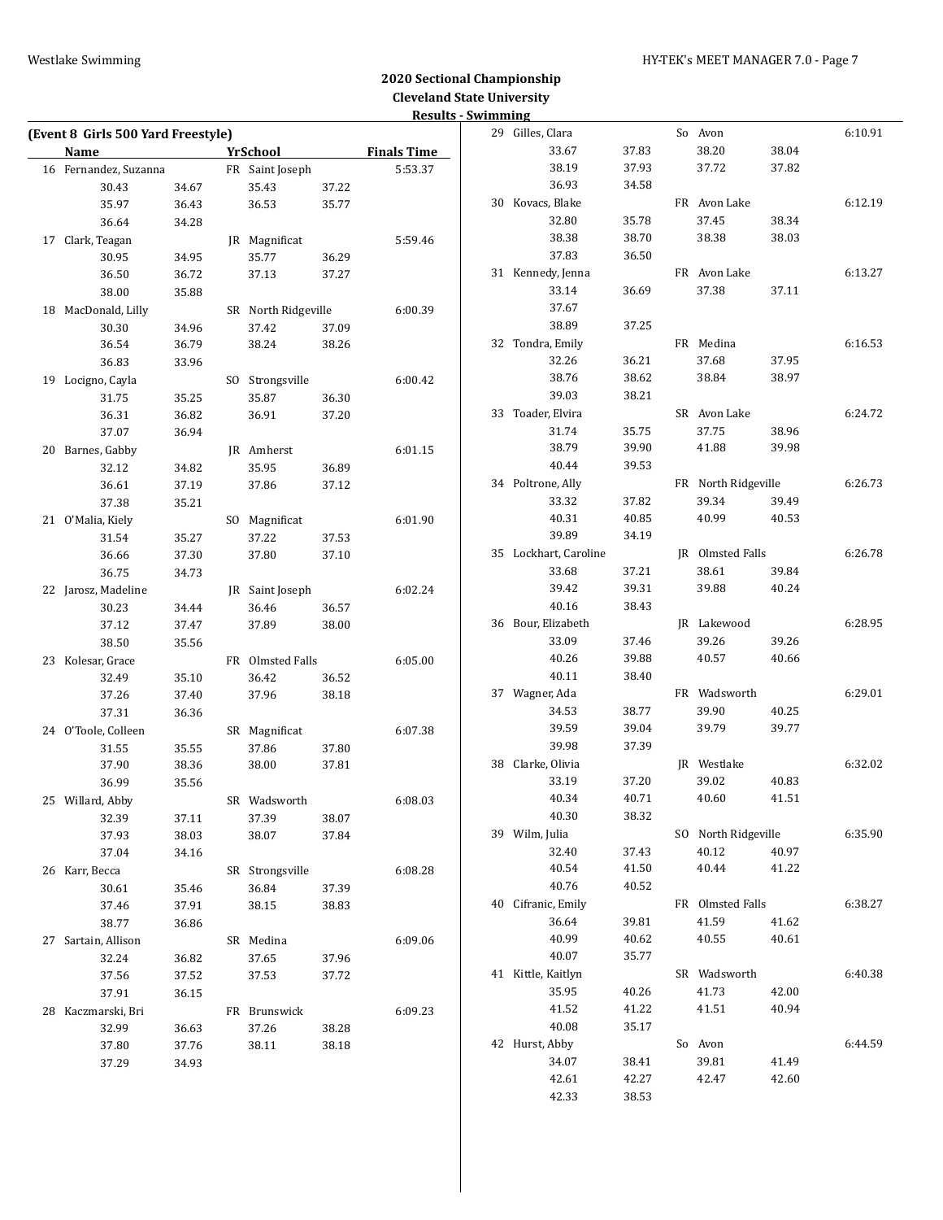## 2020 Sectional Championship
## Cleveland State University
## Results - Swimming

**(Event 8 Girls 500 Yard Freestyle)**

| | Name | YrSchool | | Finals Time |
|---|---|---|---|---|
| 16 | Fernandez, Suzanna | FR | Saint Joseph | 5:53.37 |
| | 30.43 / 34.67 / 35.43 / 37.22 / 35.97 / 36.43 / 36.53 / 35.77 / 36.64 / 34.28 | | | |
| 17 | Clark, Teagan | JR | Magnificat | 5:59.46 |
| | 30.95 / 34.95 / 35.77 / 36.29 / 36.50 / 36.72 / 37.13 / 37.27 / 38.00 / 35.88 | | | |
| 18 | MacDonald, Lilly | SR | North Ridgeville | 6:00.39 |
| | 30.30 / 34.96 / 37.42 / 37.09 / 36.54 / 36.79 / 38.24 / 38.26 / 36.83 / 33.96 | | | |
| 19 | Locigno, Cayla | SO | Strongsville | 6:00.42 |
| | 31.75 / 35.25 / 35.87 / 36.30 / 36.31 / 36.82 / 36.91 / 37.20 / 37.07 / 36.94 | | | |
| 20 | Barnes, Gabby | JR | Amherst | 6:01.15 |
| | 32.12 / 34.82 / 35.95 / 36.89 / 36.61 / 37.19 / 37.86 / 37.12 / 37.38 / 35.21 | | | |
| 21 | O'Malia, Kiely | SO | Magnificat | 6:01.90 |
| | 31.54 / 35.27 / 37.22 / 37.53 / 36.66 / 37.30 / 37.80 / 37.10 / 36.75 / 34.73 | | | |
| 22 | Jarosz, Madeline | JR | Saint Joseph | 6:02.24 |
| | 30.23 / 34.44 / 36.46 / 36.57 / 37.12 / 37.47 / 37.89 / 38.00 / 38.50 / 35.56 | | | |
| 23 | Kolesar, Grace | FR | Olmsted Falls | 6:05.00 |
| | 32.49 / 35.10 / 36.42 / 36.52 / 37.26 / 37.40 / 37.96 / 38.18 / 37.31 / 36.36 | | | |
| 24 | O'Toole, Colleen | SR | Magnificat | 6:07.38 |
| | 31.55 / 35.55 / 37.86 / 37.80 / 37.90 / 38.36 / 38.00 / 37.81 / 36.99 / 35.56 | | | |
| 25 | Willard, Abby | SR | Wadsworth | 6:08.03 |
| | 32.39 / 37.11 / 37.39 / 38.07 / 37.93 / 38.03 / 38.07 / 37.84 / 37.04 / 34.16 | | | |
| 26 | Karr, Becca | SR | Strongsville | 6:08.28 |
| | 30.61 / 35.46 / 36.84 / 37.39 / 37.46 / 37.91 / 38.15 / 38.83 / 38.77 / 36.86 | | | |
| 27 | Sartain, Allison | SR | Medina | 6:09.06 |
| | 32.24 / 36.82 / 37.65 / 37.96 / 37.56 / 37.52 / 37.53 / 37.72 / 37.91 / 36.15 | | | |
| 28 | Kaczmarski, Bri | FR | Brunswick | 6:09.23 |
| | 32.99 / 36.63 / 37.26 / 38.28 / 37.80 / 37.76 / 38.11 / 38.18 / 37.29 / 34.93 | | | |
| 29 | Gilles, Clara | So | Avon | 6:10.91 |
| | 33.67 / 37.83 / 38.20 / 38.04 / 38.19 / 37.93 / 37.72 / 37.82 / 36.93 / 34.58 | | | |
| 30 | Kovacs, Blake | FR | Avon Lake | 6:12.19 |
| | 32.80 / 35.78 / 37.45 / 38.34 / 38.38 / 38.70 / 38.38 / 38.03 / 37.83 / 36.50 | | | |
| 31 | Kennedy, Jenna | FR | Avon Lake | 6:13.27 |
| | 33.14 / 36.69 / 37.38 / 37.11 / 37.67 / 38.89 / 37.25 | | | |
| 32 | Tondra, Emily | FR | Medina | 6:16.53 |
| | 32.26 / 36.21 / 37.68 / 37.95 / 38.76 / 38.62 / 38.84 / 38.97 / 39.03 / 38.21 | | | |
| 33 | Toader, Elvira | SR | Avon Lake | 6:24.72 |
| | 31.74 / 35.75 / 37.75 / 38.96 / 38.79 / 39.90 / 41.88 / 39.98 / 40.44 / 39.53 | | | |
| 34 | Poltrone, Ally | FR | North Ridgeville | 6:26.73 |
| | 33.32 / 37.82 / 39.34 / 39.49 / 40.31 / 40.85 / 40.99 / 40.53 / 39.89 / 34.19 | | | |
| 35 | Lockhart, Caroline | JR | Olmsted Falls | 6:26.78 |
| | 33.68 / 37.21 / 38.61 / 39.84 / 39.42 / 39.31 / 39.88 / 40.24 / 40.16 / 38.43 | | | |
| 36 | Bour, Elizabeth | JR | Lakewood | 6:28.95 |
| | 33.09 / 37.46 / 39.26 / 39.26 / 40.26 / 39.88 / 40.57 / 40.66 / 40.11 / 38.40 | | | |
| 37 | Wagner, Ada | FR | Wadsworth | 6:29.01 |
| | 34.53 / 38.77 / 39.90 / 40.25 / 39.59 / 39.04 / 39.79 / 39.77 / 39.98 / 37.39 | | | |
| 38 | Clarke, Olivia | JR | Westlake | 6:32.02 |
| | 33.19 / 37.20 / 39.02 / 40.83 / 40.34 / 40.71 / 40.60 / 41.51 / 40.30 / 38.32 | | | |
| 39 | Wilm, Julia | SO | North Ridgeville | 6:35.90 |
| | 32.40 / 37.43 / 40.12 / 40.97 / 40.54 / 41.50 / 40.44 / 41.22 / 40.76 / 40.52 | | | |
| 40 | Cifranic, Emily | FR | Olmsted Falls | 6:38.27 |
| | 36.64 / 39.81 / 41.59 / 41.62 / 40.99 / 40.62 / 40.55 / 40.61 / 40.07 / 35.77 | | | |
| 41 | Kittle, Kaitlyn | SR | Wadsworth | 6:40.38 |
| | 35.95 / 40.26 / 41.73 / 42.00 / 41.52 / 41.22 / 41.51 / 40.94 / 40.08 / 35.17 | | | |
| 42 | Hurst, Abby | So | Avon | 6:44.59 |
| | 34.07 / 38.41 / 39.81 / 41.49 / 42.61 / 42.27 / 42.47 / 42.60 / 42.33 / 38.53 | | | |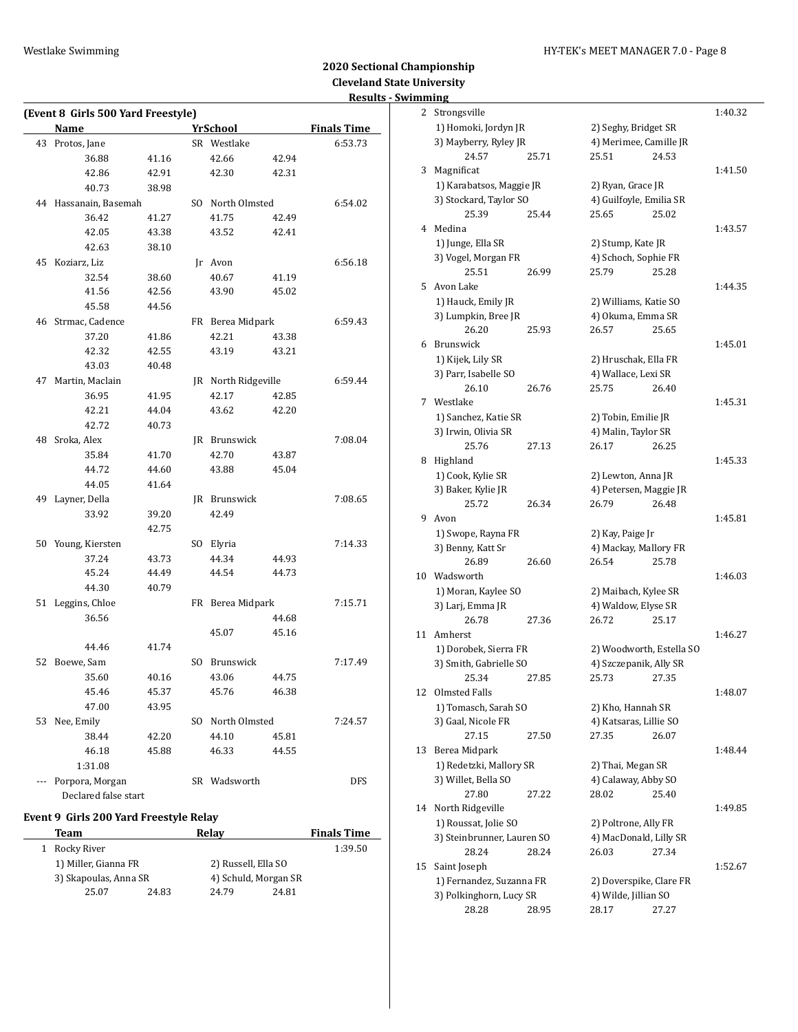# 2020 Sectional Championship

## Cleveland State University

### Results - Swimming

**(Event 8 Girls 500 Yard Freestyle)**

| | Name | Yr | School | Finals Time |
|---|---|---|---|---|
| 43 | Protos, Jane | SR | Westlake | 6:53.73 |
| | 36.88 41.16 42.66 42.94 | | | |
| | 42.86 42.91 42.30 42.31 | | | |
| | 40.73 38.98 | | | |
| 44 | Hassanain, Basemah | SO | North Olmsted | 6:54.02 |
| | 36.42 41.27 41.75 42.49 | | | |
| | 42.05 43.38 43.52 42.41 | | | |
| | 42.63 38.10 | | | |
| 45 | Koziarz, Liz | Jr | Avon | 6:56.18 |
| | 32.54 38.60 40.67 41.19 | | | |
| | 41.56 42.56 43.90 45.02 | | | |
| | 45.58 44.56 | | | |
| 46 | Strmac, Cadence | FR | Berea Midpark | 6:59.43 |
| | 37.20 41.86 42.21 43.38 | | | |
| | 42.32 42.55 43.19 43.21 | | | |
| | 43.03 40.48 | | | |
| 47 | Martin, Maclain | JR | North Ridgeville | 6:59.44 |
| | 36.95 41.95 42.17 42.85 | | | |
| | 42.21 44.04 43.62 42.20 | | | |
| | 42.72 40.73 | | | |
| 48 | Sroka, Alex | JR | Brunswick | 7:08.04 |
| | 35.84 41.70 42.70 43.87 | | | |
| | 44.72 44.60 43.88 45.04 | | | |
| | 44.05 41.64 | | | |
| 49 | Layner, Della | JR | Brunswick | 7:08.65 |
| | 33.92 39.20 42.49 | | | |
| | 42.75 | | | |
| 50 | Young, Kiersten | SO | Elyria | 7:14.33 |
| | 37.24 43.73 44.34 44.93 | | | |
| | 45.24 44.49 44.54 44.73 | | | |
| | 44.30 40.79 | | | |
| 51 | Leggins, Chloe | FR | Berea Midpark | 7:15.71 |
| | 36.56 44.68 | | | |
| | 45.07 45.16 | | | |
| | 44.46 41.74 | | | |
| 52 | Boewe, Sam | SO | Brunswick | 7:17.49 |
| | 35.60 40.16 43.06 44.75 | | | |
| | 45.46 45.37 45.76 46.38 | | | |
| | 47.00 43.95 | | | |
| 53 | Nee, Emily | SO | North Olmsted | 7:24.57 |
| | 38.44 42.20 44.10 45.81 | | | |
| | 46.18 45.88 46.33 44.55 | | | |
| | 1:31.08 | | | |
| --- | Porpora, Morgan | SR | Wadsworth | DFS |
| | Declared false start | | | |

**Event 9 Girls 200 Yard Freestyle Relay**

| | Team | Relay | Finals Time |
|---|---|---|---|
| 1 | Rocky River | | 1:39.50 |
| | 1) Miller, Gianna FR | 2) Russell, Ella SO | |
| | 3) Skapoulas, Anna SR | 4) Schuld, Morgan SR | |
| | 25.07 24.83 | 24.79 24.81 | |
| 2 | Strongsville | | 1:40.32 |
| | 1) Homoki, Jordyn JR | 2) Seghy, Bridget SR | |
| | 3) Mayberry, Ryley JR | 4) Merimee, Camille JR | |
| | 24.57 25.71 | 25.51 24.53 | |
| 3 | Magnificat | | 1:41.50 |
| | 1) Karabatsos, Maggie JR | 2) Ryan, Grace JR | |
| | 3) Stockard, Taylor SO | 4) Guilfoyle, Emilia SR | |
| | 25.39 25.44 | 25.65 25.02 | |
| 4 | Medina | | 1:43.57 |
| | 1) Junge, Ella SR | 2) Stump, Kate JR | |
| | 3) Vogel, Morgan FR | 4) Schoch, Sophie FR | |
| | 25.51 26.99 | 25.79 25.28 | |
| 5 | Avon Lake | | 1:44.35 |
| | 1) Hauck, Emily JR | 2) Williams, Katie SO | |
| | 3) Lumpkin, Bree JR | 4) Okuma, Emma SR | |
| | 26.20 25.93 | 26.57 25.65 | |
| 6 | Brunswick | | 1:45.01 |
| | 1) Kijek, Lily SR | 2) Hruschak, Ella FR | |
| | 3) Parr, Isabelle SO | 4) Wallace, Lexi SR | |
| | 26.10 26.76 | 25.75 26.40 | |
| 7 | Westlake | | 1:45.31 |
| | 1) Sanchez, Katie SR | 2) Tobin, Emilie JR | |
| | 3) Irwin, Olivia SR | 4) Malin, Taylor SR | |
| | 25.76 27.13 | 26.17 26.25 | |
| 8 | Highland | | 1:45.33 |
| | 1) Cook, Kylie SR | 2) Lewton, Anna JR | |
| | 3) Baker, Kylie JR | 4) Petersen, Maggie JR | |
| | 25.72 26.34 | 26.79 26.48 | |
| 9 | Avon | | 1:45.81 |
| | 1) Swope, Rayna FR | 2) Kay, Paige Jr | |
| | 3) Benny, Katt Sr | 4) Mackay, Mallory FR | |
| | 26.89 26.60 | 26.54 25.78 | |
| 10 | Wadsworth | | 1:46.03 |
| | 1) Moran, Kaylee SO | 2) Maibach, Kylee SR | |
| | 3) Larj, Emma JR | 4) Waldow, Elyse SR | |
| | 26.78 27.36 | 26.72 25.17 | |
| 11 | Amherst | | 1:46.27 |
| | 1) Dorobek, Sierra FR | 2) Woodworth, Estella SO | |
| | 3) Smith, Gabrielle SO | 4) Szczepanik, Ally SR | |
| | 25.34 27.85 | 25.73 27.35 | |
| 12 | Olmsted Falls | | 1:48.07 |
| | 1) Tomasch, Sarah SO | 2) Kho, Hannah SR | |
| | 3) Gaal, Nicole FR | 4) Katsaras, Lillie SO | |
| | 27.15 27.50 | 27.35 26.07 | |
| 13 | Berea Midpark | | 1:48.44 |
| | 1) Redetzki, Mallory SR | 2) Thai, Megan SR | |
| | 3) Willet, Bella SO | 4) Calaway, Abby SO | |
| | 27.80 27.22 | 28.02 25.40 | |
| 14 | North Ridgeville | | 1:49.85 |
| | 1) Roussat, Jolie SO | 2) Poltrone, Ally FR | |
| | 3) Steinbrunner, Lauren SO | 4) MacDonald, Lilly SR | |
| | 28.24 28.24 | 26.03 27.34 | |
| 15 | Saint Joseph | | 1:52.67 |
| | 1) Fernandez, Suzanna FR | 2) Doverspike, Clare FR | |
| | 3) Polkinghorn, Lucy SR | 4) Wilde, Jillian SO | |
| | 28.28 28.95 | 28.17 27.27 | |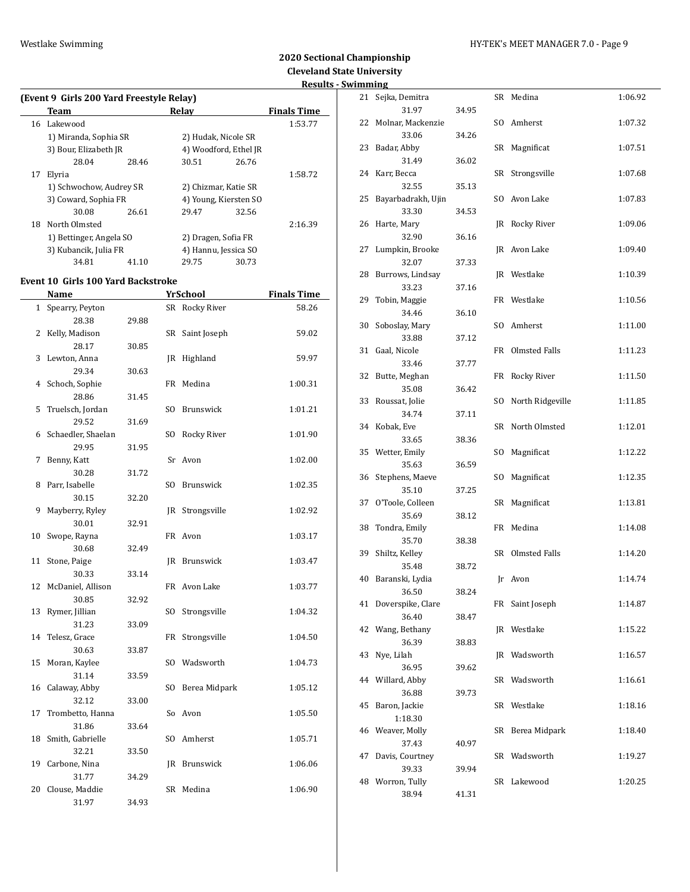# 2020 Sectional Championship
## Cleveland State University
### Results - Swimming

**(Event 9 Girls 200 Yard Freestyle Relay)**

| | Team | Relay | | | Finals Time |
|---|---|---|---|---|---|
| 16 | Lakewood | | | | 1:53.77 |
| | 1) Miranda, Sophia SR | | 2) Hudak, Nicole SR | | |
| | 3) Bour, Elizabeth JR | | 4) Woodford, Ethel JR | | |
| | 28.04 | 28.46 | 30.51 | 26.76 | |
| 17 | Elyria | | | | 1:58.72 |
| | 1) Schwochow, Audrey SR | | 2) Chizmar, Katie SR | | |
| | 3) Coward, Sophia FR | | 4) Young, Kiersten SO | | |
| | 30.08 | 26.61 | 29.47 | 32.56 | |
| 18 | North Olmsted | | | | 2:16.39 |
| | 1) Bettinger, Angela SO | | 2) Dragen, Sofia FR | | |
| | 3) Kubancik, Julia FR | | 4) Hannu, Jessica SO | | |
| | 34.81 | 41.10 | 29.75 | 30.73 | |

**Event 10 Girls 100 Yard Backstroke**

| | Name | Split 1 | Split 2 | Yr | School | Finals Time |
|---|---|---|---|---|---|---|
| 1 | Spearry, Peyton | 28.38 | 29.88 | SR | Rocky River | 58.26 |
| 2 | Kelly, Madison | 28.17 | 30.85 | SR | Saint Joseph | 59.02 |
| 3 | Lewton, Anna | 29.34 | 30.63 | JR | Highland | 59.97 |
| 4 | Schoch, Sophie | 28.86 | 31.45 | FR | Medina | 1:00.31 |
| 5 | Truelsch, Jordan | 29.52 | 31.69 | SO | Brunswick | 1:01.21 |
| 6 | Schaedler, Shaelan | 29.95 | 31.95 | SO | Rocky River | 1:01.90 |
| 7 | Benny, Katt | 30.28 | 31.72 | Sr | Avon | 1:02.00 |
| 8 | Parr, Isabelle | 30.15 | 32.20 | SO | Brunswick | 1:02.35 |
| 9 | Mayberry, Ryley | 30.01 | 32.91 | JR | Strongsville | 1:02.92 |
| 10 | Swope, Rayna | 30.68 | 32.49 | FR | Avon | 1:03.17 |
| 11 | Stone, Paige | 30.33 | 33.14 | JR | Brunswick | 1:03.47 |
| 12 | McDaniel, Allison | 30.85 | 32.92 | FR | Avon Lake | 1:03.77 |
| 13 | Rymer, Jillian | 31.23 | 33.09 | SO | Strongsville | 1:04.32 |
| 14 | Telesz, Grace | 30.63 | 33.87 | FR | Strongsville | 1:04.50 |
| 15 | Moran, Kaylee | 31.14 | 33.59 | SO | Wadsworth | 1:04.73 |
| 16 | Calaway, Abby | 32.12 | 33.00 | SO | Berea Midpark | 1:05.12 |
| 17 | Trombetto, Hanna | 31.86 | 33.64 | So | Avon | 1:05.50 |
| 18 | Smith, Gabrielle | 32.21 | 33.50 | SO | Amherst | 1:05.71 |
| 19 | Carbone, Nina | 31.77 | 34.29 | JR | Brunswick | 1:06.06 |
| 20 | Clouse, Maddie | 31.97 | 34.93 | SR | Medina | 1:06.90 |
| 21 | Sejka, Demitra | 31.97 | 34.95 | SR | Medina | 1:06.92 |
| 22 | Molnar, Mackenzie | 33.06 | 34.26 | SO | Amherst | 1:07.32 |
| 23 | Badar, Abby | 31.49 | 36.02 | SR | Magnificat | 1:07.51 |
| 24 | Karr, Becca | 32.55 | 35.13 | SR | Strongsville | 1:07.68 |
| 25 | Bayarbadrakh, Ujin | 33.30 | 34.53 | SO | Avon Lake | 1:07.83 |
| 26 | Harte, Mary | 32.90 | 36.16 | JR | Rocky River | 1:09.06 |
| 27 | Lumpkin, Brooke | 32.07 | 37.33 | JR | Avon Lake | 1:09.40 |
| 28 | Burrows, Lindsay | 33.23 | 37.16 | JR | Westlake | 1:10.39 |
| 29 | Tobin, Maggie | 34.46 | 36.10 | FR | Westlake | 1:10.56 |
| 30 | Soboslay, Mary | 33.88 | 37.12 | SO | Amherst | 1:11.00 |
| 31 | Gaal, Nicole | 33.46 | 37.77 | FR | Olmsted Falls | 1:11.23 |
| 32 | Butte, Meghan | 35.08 | 36.42 | FR | Rocky River | 1:11.50 |
| 33 | Roussat, Jolie | 34.74 | 37.11 | SO | North Ridgeville | 1:11.85 |
| 34 | Kobak, Eve | 33.65 | 38.36 | SR | North Olmsted | 1:12.01 |
| 35 | Wetter, Emily | 35.63 | 36.59 | SO | Magnificat | 1:12.22 |
| 36 | Stephens, Maeve | 35.10 | 37.25 | SO | Magnificat | 1:12.35 |
| 37 | O'Toole, Colleen | 35.69 | 38.12 | SR | Magnificat | 1:13.81 |
| 38 | Tondra, Emily | 35.70 | 38.38 | FR | Medina | 1:14.08 |
| 39 | Shiltz, Kelley | 35.48 | 38.72 | SR | Olmsted Falls | 1:14.20 |
| 40 | Baranski, Lydia | 36.50 | 38.24 | Jr | Avon | 1:14.74 |
| 41 | Doverspike, Clare | 36.40 | 38.47 | FR | Saint Joseph | 1:14.87 |
| 42 | Wang, Bethany | 36.39 | 38.83 | JR | Westlake | 1:15.22 |
| 43 | Nye, Lilah | 36.95 | 39.62 | JR | Wadsworth | 1:16.57 |
| 44 | Willard, Abby | 36.88 | 39.73 | SR | Wadsworth | 1:16.61 |
| 45 | Baron, Jackie | 1:18.30 | | SR | Westlake | 1:18.16 |
| 46 | Weaver, Molly | 37.43 | 40.97 | SR | Berea Midpark | 1:18.40 |
| 47 | Davis, Courtney | 39.33 | 39.94 | SR | Wadsworth | 1:19.27 |
| 48 | Worron, Tully | 38.94 | 41.31 | SR | Lakewood | 1:20.25 |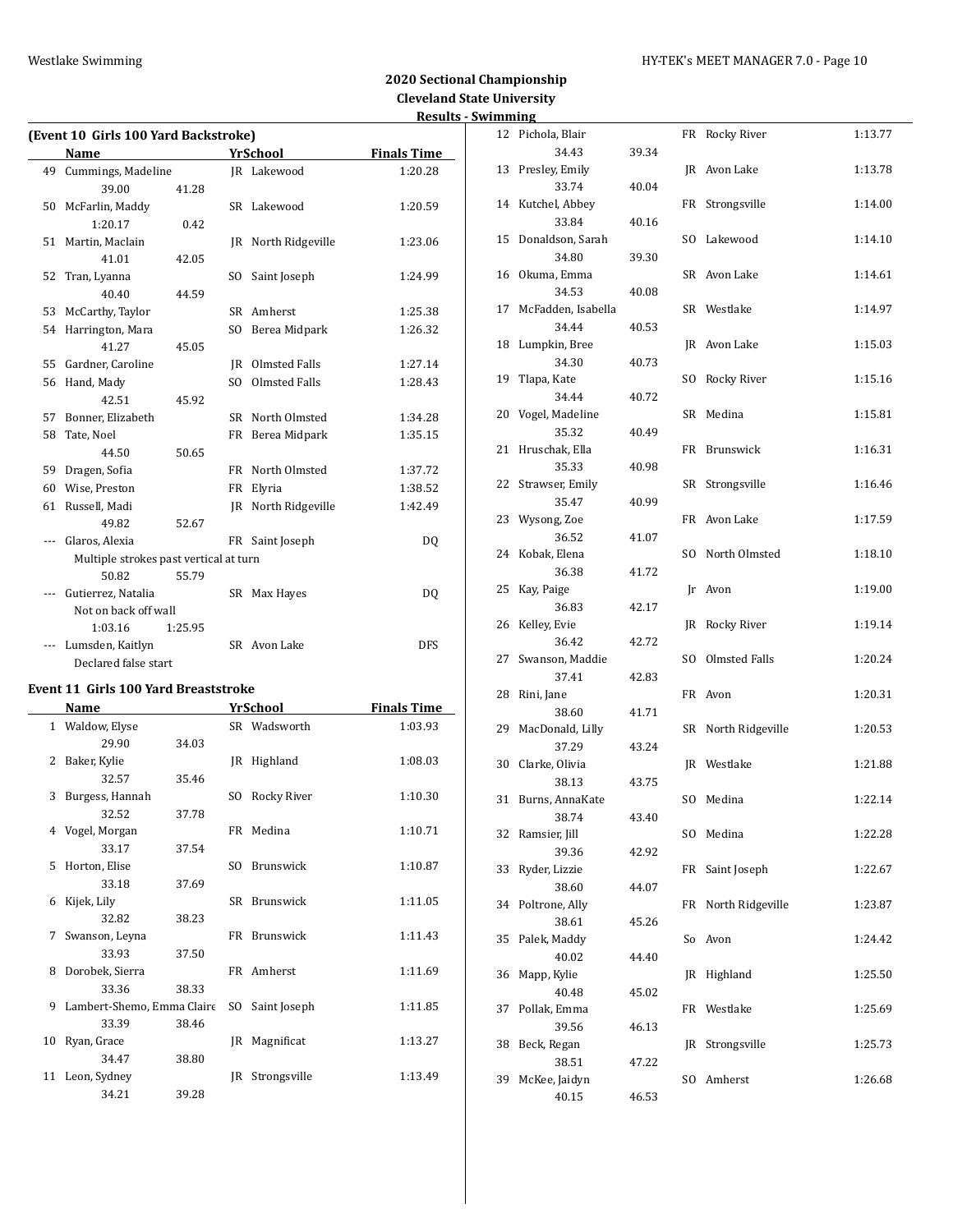## 2020 Sectional Championship
### Cleveland State University
### Results - Swimming

**(Event 10 Girls 100 Yard Backstroke)**

| | Name | Yr | School | Finals Time |
|---|---|---|---|---|
| 49 | Cummings, Madeline | JR | Lakewood | 1:20.28 |
| | 39.00 41.28 | | | |
| 50 | McFarlin, Maddy | SR | Lakewood | 1:20.59 |
| | 1:20.17 0.42 | | | |
| 51 | Martin, Maclain | JR | North Ridgeville | 1:23.06 |
| | 41.01 42.05 | | | |
| 52 | Tran, Lyanna | SO | Saint Joseph | 1:24.99 |
| | 40.40 44.59 | | | |
| 53 | McCarthy, Taylor | SR | Amherst | 1:25.38 |
| 54 | Harrington, Mara | SO | Berea Midpark | 1:26.32 |
| | 41.27 45.05 | | | |
| 55 | Gardner, Caroline | JR | Olmsted Falls | 1:27.14 |
| 56 | Hand, Mady | SO | Olmsted Falls | 1:28.43 |
| | 42.51 45.92 | | | |
| 57 | Bonner, Elizabeth | SR | North Olmsted | 1:34.28 |
| 58 | Tate, Noel | FR | Berea Midpark | 1:35.15 |
| | 44.50 50.65 | | | |
| 59 | Dragen, Sofia | FR | North Olmsted | 1:37.72 |
| 60 | Wise, Preston | FR | Elyria | 1:38.52 |
| 61 | Russell, Madi | JR | North Ridgeville | 1:42.49 |
| | 49.82 52.67 | | | |
| --- | Glaros, Alexia | FR | Saint Joseph | DQ |
| | Multiple strokes past vertical at turn | | | |
| | 50.82 55.79 | | | |
| --- | Gutierrez, Natalia | SR | Max Hayes | DQ |
| | Not on back off wall | | | |
| | 1:03.16 1:25.95 | | | |
| --- | Lumsden, Kaitlyn | SR | Avon Lake | DFS |
| | Declared false start | | | |

**Event 11 Girls 100 Yard Breaststroke**

| | Name | Yr | School | Finals Time |
|---|---|---|---|---|
| 1 | Waldow, Elyse | SR | Wadsworth | 1:03.93 |
| | 29.90 34.03 | | | |
| 2 | Baker, Kylie | JR | Highland | 1:08.03 |
| | 32.57 35.46 | | | |
| 3 | Burgess, Hannah | SO | Rocky River | 1:10.30 |
| | 32.52 37.78 | | | |
| 4 | Vogel, Morgan | FR | Medina | 1:10.71 |
| | 33.17 37.54 | | | |
| 5 | Horton, Elise | SO | Brunswick | 1:10.87 |
| | 33.18 37.69 | | | |
| 6 | Kijek, Lily | SR | Brunswick | 1:11.05 |
| | 32.82 38.23 | | | |
| 7 | Swanson, Leyna | FR | Brunswick | 1:11.43 |
| | 33.93 37.50 | | | |
| 8 | Dorobek, Sierra | FR | Amherst | 1:11.69 |
| | 33.36 38.33 | | | |
| 9 | Lambert-Shemo, Emma Claire | SO | Saint Joseph | 1:11.85 |
| | 33.39 38.46 | | | |
| 10 | Ryan, Grace | JR | Magnificat | 1:13.27 |
| | 34.47 38.80 | | | |
| 11 | Leon, Sydney | JR | Strongsville | 1:13.49 |
| | 34.21 39.28 | | | |
| 12 | Pichola, Blair | FR | Rocky River | 1:13.77 |
| | 34.43 39.34 | | | |
| 13 | Presley, Emily | JR | Avon Lake | 1:13.78 |
| | 33.74 40.04 | | | |
| 14 | Kutchel, Abbey | FR | Strongsville | 1:14.00 |
| | 33.84 40.16 | | | |
| 15 | Donaldson, Sarah | SO | Lakewood | 1:14.10 |
| | 34.80 39.30 | | | |
| 16 | Okuma, Emma | SR | Avon Lake | 1:14.61 |
| | 34.53 40.08 | | | |
| 17 | McFadden, Isabella | SR | Westlake | 1:14.97 |
| | 34.44 40.53 | | | |
| 18 | Lumpkin, Bree | JR | Avon Lake | 1:15.03 |
| | 34.30 40.73 | | | |
| 19 | Tlapa, Kate | SO | Rocky River | 1:15.16 |
| | 34.44 40.72 | | | |
| 20 | Vogel, Madeline | SR | Medina | 1:15.81 |
| | 35.32 40.49 | | | |
| 21 | Hruschak, Ella | FR | Brunswick | 1:16.31 |
| | 35.33 40.98 | | | |
| 22 | Strawser, Emily | SR | Strongsville | 1:16.46 |
| | 35.47 40.99 | | | |
| 23 | Wysong, Zoe | FR | Avon Lake | 1:17.59 |
| | 36.52 41.07 | | | |
| 24 | Kobak, Elena | SO | North Olmsted | 1:18.10 |
| | 36.38 41.72 | | | |
| 25 | Kay, Paige | Jr | Avon | 1:19.00 |
| | 36.83 42.17 | | | |
| 26 | Kelley, Evie | JR | Rocky River | 1:19.14 |
| | 36.42 42.72 | | | |
| 27 | Swanson, Maddie | SO | Olmsted Falls | 1:20.24 |
| | 37.41 42.83 | | | |
| 28 | Rini, Jane | FR | Avon | 1:20.31 |
| | 38.60 41.71 | | | |
| 29 | MacDonald, Lilly | SR | North Ridgeville | 1:20.53 |
| | 37.29 43.24 | | | |
| 30 | Clarke, Olivia | JR | Westlake | 1:21.88 |
| | 38.13 43.75 | | | |
| 31 | Burns, AnnaKate | SO | Medina | 1:22.14 |
| | 38.74 43.40 | | | |
| 32 | Ramsier, Jill | SO | Medina | 1:22.28 |
| | 39.36 42.92 | | | |
| 33 | Ryder, Lizzie | FR | Saint Joseph | 1:22.67 |
| | 38.60 44.07 | | | |
| 34 | Poltrone, Ally | FR | North Ridgeville | 1:23.87 |
| | 38.61 45.26 | | | |
| 35 | Palek, Maddy | So | Avon | 1:24.42 |
| | 40.02 44.40 | | | |
| 36 | Mapp, Kylie | JR | Highland | 1:25.50 |
| | 40.48 45.02 | | | |
| 37 | Pollak, Emma | FR | Westlake | 1:25.69 |
| | 39.56 46.13 | | | |
| 38 | Beck, Regan | JR | Strongsville | 1:25.73 |
| | 38.51 47.22 | | | |
| 39 | McKee, Jaidyn | SO | Amherst | 1:26.68 |
| | 40.15 46.53 | | | |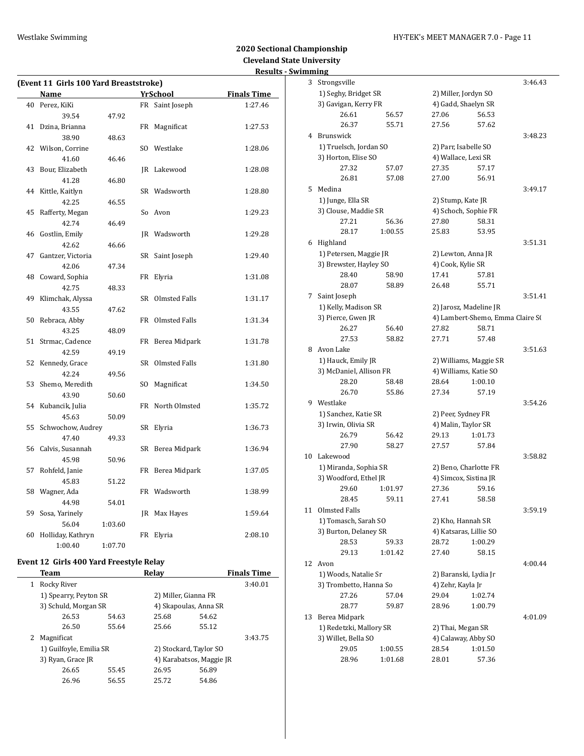## 2020 Sectional Championship
### Cleveland State University
### Results - Swimming

#### (Event 11 Girls 100 Yard Breaststroke)

| | Name | Yr | School | Finals Time |
|---|---|---|---|---|
| 40 | Perez, KiKi | FR | Saint Joseph | 1:27.46 |
| | 39.54 47.92 | | | |
| 41 | Dzina, Brianna | FR | Magnificat | 1:27.53 |
| | 38.90 48.63 | | | |
| 42 | Wilson, Corrine | SO | Westlake | 1:28.06 |
| | 41.60 46.46 | | | |
| 43 | Bour, Elizabeth | JR | Lakewood | 1:28.08 |
| | 41.28 46.80 | | | |
| 44 | Kittle, Kaitlyn | SR | Wadsworth | 1:28.80 |
| | 42.25 46.55 | | | |
| 45 | Rafferty, Megan | So | Avon | 1:29.23 |
| | 42.74 46.49 | | | |
| 46 | Gostlin, Emily | JR | Wadsworth | 1:29.28 |
| | 42.62 46.66 | | | |
| 47 | Gantzer, Victoria | SR | Saint Joseph | 1:29.40 |
| | 42.06 47.34 | | | |
| 48 | Coward, Sophia | FR | Elyria | 1:31.08 |
| | 42.75 48.33 | | | |
| 49 | Klimchak, Alyssa | SR | Olmsted Falls | 1:31.17 |
| | 43.55 47.62 | | | |
| 50 | Rebraca, Abby | FR | Olmsted Falls | 1:31.34 |
| | 43.25 48.09 | | | |
| 51 | Strmac, Cadence | FR | Berea Midpark | 1:31.78 |
| | 42.59 49.19 | | | |
| 52 | Kennedy, Grace | SR | Olmsted Falls | 1:31.80 |
| | 42.24 49.56 | | | |
| 53 | Shemo, Meredith | SO | Magnificat | 1:34.50 |
| | 43.90 50.60 | | | |
| 54 | Kubancik, Julia | FR | North Olmsted | 1:35.72 |
| | 45.63 50.09 | | | |
| 55 | Schwochow, Audrey | SR | Elyria | 1:36.73 |
| | 47.40 49.33 | | | |
| 56 | Calvis, Susannah | SR | Berea Midpark | 1:36.94 |
| | 45.98 50.96 | | | |
| 57 | Rohfeld, Janie | FR | Berea Midpark | 1:37.05 |
| | 45.83 51.22 | | | |
| 58 | Wagner, Ada | FR | Wadsworth | 1:38.99 |
| | 44.98 54.01 | | | |
| 59 | Sosa, Yarinely | JR | Max Hayes | 1:59.64 |
| | 56.04 1:03.60 | | | |
| 60 | Holliday, Kathryn | FR | Elyria | 2:08.10 |
| | 1:00.40 1:07.70 | | | |

#### Event 12 Girls 400 Yard Freestyle Relay

| | Team | Relay | Finals Time |
|---|---|---|---|
| 1 | Rocky River | | 3:40.01 |
| | 1) Spearry, Peyton SR; 2) Miller, Gianna FR; 3) Schuld, Morgan SR; 4) Skapoulas, Anna SR | | |
| | 26.53 54.63 25.68 54.62 26.50 55.64 25.66 55.12 | | |
| 2 | Magnificat | | 3:43.75 |
| | 1) Guilfoyle, Emilia SR; 2) Stockard, Taylor SO; 3) Ryan, Grace JR; 4) Karabatsos, Maggie JR | | |
| | 26.65 55.45 26.95 56.89 26.96 56.55 25.72 54.86 | | |
| 3 | Strongsville | | 3:46.43 |
| | 1) Seghy, Bridget SR; 2) Miller, Jordyn SO; 3) Gavigan, Kerry FR; 4) Gadd, Shaelyn SR | | |
| | 26.61 56.57 27.06 56.53 26.37 55.71 27.56 57.62 | | |
| 4 | Brunswick | | 3:48.23 |
| | 1) Truelsch, Jordan SO; 2) Parr, Isabelle SO; 3) Horton, Elise SO; 4) Wallace, Lexi SR | | |
| | 27.32 57.07 27.35 57.17 26.81 57.08 27.00 56.91 | | |
| 5 | Medina | | 3:49.17 |
| | 1) Junge, Ella SR; 2) Stump, Kate JR; 3) Clouse, Maddie SR; 4) Schoch, Sophie FR | | |
| | 27.21 56.36 27.80 58.31 28.17 1:00.55 25.83 53.95 | | |
| 6 | Highland | | 3:51.31 |
| | 1) Petersen, Maggie JR; 2) Lewton, Anna JR; 3) Brewster, Hayley SO; 4) Cook, Kylie SR | | |
| | 28.40 58.90 17.41 57.81 28.07 58.89 26.48 55.71 | | |
| 7 | Saint Joseph | | 3:51.41 |
| | 1) Kelly, Madison SR; 2) Jarosz, Madeline JR; 3) Pierce, Gwen JR; 4) Lambert-Shemo, Emma Claire S( | | |
| | 26.27 56.40 27.82 58.71 27.53 58.82 27.71 57.48 | | |
| 8 | Avon Lake | | 3:51.63 |
| | 1) Hauck, Emily JR; 2) Williams, Maggie SR; 3) McDaniel, Allison FR; 4) Williams, Katie SO | | |
| | 28.20 58.48 28.64 1:00.10 26.70 55.86 27.34 57.19 | | |
| 9 | Westlake | | 3:54.26 |
| | 1) Sanchez, Katie SR; 2) Peer, Sydney FR; 3) Irwin, Olivia SR; 4) Malin, Taylor SR | | |
| | 26.79 56.42 29.13 1:01.73 27.90 58.27 27.57 57.84 | | |
| 10 | Lakewood | | 3:58.82 |
| | 1) Miranda, Sophia SR; 2) Beno, Charlotte FR; 3) Woodford, Ethel JR; 4) Simcox, Sistina JR | | |
| | 29.60 1:01.97 27.36 59.16 28.45 59.11 27.41 58.58 | | |
| 11 | Olmsted Falls | | 3:59.19 |
| | 1) Tomasch, Sarah SO; 2) Kho, Hannah SR; 3) Burton, Delaney SR; 4) Katsaras, Lillie SO | | |
| | 28.53 59.33 28.72 1:00.29 29.13 1:01.42 27.40 58.15 | | |
| 12 | Avon | | 4:00.44 |
| | 1) Woods, Natalie Sr; 2) Baranski, Lydia Jr; 3) Trombetto, Hanna So; 4) Zehr, Kayla Jr | | |
| | 27.26 57.04 29.04 1:02.74 28.77 59.87 28.96 1:00.79 | | |
| 13 | Berea Midpark | | 4:01.09 |
| | 1) Redetzki, Mallory SR; 2) Thai, Megan SR; 3) Willet, Bella SO; 4) Calaway, Abby SO | | |
| | 29.05 1:00.55 28.54 1:01.50 28.96 1:01.68 28.01 57.36 | | |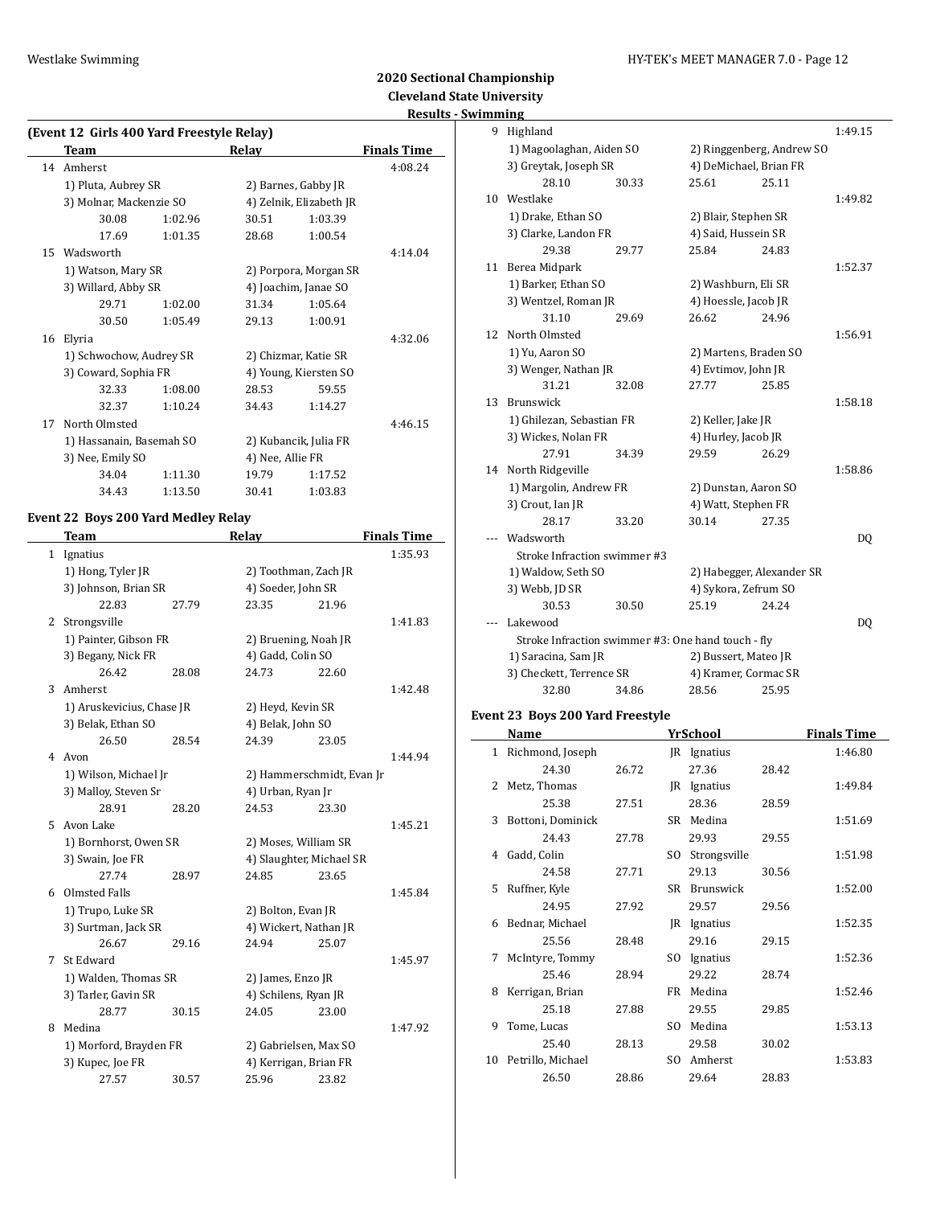## 2020 Sectional Championship
### Cleveland State University
### Results - Swimming

**(Event 12 Girls 400 Yard Freestyle Relay)**

| | Team | Relay | | | Finals Time |
|---|---|---|---|---|---|
| 14 | Amherst | | | | 4:08.24 |
| | 1) Pluta, Aubrey SR | | 2) Barnes, Gabby JR | | |
| | 3) Molnar, Mackenzie SO | | 4) Zelnik, Elizabeth JR | | |
| | 30.08 | 1:02.96 | 30.51 | 1:03.39 | |
| | 17.69 | 1:01.35 | 28.68 | 1:00.54 | |
| 15 | Wadsworth | | | | 4:14.04 |
| | 1) Watson, Mary SR | | 2) Porpora, Morgan SR | | |
| | 3) Willard, Abby SR | | 4) Joachim, Janae SO | | |
| | 29.71 | 1:02.00 | 31.34 | 1:05.64 | |
| | 30.50 | 1:05.49 | 29.13 | 1:00.91 | |
| 16 | Elyria | | | | 4:32.06 |
| | 1) Schwochow, Audrey SR | | 2) Chizmar, Katie SR | | |
| | 3) Coward, Sophia FR | | 4) Young, Kiersten SO | | |
| | 32.33 | 1:08.00 | 28.53 | 59.55 | |
| | 32.37 | 1:10.24 | 34.43 | 1:14.27 | |
| 17 | North Olmsted | | | | 4:46.15 |
| | 1) Hassanain, Basemah SO | | 2) Kubancik, Julia FR | | |
| | 3) Nee, Emily SO | | 4) Nee, Allie FR | | |
| | 34.04 | 1:11.30 | 19.79 | 1:17.52 | |
| | 34.43 | 1:13.50 | 30.41 | 1:03.83 | |

**Event 22 Boys 200 Yard Medley Relay**

| | Team | Relay | | | Finals Time |
|---|---|---|---|---|---|
| 1 | Ignatius | | | | 1:35.93 |
| | 1) Hong, Tyler JR | | 2) Toothman, Zach JR | | |
| | 3) Johnson, Brian SR | | 4) Soeder, John SR | | |
| | 22.83 | 27.79 | 23.35 | 21.96 | |
| 2 | Strongsville | | | | 1:41.83 |
| | 1) Painter, Gibson FR | | 2) Bruening, Noah JR | | |
| | 3) Begany, Nick FR | | 4) Gadd, Colin SO | | |
| | 26.42 | 28.08 | 24.73 | 22.60 | |
| 3 | Amherst | | | | 1:42.48 |
| | 1) Aruskevicius, Chase JR | | 2) Heyd, Kevin SR | | |
| | 3) Belak, Ethan SO | | 4) Belak, John SO | | |
| | 26.50 | 28.54 | 24.39 | 23.05 | |
| 4 | Avon | | | | 1:44.94 |
| | 1) Wilson, Michael Jr | | 2) Hammerschmidt, Evan Jr | | |
| | 3) Malloy, Steven Sr | | 4) Urban, Ryan Jr | | |
| | 28.91 | 28.20 | 24.53 | 23.30 | |
| 5 | Avon Lake | | | | 1:45.21 |
| | 1) Bornhorst, Owen SR | | 2) Moses, William SR | | |
| | 3) Swain, Joe FR | | 4) Slaughter, Michael SR | | |
| | 27.74 | 28.97 | 24.85 | 23.65 | |
| 6 | Olmsted Falls | | | | 1:45.84 |
| | 1) Trupo, Luke SR | | 2) Bolton, Evan JR | | |
| | 3) Surtman, Jack SR | | 4) Wickert, Nathan JR | | |
| | 26.67 | 29.16 | 24.94 | 25.07 | |
| 7 | St Edward | | | | 1:45.97 |
| | 1) Walden, Thomas SR | | 2) James, Enzo JR | | |
| | 3) Tarler, Gavin SR | | 4) Schilens, Ryan JR | | |
| | 28.77 | 30.15 | 24.05 | 23.00 | |
| 8 | Medina | | | | 1:47.92 |
| | 1) Morford, Brayden FR | | 2) Gabrielsen, Max SO | | |
| | 3) Kupec, Joe FR | | 4) Kerrigan, Brian FR | | |
| | 27.57 | 30.57 | 25.96 | 23.82 | |
| 9 | Highland | | | | 1:49.15 |
| | 1) Magoolaghan, Aiden SO | | 2) Ringgenberg, Andrew SO | | |
| | 3) Greytak, Joseph SR | | 4) DeMichael, Brian FR | | |
| | 28.10 | 30.33 | 25.61 | 25.11 | |
| 10 | Westlake | | | | 1:49.82 |
| | 1) Drake, Ethan SO | | 2) Blair, Stephen SR | | |
| | 3) Clarke, Landon FR | | 4) Said, Hussein SR | | |
| | 29.38 | 29.77 | 25.84 | 24.83 | |
| 11 | Berea Midpark | | | | 1:52.37 |
| | 1) Barker, Ethan SO | | 2) Washburn, Eli SR | | |
| | 3) Wentzel, Roman JR | | 4) Hoessle, Jacob JR | | |
| | 31.10 | 29.69 | 26.62 | 24.96 | |
| 12 | North Olmsted | | | | 1:56.91 |
| | 1) Yu, Aaron SO | | 2) Martens, Braden SO | | |
| | 3) Wenger, Nathan JR | | 4) Evtimov, John JR | | |
| | 31.21 | 32.08 | 27.77 | 25.85 | |
| 13 | Brunswick | | | | 1:58.18 |
| | 1) Ghilezan, Sebastian FR | | 2) Keller, Jake JR | | |
| | 3) Wickes, Nolan FR | | 4) Hurley, Jacob JR | | |
| | 27.91 | 34.39 | 29.59 | 26.29 | |
| 14 | North Ridgeville | | | | 1:58.86 |
| | 1) Margolin, Andrew FR | | 2) Dunstan, Aaron SO | | |
| | 3) Crout, Ian JR | | 4) Watt, Stephen FR | | |
| | 28.17 | 33.20 | 30.14 | 27.35 | |
| --- | Wadsworth | | | | DQ |
| | Stroke Infraction swimmer #3 | | | | |
| | 1) Waldow, Seth SO | | 2) Habegger, Alexander SR | | |
| | 3) Webb, JD SR | | 4) Sykora, Zefrum SO | | |
| | 30.53 | 30.50 | 25.19 | 24.24 | |
| --- | Lakewood | | | | DQ |
| | Stroke Infraction swimmer #3: One hand touch - fly | | | | |
| | 1) Saracina, Sam JR | | 2) Bussert, Mateo JR | | |
| | 3) Checkett, Terrence SR | | 4) Kramer, Cormac SR | | |
| | 32.80 | 34.86 | 28.56 | 25.95 | |

**Event 23 Boys 200 Yard Freestyle**

| | Name | | Yr | School | | Finals Time |
|---|---|---|---|---|---|---|
| 1 | Richmond, Joseph | | JR | Ignatius | | 1:46.80 |
| | 24.30 | 26.72 | | 27.36 | 28.42 | |
| 2 | Metz, Thomas | | JR | Ignatius | | 1:49.84 |
| | 25.38 | 27.51 | | 28.36 | 28.59 | |
| 3 | Bottoni, Dominick | | SR | Medina | | 1:51.69 |
| | 24.43 | 27.78 | | 29.93 | 29.55 | |
| 4 | Gadd, Colin | | SO | Strongsville | | 1:51.98 |
| | 24.58 | 27.71 | | 29.13 | 30.56 | |
| 5 | Ruffner, Kyle | | SR | Brunswick | | 1:52.00 |
| | 24.95 | 27.92 | | 29.57 | 29.56 | |
| 6 | Bednar, Michael | | JR | Ignatius | | 1:52.35 |
| | 25.56 | 28.48 | | 29.16 | 29.15 | |
| 7 | McIntyre, Tommy | | SO | Ignatius | | 1:52.36 |
| | 25.46 | 28.94 | | 29.22 | 28.74 | |
| 8 | Kerrigan, Brian | | FR | Medina | | 1:52.46 |
| | 25.18 | 27.88 | | 29.55 | 29.85 | |
| 9 | Tome, Lucas | | SO | Medina | | 1:53.13 |
| | 25.40 | 28.13 | | 29.58 | 30.02 | |
| 10 | Petrillo, Michael | | SO | Amherst | | 1:53.83 |
| | 26.50 | 28.86 | | 29.64 | 28.83 | |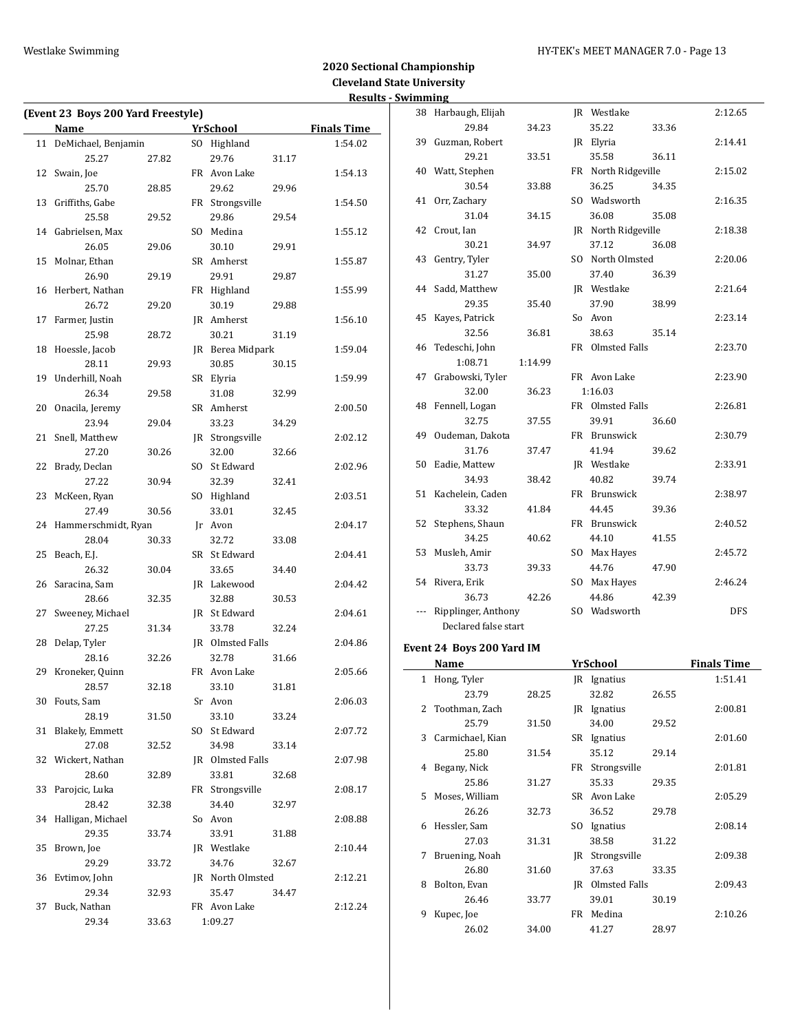## 2020 Sectional Championship
### Cleveland State University
### Results - Swimming

**(Event 23 Boys 200 Yard Freestyle)**

| | Name | Yr | School | Finals Time |
|---|---|---|---|---|
| 11 | DeMichael, Benjamin | SO | Highland | 1:54.02 |
| | 25.27 | 27.82 | 29.76 | 31.17 |
| 12 | Swain, Joe | FR | Avon Lake | 1:54.13 |
| | 25.70 | 28.85 | 29.62 | 29.96 |
| 13 | Griffiths, Gabe | FR | Strongsville | 1:54.50 |
| | 25.58 | 29.52 | 29.86 | 29.54 |
| 14 | Gabrielsen, Max | SO | Medina | 1:55.12 |
| | 26.05 | 29.06 | 30.10 | 29.91 |
| 15 | Molnar, Ethan | SR | Amherst | 1:55.87 |
| | 26.90 | 29.19 | 29.91 | 29.87 |
| 16 | Herbert, Nathan | FR | Highland | 1:55.99 |
| | 26.72 | 29.20 | 30.19 | 29.88 |
| 17 | Farmer, Justin | JR | Amherst | 1:56.10 |
| | 25.98 | 28.72 | 30.21 | 31.19 |
| 18 | Hoessle, Jacob | JR | Berea Midpark | 1:59.04 |
| | 28.11 | 29.93 | 30.85 | 30.15 |
| 19 | Underhill, Noah | SR | Elyria | 1:59.99 |
| | 26.34 | 29.58 | 31.08 | 32.99 |
| 20 | Onacila, Jeremy | SR | Amherst | 2:00.50 |
| | 23.94 | 29.04 | 33.23 | 34.29 |
| 21 | Snell, Matthew | JR | Strongsville | 2:02.12 |
| | 27.20 | 30.26 | 32.00 | 32.66 |
| 22 | Brady, Declan | SO | St Edward | 2:02.96 |
| | 27.22 | 30.94 | 32.39 | 32.41 |
| 23 | McKeen, Ryan | SO | Highland | 2:03.51 |
| | 27.49 | 30.56 | 33.01 | 32.45 |
| 24 | Hammerschmidt, Ryan | Jr | Avon | 2:04.17 |
| | 28.04 | 30.33 | 32.72 | 33.08 |
| 25 | Beach, E.J. | SR | St Edward | 2:04.41 |
| | 26.32 | 30.04 | 33.65 | 34.40 |
| 26 | Saracina, Sam | JR | Lakewood | 2:04.42 |
| | 28.66 | 32.35 | 32.88 | 30.53 |
| 27 | Sweeney, Michael | JR | St Edward | 2:04.61 |
| | 27.25 | 31.34 | 33.78 | 32.24 |
| 28 | Delap, Tyler | JR | Olmsted Falls | 2:04.86 |
| | 28.16 | 32.26 | 32.78 | 31.66 |
| 29 | Kroneker, Quinn | FR | Avon Lake | 2:05.66 |
| | 28.57 | 32.18 | 33.10 | 31.81 |
| 30 | Fouts, Sam | Sr | Avon | 2:06.03 |
| | 28.19 | 31.50 | 33.10 | 33.24 |
| 31 | Blakely, Emmett | SO | St Edward | 2:07.72 |
| | 27.08 | 32.52 | 34.98 | 33.14 |
| 32 | Wickert, Nathan | JR | Olmsted Falls | 2:07.98 |
| | 28.60 | 32.89 | 33.81 | 32.68 |
| 33 | Parojcic, Luka | FR | Strongsville | 2:08.17 |
| | 28.42 | 32.38 | 34.40 | 32.97 |
| 34 | Halligan, Michael | So | Avon | 2:08.88 |
| | 29.35 | 33.74 | 33.91 | 31.88 |
| 35 | Brown, Joe | JR | Westlake | 2:10.44 |
| | 29.29 | 33.72 | 34.76 | 32.67 |
| 36 | Evtimov, John | JR | North Olmsted | 2:12.21 |
| | 29.34 | 32.93 | 35.47 | 34.47 |
| 37 | Buck, Nathan | FR | Avon Lake | 2:12.24 |
| | 29.34 | 33.63 | 1:09.27 | |
| 38 | Harbaugh, Elijah | JR | Westlake | 2:12.65 |
| | 29.84 | 34.23 | 35.22 | 33.36 |
| 39 | Guzman, Robert | JR | Elyria | 2:14.41 |
| | 29.21 | 33.51 | 35.58 | 36.11 |
| 40 | Watt, Stephen | FR | North Ridgeville | 2:15.02 |
| | 30.54 | 33.88 | 36.25 | 34.35 |
| 41 | Orr, Zachary | SO | Wadsworth | 2:16.35 |
| | 31.04 | 34.15 | 36.08 | 35.08 |
| 42 | Crout, Ian | JR | North Ridgeville | 2:18.38 |
| | 30.21 | 34.97 | 37.12 | 36.08 |
| 43 | Gentry, Tyler | SO | North Olmsted | 2:20.06 |
| | 31.27 | 35.00 | 37.40 | 36.39 |
| 44 | Sadd, Matthew | JR | Westlake | 2:21.64 |
| | 29.35 | 35.40 | 37.90 | 38.99 |
| 45 | Kayes, Patrick | So | Avon | 2:23.14 |
| | 32.56 | 36.81 | 38.63 | 35.14 |
| 46 | Tedeschi, John | FR | Olmsted Falls | 2:23.70 |
| | 1:08.71 | 1:14.99 | | |
| 47 | Grabowski, Tyler | FR | Avon Lake | 2:23.90 |
| | 32.00 | 36.23 | 1:16.03 | |
| 48 | Fennell, Logan | FR | Olmsted Falls | 2:26.81 |
| | 32.75 | 37.55 | 39.91 | 36.60 |
| 49 | Oudeman, Dakota | FR | Brunswick | 2:30.79 |
| | 31.76 | 37.47 | 41.94 | 39.62 |
| 50 | Eadie, Mattew | JR | Westlake | 2:33.91 |
| | 34.93 | 38.42 | 40.82 | 39.74 |
| 51 | Kachelein, Caden | FR | Brunswick | 2:38.97 |
| | 33.32 | 41.84 | 44.45 | 39.36 |
| 52 | Stephens, Shaun | FR | Brunswick | 2:40.52 |
| | 34.25 | 40.62 | 44.10 | 41.55 |
| 53 | Musleh, Amir | SO | Max Hayes | 2:45.72 |
| | 33.73 | 39.33 | 44.76 | 47.90 |
| 54 | Rivera, Erik | SO | Max Hayes | 2:46.24 |
| | 36.73 | 42.26 | 44.86 | 42.39 |
| --- | Ripplinger, Anthony | SO | Wadsworth | DFS |
| | Declared false start | | | |

**Event 24 Boys 200 Yard IM**

| | Name | Yr | School | Finals Time |
|---|---|---|---|---|
| 1 | Hong, Tyler | JR | Ignatius | 1:51.41 |
| | 23.79 | 28.25 | 32.82 | 26.55 |
| 2 | Toothman, Zach | JR | Ignatius | 2:00.81 |
| | 25.79 | 31.50 | 34.00 | 29.52 |
| 3 | Carmichael, Kian | SR | Ignatius | 2:01.60 |
| | 25.80 | 31.54 | 35.12 | 29.14 |
| 4 | Begany, Nick | FR | Strongsville | 2:01.81 |
| | 25.86 | 31.27 | 35.33 | 29.35 |
| 5 | Moses, William | SR | Avon Lake | 2:05.29 |
| | 26.26 | 32.73 | 36.52 | 29.78 |
| 6 | Hessler, Sam | SO | Ignatius | 2:08.14 |
| | 27.03 | 31.31 | 38.58 | 31.22 |
| 7 | Bruening, Noah | JR | Strongsville | 2:09.38 |
| | 26.80 | 31.60 | 37.63 | 33.35 |
| 8 | Bolton, Evan | JR | Olmsted Falls | 2:09.43 |
| | 26.46 | 33.77 | 39.01 | 30.19 |
| 9 | Kupec, Joe | FR | Medina | 2:10.26 |
| | 26.02 | 34.00 | 41.27 | 28.97 |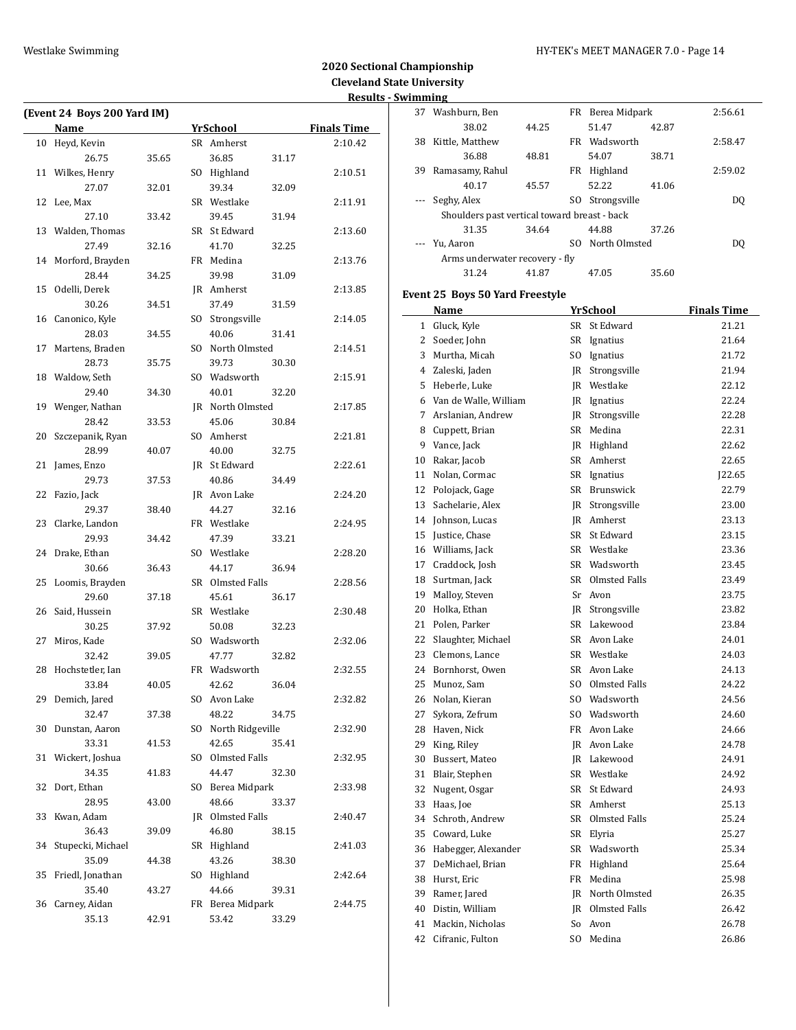## 2020 Sectional Championship

### Cleveland State University

### Results - Swimming

#### (Event 24 Boys 200 Yard IM)

| | Name | Yr | School | Finals Time |
|---|---|---|---|---|
| 10 | Heyd, Kevin | SR | Amherst | 2:10.42 |
| | 26.75 35.65 36.85 31.17 | | | |
| 11 | Wilkes, Henry | SO | Highland | 2:10.51 |
| | 27.07 32.01 39.34 32.09 | | | |
| 12 | Lee, Max | SR | Westlake | 2:11.91 |
| | 27.10 33.42 39.45 31.94 | | | |
| 13 | Walden, Thomas | SR | St Edward | 2:13.60 |
| | 27.49 32.16 41.70 32.25 | | | |
| 14 | Morford, Brayden | FR | Medina | 2:13.76 |
| | 28.44 34.25 39.98 31.09 | | | |
| 15 | Odelli, Derek | JR | Amherst | 2:13.85 |
| | 30.26 34.51 37.49 31.59 | | | |
| 16 | Canonico, Kyle | SO | Strongsville | 2:14.05 |
| | 28.03 34.55 40.06 31.41 | | | |
| 17 | Martens, Braden | SO | North Olmsted | 2:14.51 |
| | 28.73 35.75 39.73 30.30 | | | |
| 18 | Waldow, Seth | SO | Wadsworth | 2:15.91 |
| | 29.40 34.30 40.01 32.20 | | | |
| 19 | Wenger, Nathan | JR | North Olmsted | 2:17.85 |
| | 28.42 33.53 45.06 30.84 | | | |
| 20 | Szczepanik, Ryan | SO | Amherst | 2:21.81 |
| | 28.99 40.07 40.00 32.75 | | | |
| 21 | James, Enzo | JR | St Edward | 2:22.61 |
| | 29.73 37.53 40.86 34.49 | | | |
| 22 | Fazio, Jack | JR | Avon Lake | 2:24.20 |
| | 29.37 38.40 44.27 32.16 | | | |
| 23 | Clarke, Landon | FR | Westlake | 2:24.95 |
| | 29.93 34.42 47.39 33.21 | | | |
| 24 | Drake, Ethan | SO | Westlake | 2:28.20 |
| | 30.66 36.43 44.17 36.94 | | | |
| 25 | Loomis, Brayden | SR | Olmsted Falls | 2:28.56 |
| | 29.60 37.18 45.61 36.17 | | | |
| 26 | Said, Hussein | SR | Westlake | 2:30.48 |
| | 30.25 37.92 50.08 32.23 | | | |
| 27 | Miros, Kade | SO | Wadsworth | 2:32.06 |
| | 32.42 39.05 47.77 32.82 | | | |
| 28 | Hochstetler, Ian | FR | Wadsworth | 2:32.55 |
| | 33.84 40.05 42.62 36.04 | | | |
| 29 | Demich, Jared | SO | Avon Lake | 2:32.82 |
| | 32.47 37.38 48.22 34.75 | | | |
| 30 | Dunstan, Aaron | SO | North Ridgeville | 2:32.90 |
| | 33.31 41.53 42.65 35.41 | | | |
| 31 | Wickert, Joshua | SO | Olmsted Falls | 2:32.95 |
| | 34.35 41.83 44.47 32.30 | | | |
| 32 | Dort, Ethan | SO | Berea Midpark | 2:33.98 |
| | 28.95 43.00 48.66 33.37 | | | |
| 33 | Kwan, Adam | JR | Olmsted Falls | 2:40.47 |
| | 36.43 39.09 46.80 38.15 | | | |
| 34 | Stupecki, Michael | SR | Highland | 2:41.03 |
| | 35.09 44.38 43.26 38.30 | | | |
| 35 | Friedl, Jonathan | SO | Highland | 2:42.64 |
| | 35.40 43.27 44.66 39.31 | | | |
| 36 | Carney, Aidan | FR | Berea Midpark | 2:44.75 |
| | 35.13 42.91 53.42 33.29 | | | |
| 37 | Washburn, Ben | FR | Berea Midpark | 2:56.61 |
| | 38.02 44.25 51.47 42.87 | | | |
| 38 | Kittle, Matthew | FR | Wadsworth | 2:58.47 |
| | 36.88 48.81 54.07 38.71 | | | |
| 39 | Ramasamy, Rahul | FR | Highland | 2:59.02 |
| | 40.17 45.57 52.22 41.06 | | | |
| --- | Seghy, Alex | SO | Strongsville | DQ |
| | Shoulders past vertical toward breast - back | | | |
| | 31.35 34.64 44.88 37.26 | | | |
| --- | Yu, Aaron | SO | North Olmsted | DQ |
| | Arms underwater recovery - fly | | | |
| | 31.24 41.87 47.05 35.60 | | | |

#### Event 25 Boys 50 Yard Freestyle

| | Name | Yr | School | Finals Time |
|---|---|---|---|---|
| 1 | Gluck, Kyle | SR | St Edward | 21.21 |
| 2 | Soeder, John | SR | Ignatius | 21.64 |
| 3 | Murtha, Micah | SO | Ignatius | 21.72 |
| 4 | Zaleski, Jaden | JR | Strongsville | 21.94 |
| 5 | Heberle, Luke | JR | Westlake | 22.12 |
| 6 | Van de Walle, William | JR | Ignatius | 22.24 |
| 7 | Arslanian, Andrew | JR | Strongsville | 22.28 |
| 8 | Cuppett, Brian | SR | Medina | 22.31 |
| 9 | Vance, Jack | JR | Highland | 22.62 |
| 10 | Rakar, Jacob | SR | Amherst | 22.65 |
| 11 | Nolan, Cormac | SR | Ignatius | J22.65 |
| 12 | Polojack, Gage | SR | Brunswick | 22.79 |
| 13 | Sachelarie, Alex | JR | Strongsville | 23.00 |
| 14 | Johnson, Lucas | JR | Amherst | 23.13 |
| 15 | Justice, Chase | SR | St Edward | 23.15 |
| 16 | Williams, Jack | SR | Westlake | 23.36 |
| 17 | Craddock, Josh | SR | Wadsworth | 23.45 |
| 18 | Surtman, Jack | SR | Olmsted Falls | 23.49 |
| 19 | Malloy, Steven | Sr | Avon | 23.75 |
| 20 | Holka, Ethan | JR | Strongsville | 23.82 |
| 21 | Polen, Parker | SR | Lakewood | 23.84 |
| 22 | Slaughter, Michael | SR | Avon Lake | 24.01 |
| 23 | Clemons, Lance | SR | Westlake | 24.03 |
| 24 | Bornhorst, Owen | SR | Avon Lake | 24.13 |
| 25 | Munoz, Sam | SO | Olmsted Falls | 24.22 |
| 26 | Nolan, Kieran | SO | Wadsworth | 24.56 |
| 27 | Sykora, Zefrum | SO | Wadsworth | 24.60 |
| 28 | Haven, Nick | FR | Avon Lake | 24.66 |
| 29 | King, Riley | JR | Avon Lake | 24.78 |
| 30 | Bussert, Mateo | JR | Lakewood | 24.91 |
| 31 | Blair, Stephen | SR | Westlake | 24.92 |
| 32 | Nugent, Osgar | SR | St Edward | 24.93 |
| 33 | Haas, Joe | SR | Amherst | 25.13 |
| 34 | Schroth, Andrew | SR | Olmsted Falls | 25.24 |
| 35 | Coward, Luke | SR | Elyria | 25.27 |
| 36 | Habegger, Alexander | SR | Wadsworth | 25.34 |
| 37 | DeMichael, Brian | FR | Highland | 25.64 |
| 38 | Hurst, Eric | FR | Medina | 25.98 |
| 39 | Ramer, Jared | JR | North Olmsted | 26.35 |
| 40 | Distin, William | JR | Olmsted Falls | 26.42 |
| 41 | Mackin, Nicholas | So | Avon | 26.78 |
| 42 | Cifranic, Fulton | SO | Medina | 26.86 |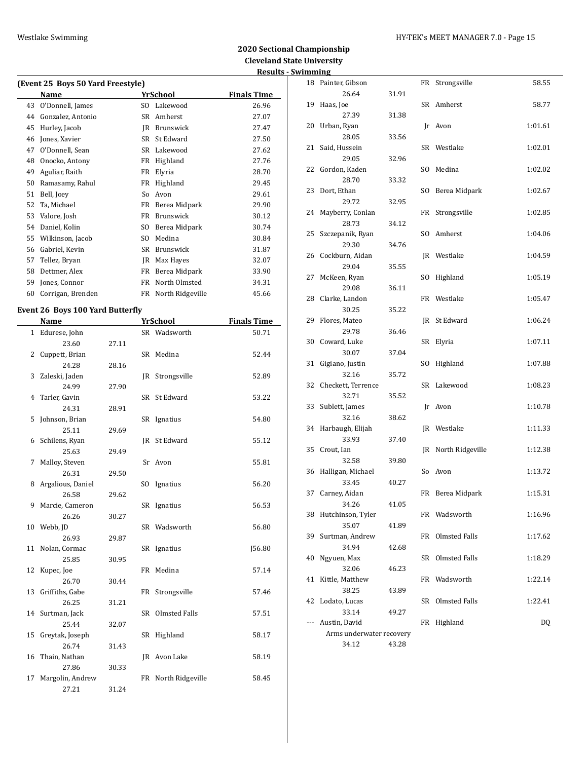## 2020 Sectional Championship
### Cleveland State University
### Results - Swimming

**(Event 25 Boys 50 Yard Freestyle)**

| | Name | Yr | School | Finals Time |
|---|---|---|---|---|
| 43 | O'Donnell, James | SO | Lakewood | 26.96 |
| 44 | Gonzalez, Antonio | SR | Amherst | 27.07 |
| 45 | Hurley, Jacob | JR | Brunswick | 27.47 |
| 46 | Jones, Xavier | SR | St Edward | 27.50 |
| 47 | O'Donnell, Sean | SR | Lakewood | 27.62 |
| 48 | Onocko, Antony | FR | Highland | 27.76 |
| 49 | Aguliar, Raith | FR | Elyria | 28.70 |
| 50 | Ramasamy, Rahul | FR | Highland | 29.45 |
| 51 | Bell, Joey | So | Avon | 29.61 |
| 52 | Ta, Michael | FR | Berea Midpark | 29.90 |
| 53 | Valore, Josh | FR | Brunswick | 30.12 |
| 54 | Daniel, Kolin | SO | Berea Midpark | 30.74 |
| 55 | Wilkinson, Jacob | SO | Medina | 30.84 |
| 56 | Gabriel, Kevin | SR | Brunswick | 31.87 |
| 57 | Tellez, Bryan | JR | Max Hayes | 32.07 |
| 58 | Dettmer, Alex | FR | Berea Midpark | 33.90 |
| 59 | Jones, Connor | FR | North Olmsted | 34.31 |
| 60 | Corrigan, Brenden | FR | North Ridgeville | 45.66 |

**Event 26 Boys 100 Yard Butterfly**

| | Name | Split 1 | Split 2 | Yr | School | Finals Time |
|---|---|---|---|---|---|---|
| 1 | Edurese, John | 23.60 | 27.11 | SR | Wadsworth | 50.71 |
| 2 | Cuppett, Brian | 24.28 | 28.16 | SR | Medina | 52.44 |
| 3 | Zaleski, Jaden | 24.99 | 27.90 | JR | Strongsville | 52.89 |
| 4 | Tarler, Gavin | 24.31 | 28.91 | SR | St Edward | 53.22 |
| 5 | Johnson, Brian | 25.11 | 29.69 | SR | Ignatius | 54.80 |
| 6 | Schilens, Ryan | 25.63 | 29.49 | JR | St Edward | 55.12 |
| 7 | Malloy, Steven | 26.31 | 29.50 | Sr | Avon | 55.81 |
| 8 | Argalious, Daniel | 26.58 | 29.62 | SO | Ignatius | 56.20 |
| 9 | Marcie, Cameron | 26.26 | 30.27 | SR | Ignatius | 56.53 |
| 10 | Webb, JD | 26.93 | 29.87 | SR | Wadsworth | 56.80 |
| 11 | Nolan, Cormac | 25.85 | 30.95 | SR | Ignatius | J56.80 |
| 12 | Kupec, Joe | 26.70 | 30.44 | FR | Medina | 57.14 |
| 13 | Griffiths, Gabe | 26.25 | 31.21 | FR | Strongsville | 57.46 |
| 14 | Surtman, Jack | 25.44 | 32.07 | SR | Olmsted Falls | 57.51 |
| 15 | Greytak, Joseph | 26.74 | 31.43 | SR | Highland | 58.17 |
| 16 | Thain, Nathan | 27.86 | 30.33 | JR | Avon Lake | 58.19 |
| 17 | Margolin, Andrew | 27.21 | 31.24 | FR | North Ridgeville | 58.45 |
| 18 | Painter, Gibson | 26.64 | 31.91 | FR | Strongsville | 58.55 |
| 19 | Haas, Joe | 27.39 | 31.38 | SR | Amherst | 58.77 |
| 20 | Urban, Ryan | 28.05 | 33.56 | Jr | Avon | 1:01.61 |
| 21 | Said, Hussein | 29.05 | 32.96 | SR | Westlake | 1:02.01 |
| 22 | Gordon, Kaden | 28.70 | 33.32 | SO | Medina | 1:02.02 |
| 23 | Dort, Ethan | 29.72 | 32.95 | SO | Berea Midpark | 1:02.67 |
| 24 | Mayberry, Conlan | 28.73 | 34.12 | FR | Strongsville | 1:02.85 |
| 25 | Szczepanik, Ryan | 29.30 | 34.76 | SO | Amherst | 1:04.06 |
| 26 | Cockburn, Aidan | 29.04 | 35.55 | JR | Westlake | 1:04.59 |
| 27 | McKeen, Ryan | 29.08 | 36.11 | SO | Highland | 1:05.19 |
| 28 | Clarke, Landon | 30.25 | 35.22 | FR | Westlake | 1:05.47 |
| 29 | Flores, Mateo | 29.78 | 36.46 | JR | St Edward | 1:06.24 |
| 30 | Coward, Luke | 30.07 | 37.04 | SR | Elyria | 1:07.11 |
| 31 | Gigiano, Justin | 32.16 | 35.72 | SO | Highland | 1:07.88 |
| 32 | Checkett, Terrence | 32.71 | 35.52 | SR | Lakewood | 1:08.23 |
| 33 | Sublett, James | 32.16 | 38.62 | Jr | Avon | 1:10.78 |
| 34 | Harbaugh, Elijah | 33.93 | 37.40 | JR | Westlake | 1:11.33 |
| 35 | Crout, Ian | 32.58 | 39.80 | JR | North Ridgeville | 1:12.38 |
| 36 | Halligan, Michael | 33.45 | 40.27 | So | Avon | 1:13.72 |
| 37 | Carney, Aidan | 34.26 | 41.05 | FR | Berea Midpark | 1:15.31 |
| 38 | Hutchinson, Tyler | 35.07 | 41.89 | FR | Wadsworth | 1:16.96 |
| 39 | Surtman, Andrew | 34.94 | 42.68 | FR | Olmsted Falls | 1:17.62 |
| 40 | Ngyuen, Max | 32.06 | 46.23 | SR | Olmsted Falls | 1:18.29 |
| 41 | Kittle, Matthew | 38.25 | 43.89 | FR | Wadsworth | 1:22.14 |
| 42 | Lodato, Lucas | 33.14 | 49.27 | SR | Olmsted Falls | 1:22.41 |
| --- | Austin, David (Arms underwater recovery) | 34.12 | 43.28 | FR | Highland | DQ |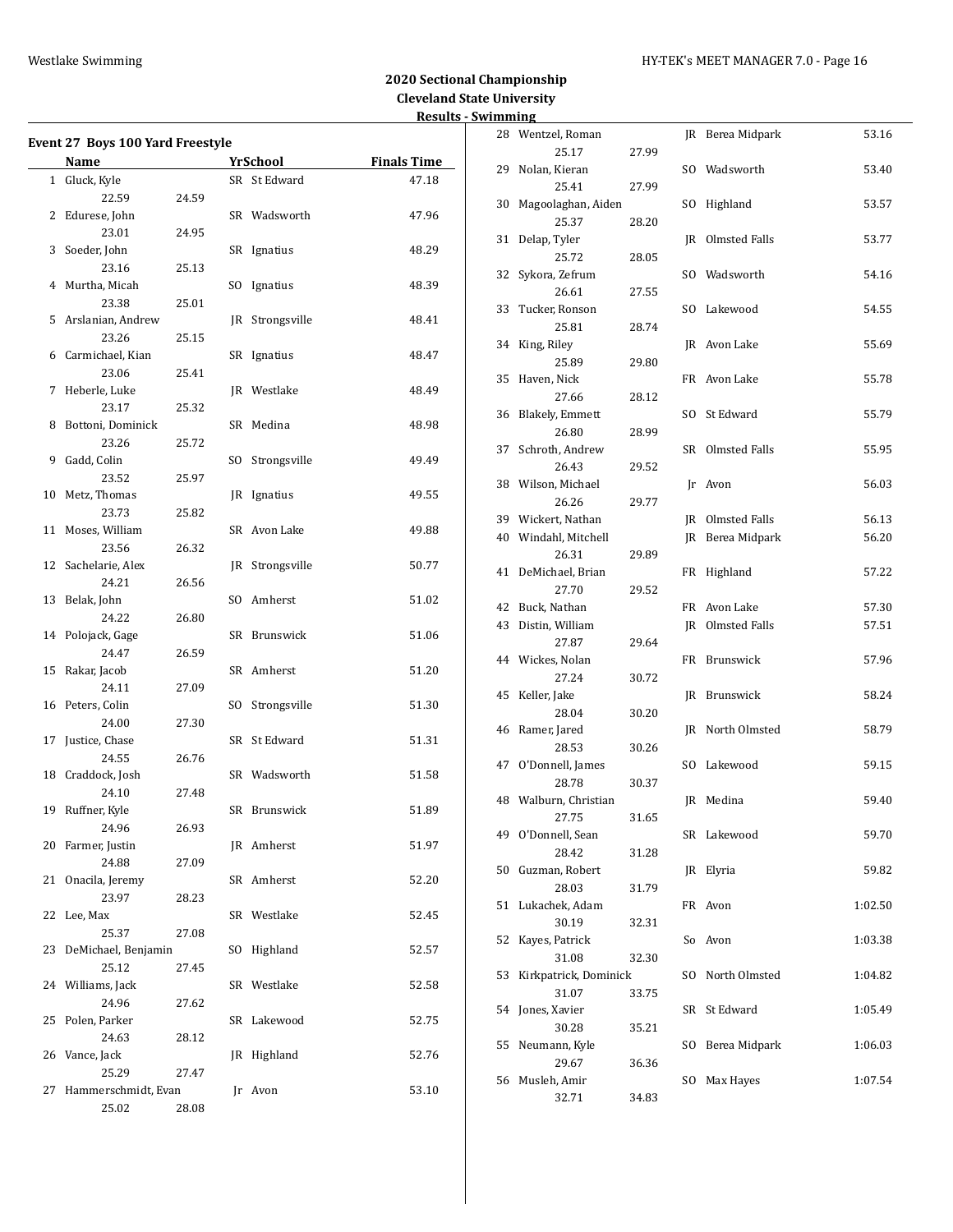## 2020 Sectional Championship
## Cleveland State University
## Results - Swimming

### Event 27 Boys 100 Yard Freestyle

| | Name | Yr | School | Finals Time |
|---|---|---|---|---|
| 1 | Gluck, Kyle | SR | St Edward | 47.18 |
| | 22.59 24.59 | | | |
| 2 | Edurese, John | SR | Wadsworth | 47.96 |
| | 23.01 24.95 | | | |
| 3 | Soeder, John | SR | Ignatius | 48.29 |
| | 23.16 25.13 | | | |
| 4 | Murtha, Micah | SO | Ignatius | 48.39 |
| | 23.38 25.01 | | | |
| 5 | Arslanian, Andrew | JR | Strongsville | 48.41 |
| | 23.26 25.15 | | | |
| 6 | Carmichael, Kian | SR | Ignatius | 48.47 |
| | 23.06 25.41 | | | |
| 7 | Heberle, Luke | JR | Westlake | 48.49 |
| | 23.17 25.32 | | | |
| 8 | Bottoni, Dominick | SR | Medina | 48.98 |
| | 23.26 25.72 | | | |
| 9 | Gadd, Colin | SO | Strongsville | 49.49 |
| | 23.52 25.97 | | | |
| 10 | Metz, Thomas | JR | Ignatius | 49.55 |
| | 23.73 25.82 | | | |
| 11 | Moses, William | SR | Avon Lake | 49.88 |
| | 23.56 26.32 | | | |
| 12 | Sachelarie, Alex | JR | Strongsville | 50.77 |
| | 24.21 26.56 | | | |
| 13 | Belak, John | SO | Amherst | 51.02 |
| | 24.22 26.80 | | | |
| 14 | Polojack, Gage | SR | Brunswick | 51.06 |
| | 24.47 26.59 | | | |
| 15 | Rakar, Jacob | SR | Amherst | 51.20 |
| | 24.11 27.09 | | | |
| 16 | Peters, Colin | SO | Strongsville | 51.30 |
| | 24.00 27.30 | | | |
| 17 | Justice, Chase | SR | St Edward | 51.31 |
| | 24.55 26.76 | | | |
| 18 | Craddock, Josh | SR | Wadsworth | 51.58 |
| | 24.10 27.48 | | | |
| 19 | Ruffner, Kyle | SR | Brunswick | 51.89 |
| | 24.96 26.93 | | | |
| 20 | Farmer, Justin | JR | Amherst | 51.97 |
| | 24.88 27.09 | | | |
| 21 | Onacila, Jeremy | SR | Amherst | 52.20 |
| | 23.97 28.23 | | | |
| 22 | Lee, Max | SR | Westlake | 52.45 |
| | 25.37 27.08 | | | |
| 23 | DeMichael, Benjamin | SO | Highland | 52.57 |
| | 25.12 27.45 | | | |
| 24 | Williams, Jack | SR | Westlake | 52.58 |
| | 24.96 27.62 | | | |
| 25 | Polen, Parker | SR | Lakewood | 52.75 |
| | 24.63 28.12 | | | |
| 26 | Vance, Jack | JR | Highland | 52.76 |
| | 25.29 27.47 | | | |
| 27 | Hammerschmidt, Evan | Jr | Avon | 53.10 |
| | 25.02 28.08 | | | |
| 28 | Wentzel, Roman | JR | Berea Midpark | 53.16 |
| | 25.17 27.99 | | | |
| 29 | Nolan, Kieran | SO | Wadsworth | 53.40 |
| | 25.41 27.99 | | | |
| 30 | Magoolaghan, Aiden | SO | Highland | 53.57 |
| | 25.37 28.20 | | | |
| 31 | Delap, Tyler | JR | Olmsted Falls | 53.77 |
| | 25.72 28.05 | | | |
| 32 | Sykora, Zefrum | SO | Wadsworth | 54.16 |
| | 26.61 27.55 | | | |
| 33 | Tucker, Ronson | SO | Lakewood | 54.55 |
| | 25.81 28.74 | | | |
| 34 | King, Riley | JR | Avon Lake | 55.69 |
| | 25.89 29.80 | | | |
| 35 | Haven, Nick | FR | Avon Lake | 55.78 |
| | 27.66 28.12 | | | |
| 36 | Blakely, Emmett | SO | St Edward | 55.79 |
| | 26.80 28.99 | | | |
| 37 | Schroth, Andrew | SR | Olmsted Falls | 55.95 |
| | 26.43 29.52 | | | |
| 38 | Wilson, Michael | Jr | Avon | 56.03 |
| | 26.26 29.77 | | | |
| 39 | Wickert, Nathan | JR | Olmsted Falls | 56.13 |
| 40 | Windahl, Mitchell | JR | Berea Midpark | 56.20 |
| | 26.31 29.89 | | | |
| 41 | DeMichael, Brian | FR | Highland | 57.22 |
| | 27.70 29.52 | | | |
| 42 | Buck, Nathan | FR | Avon Lake | 57.30 |
| 43 | Distin, William | JR | Olmsted Falls | 57.51 |
| | 27.87 29.64 | | | |
| 44 | Wickes, Nolan | FR | Brunswick | 57.96 |
| | 27.24 30.72 | | | |
| 45 | Keller, Jake | JR | Brunswick | 58.24 |
| | 28.04 30.20 | | | |
| 46 | Ramer, Jared | JR | North Olmsted | 58.79 |
| | 28.53 30.26 | | | |
| 47 | O'Donnell, James | SO | Lakewood | 59.15 |
| | 28.78 30.37 | | | |
| 48 | Walburn, Christian | JR | Medina | 59.40 |
| | 27.75 31.65 | | | |
| 49 | O'Donnell, Sean | SR | Lakewood | 59.70 |
| | 28.42 31.28 | | | |
| 50 | Guzman, Robert | JR | Elyria | 59.82 |
| | 28.03 31.79 | | | |
| 51 | Lukachek, Adam | FR | Avon | 1:02.50 |
| | 30.19 32.31 | | | |
| 52 | Kayes, Patrick | So | Avon | 1:03.38 |
| | 31.08 32.30 | | | |
| 53 | Kirkpatrick, Dominick | SO | North Olmsted | 1:04.82 |
| | 31.07 33.75 | | | |
| 54 | Jones, Xavier | SR | St Edward | 1:05.49 |
| | 30.28 35.21 | | | |
| 55 | Neumann, Kyle | SO | Berea Midpark | 1:06.03 |
| | 29.67 36.36 | | | |
| 56 | Musleh, Amir | SO | Max Hayes | 1:07.54 |
| | 32.71 34.83 | | | |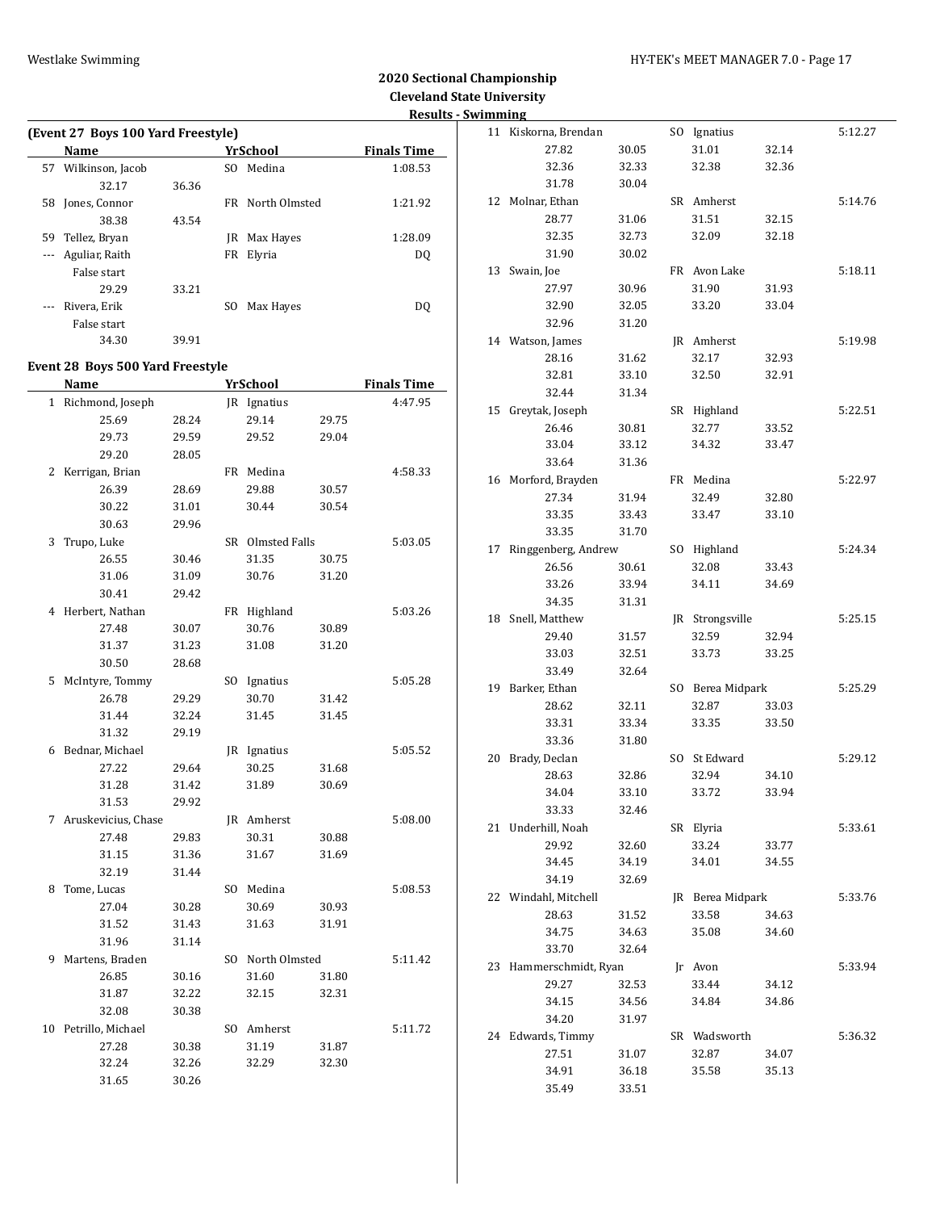## 2020 Sectional Championship
### Cleveland State University
### Results - Swimming

**(Event 27 Boys 100 Yard Freestyle)**

| | Name | Yr | School | Finals Time |
|---|---|---|---|---|
| 57 | Wilkinson, Jacob | SO | Medina | 1:08.53 |
| | 32.17 36.36 | | | |
| 58 | Jones, Connor | FR | North Olmsted | 1:21.92 |
| | 38.38 43.54 | | | |
| 59 | Tellez, Bryan | JR | Max Hayes | 1:28.09 |
| --- | Aguliar, Raith | FR | Elyria | DQ |
| | False start | | | |
| | 29.29 33.21 | | | |
| --- | Rivera, Erik | SO | Max Hayes | DQ |
| | False start | | | |
| | 34.30 39.91 | | | |

**Event 28 Boys 500 Yard Freestyle**

| | Name | Yr | School | Finals Time |
|---|---|---|---|---|
| 1 | Richmond, Joseph | JR | Ignatius | 4:47.95 |
| | 25.69 28.24 29.14 29.75 | | | |
| | 29.73 29.59 29.52 29.04 | | | |
| | 29.20 28.05 | | | |
| 2 | Kerrigan, Brian | FR | Medina | 4:58.33 |
| | 26.39 28.69 29.88 30.57 | | | |
| | 30.22 31.01 30.44 30.54 | | | |
| | 30.63 29.96 | | | |
| 3 | Trupo, Luke | SR | Olmsted Falls | 5:03.05 |
| | 26.55 30.46 31.35 30.75 | | | |
| | 31.06 31.09 30.76 31.20 | | | |
| | 30.41 29.42 | | | |
| 4 | Herbert, Nathan | FR | Highland | 5:03.26 |
| | 27.48 30.07 30.76 30.89 | | | |
| | 31.37 31.23 31.08 31.20 | | | |
| | 30.50 28.68 | | | |
| 5 | McIntyre, Tommy | SO | Ignatius | 5:05.28 |
| | 26.78 29.29 30.70 31.42 | | | |
| | 31.44 32.24 31.45 31.45 | | | |
| | 31.32 29.19 | | | |
| 6 | Bednar, Michael | JR | Ignatius | 5:05.52 |
| | 27.22 29.64 30.25 31.68 | | | |
| | 31.28 31.42 31.89 30.69 | | | |
| | 31.53 29.92 | | | |
| 7 | Aruskevicius, Chase | JR | Amherst | 5:08.00 |
| | 27.48 29.83 30.31 30.88 | | | |
| | 31.15 31.36 31.67 31.69 | | | |
| | 32.19 31.44 | | | |
| 8 | Tome, Lucas | SO | Medina | 5:08.53 |
| | 27.04 30.28 30.69 30.93 | | | |
| | 31.52 31.43 31.63 31.91 | | | |
| | 31.96 31.14 | | | |
| 9 | Martens, Braden | SO | North Olmsted | 5:11.42 |
| | 26.85 30.16 31.60 31.80 | | | |
| | 31.87 32.22 32.15 32.31 | | | |
| | 32.08 30.38 | | | |
| 10 | Petrillo, Michael | SO | Amherst | 5:11.72 |
| | 27.28 30.38 31.19 31.87 | | | |
| | 32.24 32.26 32.29 32.30 | | | |
| | 31.65 30.26 | | | |
| 11 | Kiskorna, Brendan | SO | Ignatius | 5:12.27 |
| | 27.82 30.05 31.01 32.14 | | | |
| | 32.36 32.33 32.38 32.36 | | | |
| | 31.78 30.04 | | | |
| 12 | Molnar, Ethan | SR | Amherst | 5:14.76 |
| | 28.77 31.06 31.51 32.15 | | | |
| | 32.35 32.73 32.09 32.18 | | | |
| | 31.90 30.02 | | | |
| 13 | Swain, Joe | FR | Avon Lake | 5:18.11 |
| | 27.97 30.96 31.90 31.93 | | | |
| | 32.90 32.05 33.20 33.04 | | | |
| | 32.96 31.20 | | | |
| 14 | Watson, James | JR | Amherst | 5:19.98 |
| | 28.16 31.62 32.17 32.93 | | | |
| | 32.81 33.10 32.50 32.91 | | | |
| | 32.44 31.34 | | | |
| 15 | Greytak, Joseph | SR | Highland | 5:22.51 |
| | 26.46 30.81 32.77 33.52 | | | |
| | 33.04 33.12 34.32 33.47 | | | |
| | 33.64 31.36 | | | |
| 16 | Morford, Brayden | FR | Medina | 5:22.97 |
| | 27.34 31.94 32.49 32.80 | | | |
| | 33.35 33.43 33.47 33.10 | | | |
| | 33.35 31.70 | | | |
| 17 | Ringgenberg, Andrew | SO | Highland | 5:24.34 |
| | 26.56 30.61 32.08 33.43 | | | |
| | 33.26 33.94 34.11 34.69 | | | |
| | 34.35 31.31 | | | |
| 18 | Snell, Matthew | JR | Strongsville | 5:25.15 |
| | 29.40 31.57 32.59 32.94 | | | |
| | 33.03 32.51 33.73 33.25 | | | |
| | 33.49 32.64 | | | |
| 19 | Barker, Ethan | SO | Berea Midpark | 5:25.29 |
| | 28.62 32.11 32.87 33.03 | | | |
| | 33.31 33.34 33.35 33.50 | | | |
| | 33.36 31.80 | | | |
| 20 | Brady, Declan | SO | St Edward | 5:29.12 |
| | 28.63 32.86 32.94 34.10 | | | |
| | 34.04 33.10 33.72 33.94 | | | |
| | 33.33 32.46 | | | |
| 21 | Underhill, Noah | SR | Elyria | 5:33.61 |
| | 29.92 32.60 33.24 33.77 | | | |
| | 34.45 34.19 34.01 34.55 | | | |
| | 34.19 32.69 | | | |
| 22 | Windahl, Mitchell | JR | Berea Midpark | 5:33.76 |
| | 28.63 31.52 33.58 34.63 | | | |
| | 34.75 34.63 35.08 34.60 | | | |
| | 33.70 32.64 | | | |
| 23 | Hammerschmidt, Ryan | Jr | Avon | 5:33.94 |
| | 29.27 32.53 33.44 34.12 | | | |
| | 34.15 34.56 34.84 34.86 | | | |
| | 34.20 31.97 | | | |
| 24 | Edwards, Timmy | SR | Wadsworth | 5:36.32 |
| | 27.51 31.07 32.87 34.07 | | | |
| | 34.91 36.18 35.58 35.13 | | | |
| | 35.49 33.51 | | | |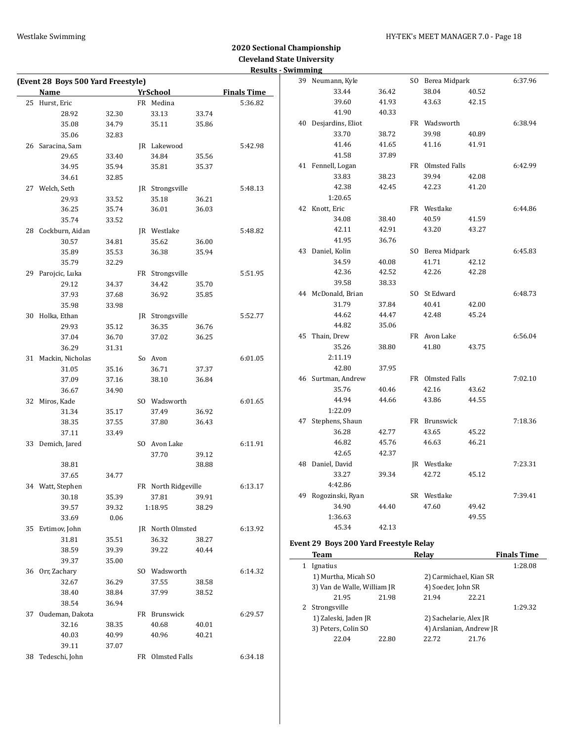## 2020 Sectional Championship
## Cleveland State University
## Results - Swimming

### (Event 28 Boys 500 Yard Freestyle)

| | Name | | YrSchool | | Finals Time |
|---|---|---|---|---|---|
| 25 | Hurst, Eric | | FR Medina | | 5:36.82 |
| | 28.92 | 32.30 | 33.13 | 33.74 | |
| | 35.08 | 34.79 | 35.11 | 35.86 | |
| | 35.06 | 32.83 | | | |
| 26 | Saracina, Sam | | JR Lakewood | | 5:42.98 |
| | 29.65 | 33.40 | 34.84 | 35.56 | |
| | 34.95 | 35.94 | 35.81 | 35.37 | |
| | 34.61 | 32.85 | | | |
| 27 | Welch, Seth | | JR Strongsville | | 5:48.13 |
| | 29.93 | 33.52 | 35.18 | 36.21 | |
| | 36.25 | 35.74 | 36.01 | 36.03 | |
| | 35.74 | 33.52 | | | |
| 28 | Cockburn, Aidan | | JR Westlake | | 5:48.82 |
| | 30.57 | 34.81 | 35.62 | 36.00 | |
| | 35.89 | 35.53 | 36.38 | 35.94 | |
| | 35.79 | 32.29 | | | |
| 29 | Parojcic, Luka | | FR Strongsville | | 5:51.95 |
| | 29.12 | 34.37 | 34.42 | 35.70 | |
| | 37.93 | 37.68 | 36.92 | 35.85 | |
| | 35.98 | 33.98 | | | |
| 30 | Holka, Ethan | | JR Strongsville | | 5:52.77 |
| | 29.93 | 35.12 | 36.35 | 36.76 | |
| | 37.04 | 36.70 | 37.02 | 36.25 | |
| | 36.29 | 31.31 | | | |
| 31 | Mackin, Nicholas | | So Avon | | 6:01.05 |
| | 31.05 | 35.16 | 36.71 | 37.37 | |
| | 37.09 | 37.16 | 38.10 | 36.84 | |
| | 36.67 | 34.90 | | | |
| 32 | Miros, Kade | | SO Wadsworth | | 6:01.65 |
| | 31.34 | 35.17 | 37.49 | 36.92 | |
| | 38.35 | 37.55 | 37.80 | 36.43 | |
| | 37.11 | 33.49 | | | |
| 33 | Demich, Jared | | SO Avon Lake | | 6:11.91 |
| | | | 37.70 | 39.12 | |
| | 38.81 | | | 38.88 | |
| | 37.65 | 34.77 | | | |
| 34 | Watt, Stephen | | FR North Ridgeville | | 6:13.17 |
| | 30.18 | 35.39 | 37.81 | 39.91 | |
| | 39.57 | 39.32 | 1:18.95 | 38.29 | |
| | 33.69 | 0.06 | | | |
| 35 | Evtimov, John | | JR North Olmsted | | 6:13.92 |
| | 31.81 | 35.51 | 36.32 | 38.27 | |
| | 38.59 | 39.39 | 39.22 | 40.44 | |
| | 39.37 | 35.00 | | | |
| 36 | Orr, Zachary | | SO Wadsworth | | 6:14.32 |
| | 32.67 | 36.29 | 37.55 | 38.58 | |
| | 38.40 | 38.84 | 37.99 | 38.52 | |
| | 38.54 | 36.94 | | | |
| 37 | Oudeman, Dakota | | FR Brunswick | | 6:29.57 |
| | 32.16 | 38.35 | 40.68 | 40.01 | |
| | 40.03 | 40.99 | 40.96 | 40.21 | |
| | 39.11 | 37.07 | | | |
| 38 | Tedeschi, John | | FR Olmsted Falls | | 6:34.18 |
| 39 | Neumann, Kyle | | SO Berea Midpark | | 6:37.96 |
| | 33.44 | 36.42 | 38.04 | 40.52 | |
| | 39.60 | 41.93 | 43.63 | 42.15 | |
| | 41.90 | 40.33 | | | |
| 40 | Desjardins, Eliot | | FR Wadsworth | | 6:38.94 |
| | 33.70 | 38.72 | 39.98 | 40.89 | |
| | 41.46 | 41.65 | 41.16 | 41.91 | |
| | 41.58 | 37.89 | | | |
| 41 | Fennell, Logan | | FR Olmsted Falls | | 6:42.99 |
| | 33.83 | 38.23 | 39.94 | 42.08 | |
| | 42.38 | 42.45 | 42.23 | 41.20 | |
| | 1:20.65 | | | | |
| 42 | Knott, Eric | | FR Westlake | | 6:44.86 |
| | 34.08 | 38.40 | 40.59 | 41.59 | |
| | 42.11 | 42.91 | 43.20 | 43.27 | |
| | 41.95 | 36.76 | | | |
| 43 | Daniel, Kolin | | SO Berea Midpark | | 6:45.83 |
| | 34.59 | 40.08 | 41.71 | 42.12 | |
| | 42.36 | 42.52 | 42.26 | 42.28 | |
| | 39.58 | 38.33 | | | |
| 44 | McDonald, Brian | | SO St Edward | | 6:48.73 |
| | 31.79 | 37.84 | 40.41 | 42.00 | |
| | 44.62 | 44.47 | 42.48 | 45.24 | |
| | 44.82 | 35.06 | | | |
| 45 | Thain, Drew | | FR Avon Lake | | 6:56.04 |
| | 35.26 | 38.80 | 41.80 | 43.75 | |
| | 2:11.19 | | | | |
| | 42.80 | 37.95 | | | |
| 46 | Surtman, Andrew | | FR Olmsted Falls | | 7:02.10 |
| | 35.76 | 40.46 | 42.16 | 43.62 | |
| | 44.94 | 44.66 | 43.86 | 44.55 | |
| | 1:22.09 | | | | |
| 47 | Stephens, Shaun | | FR Brunswick | | 7:18.36 |
| | 36.28 | 42.77 | 43.65 | 45.22 | |
| | 46.82 | 45.76 | 46.63 | 46.21 | |
| | 42.65 | 42.37 | | | |
| 48 | Daniel, David | | JR Westlake | | 7:23.31 |
| | 33.27 | 39.34 | 42.72 | 45.12 | |
| | 4:42.86 | | | | |
| 49 | Rogozinski, Ryan | | SR Westlake | | 7:39.41 |
| | 34.90 | 44.40 | 47.60 | 49.42 | |
| | 1:36.63 | | | 49.55 | |
| | 45.34 | 42.13 | | | |

### Event 29 Boys 200 Yard Freestyle Relay

| | Team | | Relay | | Finals Time |
|---|---|---|---|---|---|
| 1 | Ignatius | | | | 1:28.08 |
| | 1) Murtha, Micah SO | | 2) Carmichael, Kian SR | | |
| | 3) Van de Walle, William JR | | 4) Soeder, John SR | | |
| | 21.95 | 21.98 | 21.94 | 22.21 | |
| 2 | Strongsville | | | | 1:29.32 |
| | 1) Zaleski, Jaden JR | | 2) Sachelarie, Alex JR | | |
| | 3) Peters, Colin SO | | 4) Arslanian, Andrew JR | | |
| | 22.04 | 22.80 | 22.72 | 21.76 | |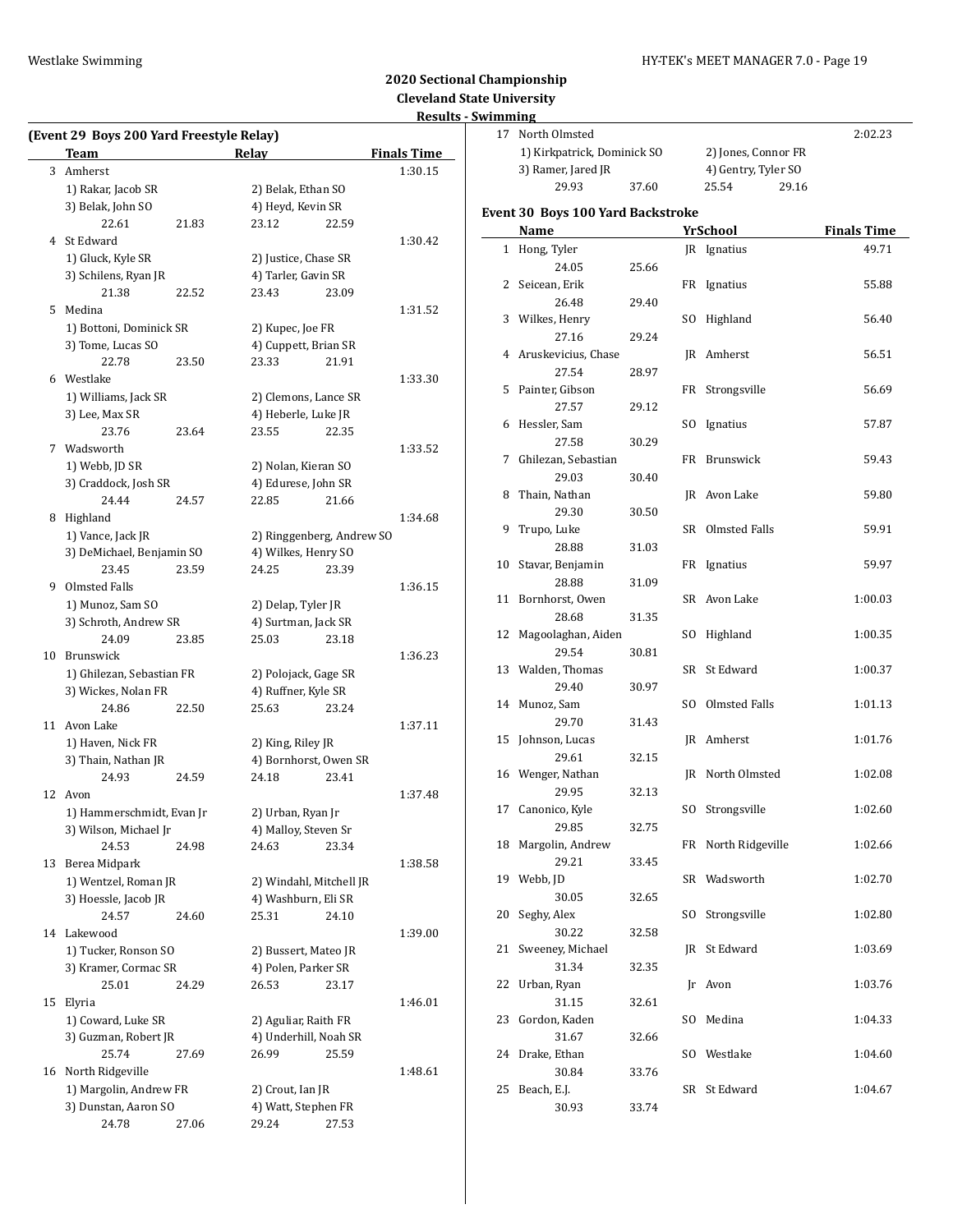## 2020 Sectional Championship

### Cleveland State University

### Results - Swimming

**(Event 29 Boys 200 Yard Freestyle Relay)**

| | Team | Relay | | Finals Time |
|---|---|---|---|---|
| 3 | Amherst | | | 1:30.15 |
| | 1) Rakar, Jacob SR | 2) Belak, Ethan SO | | |
| | 3) Belak, John SO | 4) Heyd, Kevin SR | | |
| | 22.61 21.83 | 23.12 22.59 | | |
| 4 | St Edward | | | 1:30.42 |
| | 1) Gluck, Kyle SR | 2) Justice, Chase SR | | |
| | 3) Schilens, Ryan JR | 4) Tarler, Gavin SR | | |
| | 21.38 22.52 | 23.43 23.09 | | |
| 5 | Medina | | | 1:31.52 |
| | 1) Bottoni, Dominick SR | 2) Kupec, Joe FR | | |
| | 3) Tome, Lucas SO | 4) Cuppett, Brian SR | | |
| | 22.78 23.50 | 23.33 21.91 | | |
| 6 | Westlake | | | 1:33.30 |
| | 1) Williams, Jack SR | 2) Clemons, Lance SR | | |
| | 3) Lee, Max SR | 4) Heberle, Luke JR | | |
| | 23.76 23.64 | 23.55 22.35 | | |
| 7 | Wadsworth | | | 1:33.52 |
| | 1) Webb, JD SR | 2) Nolan, Kieran SO | | |
| | 3) Craddock, Josh SR | 4) Edurese, John SR | | |
| | 24.44 24.57 | 22.85 21.66 | | |
| 8 | Highland | | | 1:34.68 |
| | 1) Vance, Jack JR | 2) Ringgenberg, Andrew SO | | |
| | 3) DeMichael, Benjamin SO | 4) Wilkes, Henry SO | | |
| | 23.45 23.59 | 24.25 23.39 | | |
| 9 | Olmsted Falls | | | 1:36.15 |
| | 1) Munoz, Sam SO | 2) Delap, Tyler JR | | |
| | 3) Schroth, Andrew SR | 4) Surtman, Jack SR | | |
| | 24.09 23.85 | 25.03 23.18 | | |
| 10 | Brunswick | | | 1:36.23 |
| | 1) Ghilezan, Sebastian FR | 2) Polojack, Gage SR | | |
| | 3) Wickes, Nolan FR | 4) Ruffner, Kyle SR | | |
| | 24.86 22.50 | 25.63 23.24 | | |
| 11 | Avon Lake | | | 1:37.11 |
| | 1) Haven, Nick FR | 2) King, Riley JR | | |
| | 3) Thain, Nathan JR | 4) Bornhorst, Owen SR | | |
| | 24.93 24.59 | 24.18 23.41 | | |
| 12 | Avon | | | 1:37.48 |
| | 1) Hammerschmidt, Evan Jr | 2) Urban, Ryan Jr | | |
| | 3) Wilson, Michael Jr | 4) Malloy, Steven Sr | | |
| | 24.53 24.98 | 24.63 23.34 | | |
| 13 | Berea Midpark | | | 1:38.58 |
| | 1) Wentzel, Roman JR | 2) Windahl, Mitchell JR | | |
| | 3) Hoessle, Jacob JR | 4) Washburn, Eli SR | | |
| | 24.57 24.60 | 25.31 24.10 | | |
| 14 | Lakewood | | | 1:39.00 |
| | 1) Tucker, Ronson SO | 2) Bussert, Mateo JR | | |
| | 3) Kramer, Cormac SR | 4) Polen, Parker SR | | |
| | 25.01 24.29 | 26.53 23.17 | | |
| 15 | Elyria | | | 1:46.01 |
| | 1) Coward, Luke SR | 2) Aguliar, Raith FR | | |
| | 3) Guzman, Robert JR | 4) Underhill, Noah SR | | |
| | 25.74 27.69 | 26.99 25.59 | | |
| 16 | North Ridgeville | | | 1:48.61 |
| | 1) Margolin, Andrew FR | 2) Crout, Ian JR | | |
| | 3) Dunstan, Aaron SO | 4) Watt, Stephen FR | | |
| | 24.78 27.06 | 29.24 27.53 | | |
| 17 | North Olmsted | | | 2:02.23 |
| | 1) Kirkpatrick, Dominick SO | 2) Jones, Connor FR | | |
| | 3) Ramer, Jared JR | 4) Gentry, Tyler SO | | |
| | 29.93 37.60 | 25.54 29.16 | | |

**Event 30 Boys 100 Yard Backstroke**

| | Name | Yr | School | Finals Time |
|---|---|---|---|---|
| 1 | Hong, Tyler | JR | Ignatius | 49.71 |
| | 24.05 25.66 | | | |
| 2 | Seicean, Erik | FR | Ignatius | 55.88 |
| | 26.48 29.40 | | | |
| 3 | Wilkes, Henry | SO | Highland | 56.40 |
| | 27.16 29.24 | | | |
| 4 | Aruskevicius, Chase | JR | Amherst | 56.51 |
| | 27.54 28.97 | | | |
| 5 | Painter, Gibson | FR | Strongsville | 56.69 |
| | 27.57 29.12 | | | |
| 6 | Hessler, Sam | SO | Ignatius | 57.87 |
| | 27.58 30.29 | | | |
| 7 | Ghilezan, Sebastian | FR | Brunswick | 59.43 |
| | 29.03 30.40 | | | |
| 8 | Thain, Nathan | JR | Avon Lake | 59.80 |
| | 29.30 30.50 | | | |
| 9 | Trupo, Luke | SR | Olmsted Falls | 59.91 |
| | 28.88 31.03 | | | |
| 10 | Stavar, Benjamin | FR | Ignatius | 59.97 |
| | 28.88 31.09 | | | |
| 11 | Bornhorst, Owen | SR | Avon Lake | 1:00.03 |
| | 28.68 31.35 | | | |
| 12 | Magoolaghan, Aiden | SO | Highland | 1:00.35 |
| | 29.54 30.81 | | | |
| 13 | Walden, Thomas | SR | St Edward | 1:00.37 |
| | 29.40 30.97 | | | |
| 14 | Munoz, Sam | SO | Olmsted Falls | 1:01.13 |
| | 29.70 31.43 | | | |
| 15 | Johnson, Lucas | JR | Amherst | 1:01.76 |
| | 29.61 32.15 | | | |
| 16 | Wenger, Nathan | JR | North Olmsted | 1:02.08 |
| | 29.95 32.13 | | | |
| 17 | Canonico, Kyle | SO | Strongsville | 1:02.60 |
| | 29.85 32.75 | | | |
| 18 | Margolin, Andrew | FR | North Ridgeville | 1:02.66 |
| | 29.21 33.45 | | | |
| 19 | Webb, JD | SR | Wadsworth | 1:02.70 |
| | 30.05 32.65 | | | |
| 20 | Seghy, Alex | SO | Strongsville | 1:02.80 |
| | 30.22 32.58 | | | |
| 21 | Sweeney, Michael | JR | St Edward | 1:03.69 |
| | 31.34 32.35 | | | |
| 22 | Urban, Ryan | Jr | Avon | 1:03.76 |
| | 31.15 32.61 | | | |
| 23 | Gordon, Kaden | SO | Medina | 1:04.33 |
| | 31.67 32.66 | | | |
| 24 | Drake, Ethan | SO | Westlake | 1:04.60 |
| | 30.84 33.76 | | | |
| 25 | Beach, E.J. | SR | St Edward | 1:04.67 |
| | 30.93 33.74 | | | |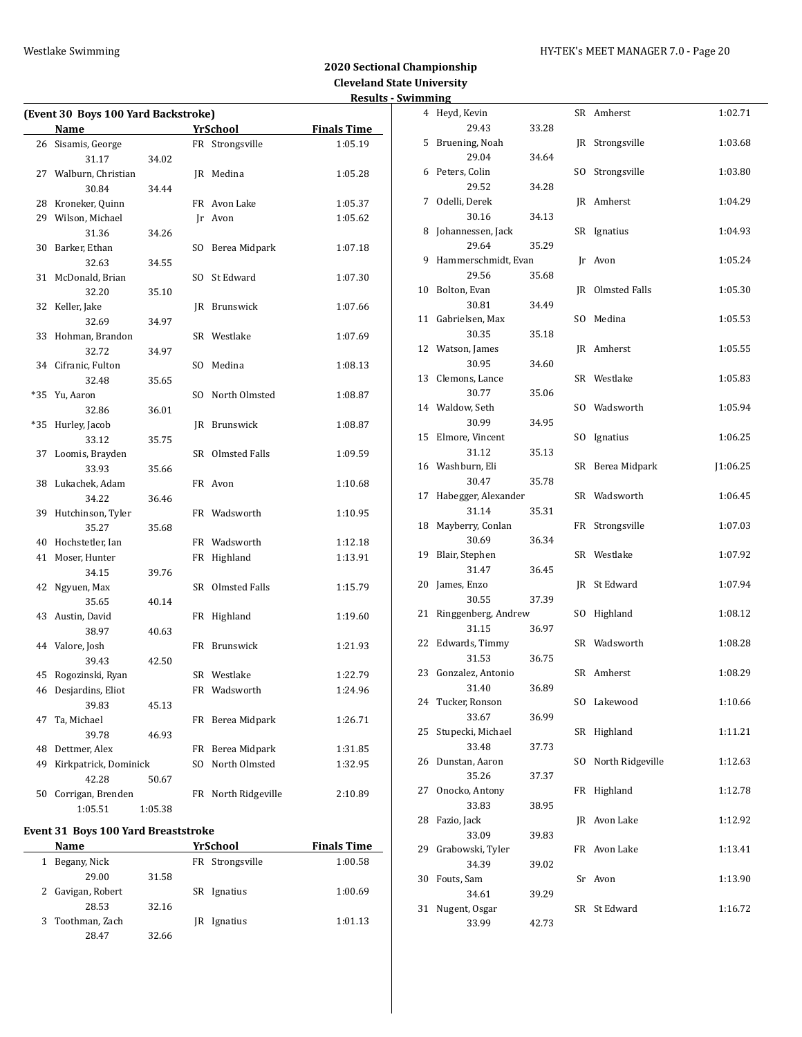## 2020 Sectional Championship
## Cleveland State University
## Results - Swimming

### (Event 30 Boys 100 Yard Backstroke)

| | Name | | Yr | School | Finals Time |
|---|---|---|---|---|---|
| 26 | Sisamis, George | | FR | Strongsville | 1:05.19 |
| | 31.17 | 34.02 | | | |
| 27 | Walburn, Christian | | JR | Medina | 1:05.28 |
| | 30.84 | 34.44 | | | |
| 28 | Kroneker, Quinn | | FR | Avon Lake | 1:05.37 |
| 29 | Wilson, Michael | | Jr | Avon | 1:05.62 |
| | 31.36 | 34.26 | | | |
| 30 | Barker, Ethan | | SO | Berea Midpark | 1:07.18 |
| | 32.63 | 34.55 | | | |
| 31 | McDonald, Brian | | SO | St Edward | 1:07.30 |
| | 32.20 | 35.10 | | | |
| 32 | Keller, Jake | | JR | Brunswick | 1:07.66 |
| | 32.69 | 34.97 | | | |
| 33 | Hohman, Brandon | | SR | Westlake | 1:07.69 |
| | 32.72 | 34.97 | | | |
| 34 | Cifranic, Fulton | | SO | Medina | 1:08.13 |
| | 32.48 | 35.65 | | | |
| *35 | Yu, Aaron | | SO | North Olmsted | 1:08.87 |
| | 32.86 | 36.01 | | | |
| *35 | Hurley, Jacob | | JR | Brunswick | 1:08.87 |
| | 33.12 | 35.75 | | | |
| 37 | Loomis, Brayden | | SR | Olmsted Falls | 1:09.59 |
| | 33.93 | 35.66 | | | |
| 38 | Lukachek, Adam | | FR | Avon | 1:10.68 |
| | 34.22 | 36.46 | | | |
| 39 | Hutchinson, Tyler | | FR | Wadsworth | 1:10.95 |
| | 35.27 | 35.68 | | | |
| 40 | Hochstetler, Ian | | FR | Wadsworth | 1:12.18 |
| 41 | Moser, Hunter | | FR | Highland | 1:13.91 |
| | 34.15 | 39.76 | | | |
| 42 | Ngyuen, Max | | SR | Olmsted Falls | 1:15.79 |
| | 35.65 | 40.14 | | | |
| 43 | Austin, David | | FR | Highland | 1:19.60 |
| | 38.97 | 40.63 | | | |
| 44 | Valore, Josh | | FR | Brunswick | 1:21.93 |
| | 39.43 | 42.50 | | | |
| 45 | Rogozinski, Ryan | | SR | Westlake | 1:22.79 |
| 46 | Desjardins, Eliot | | FR | Wadsworth | 1:24.96 |
| | 39.83 | 45.13 | | | |
| 47 | Ta, Michael | | FR | Berea Midpark | 1:26.71 |
| | 39.78 | 46.93 | | | |
| 48 | Dettmer, Alex | | FR | Berea Midpark | 1:31.85 |
| 49 | Kirkpatrick, Dominick | | SO | North Olmsted | 1:32.95 |
| | 42.28 | 50.67 | | | |
| 50 | Corrigan, Brenden | | FR | North Ridgeville | 2:10.89 |
| | 1:05.51 | 1:05.38 | | | |

### Event 31 Boys 100 Yard Breaststroke

| | Name | | Yr | School | Finals Time |
|---|---|---|---|---|---|
| 1 | Begany, Nick | | FR | Strongsville | 1:00.58 |
| | 29.00 | 31.58 | | | |
| 2 | Gavigan, Robert | | SR | Ignatius | 1:00.69 |
| | 28.53 | 32.16 | | | |
| 3 | Toothman, Zach | | JR | Ignatius | 1:01.13 |
| | 28.47 | 32.66 | | | |
| 4 | Heyd, Kevin | | SR | Amherst | 1:02.71 |
| | 29.43 | 33.28 | | | |
| 5 | Bruening, Noah | | JR | Strongsville | 1:03.68 |
| | 29.04 | 34.64 | | | |
| 6 | Peters, Colin | | SO | Strongsville | 1:03.80 |
| | 29.52 | 34.28 | | | |
| 7 | Odelli, Derek | | JR | Amherst | 1:04.29 |
| | 30.16 | 34.13 | | | |
| 8 | Johannessen, Jack | | SR | Ignatius | 1:04.93 |
| | 29.64 | 35.29 | | | |
| 9 | Hammerschmidt, Evan | | Jr | Avon | 1:05.24 |
| | 29.56 | 35.68 | | | |
| 10 | Bolton, Evan | | JR | Olmsted Falls | 1:05.30 |
| | 30.81 | 34.49 | | | |
| 11 | Gabrielsen, Max | | SO | Medina | 1:05.53 |
| | 30.35 | 35.18 | | | |
| 12 | Watson, James | | JR | Amherst | 1:05.55 |
| | 30.95 | 34.60 | | | |
| 13 | Clemons, Lance | | SR | Westlake | 1:05.83 |
| | 30.77 | 35.06 | | | |
| 14 | Waldow, Seth | | SO | Wadsworth | 1:05.94 |
| | 30.99 | 34.95 | | | |
| 15 | Elmore, Vincent | | SO | Ignatius | 1:06.25 |
| | 31.12 | 35.13 | | | |
| 16 | Washburn, Eli | | SR | Berea Midpark | J1:06.25 |
| | 30.47 | 35.78 | | | |
| 17 | Habegger, Alexander | | SR | Wadsworth | 1:06.45 |
| | 31.14 | 35.31 | | | |
| 18 | Mayberry, Conlan | | FR | Strongsville | 1:07.03 |
| | 30.69 | 36.34 | | | |
| 19 | Blair, Stephen | | SR | Westlake | 1:07.92 |
| | 31.47 | 36.45 | | | |
| 20 | James, Enzo | | JR | St Edward | 1:07.94 |
| | 30.55 | 37.39 | | | |
| 21 | Ringgenberg, Andrew | | SO | Highland | 1:08.12 |
| | 31.15 | 36.97 | | | |
| 22 | Edwards, Timmy | | SR | Wadsworth | 1:08.28 |
| | 31.53 | 36.75 | | | |
| 23 | Gonzalez, Antonio | | SR | Amherst | 1:08.29 |
| | 31.40 | 36.89 | | | |
| 24 | Tucker, Ronson | | SO | Lakewood | 1:10.66 |
| | 33.67 | 36.99 | | | |
| 25 | Stupecki, Michael | | SR | Highland | 1:11.21 |
| | 33.48 | 37.73 | | | |
| 26 | Dunstan, Aaron | | SO | North Ridgeville | 1:12.63 |
| | 35.26 | 37.37 | | | |
| 27 | Onocko, Antony | | FR | Highland | 1:12.78 |
| | 33.83 | 38.95 | | | |
| 28 | Fazio, Jack | | JR | Avon Lake | 1:12.92 |
| | 33.09 | 39.83 | | | |
| 29 | Grabowski, Tyler | | FR | Avon Lake | 1:13.41 |
| | 34.39 | 39.02 | | | |
| 30 | Fouts, Sam | | Sr | Avon | 1:13.90 |
| | 34.61 | 39.29 | | | |
| 31 | Nugent, Osgar | | SR | St Edward | 1:16.72 |
| | 33.99 | 42.73 | | | |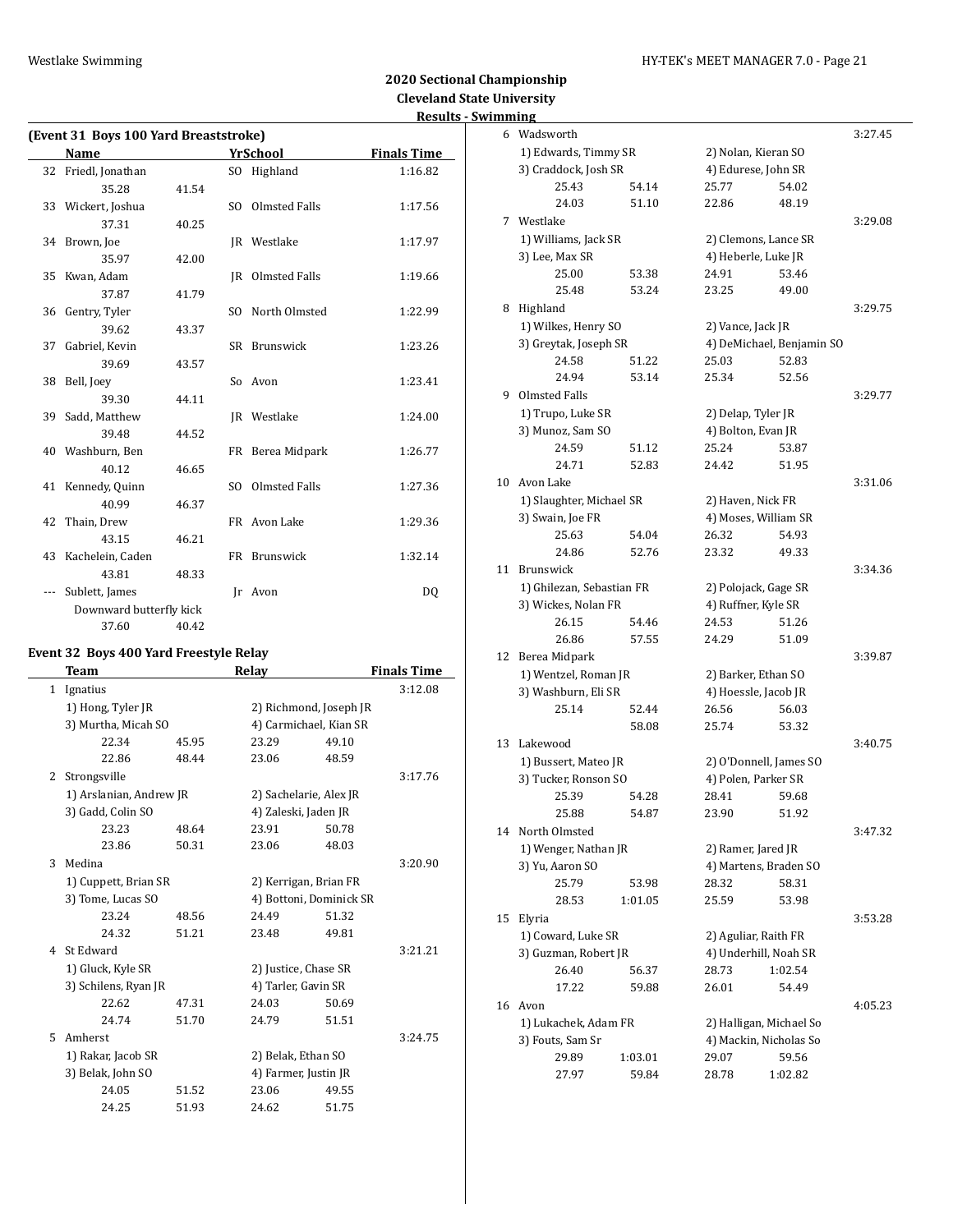## 2020 Sectional Championship
## Cleveland State University
## Results - Swimming

### (Event 31 Boys 100 Yard Breaststroke)

| | Name | | YrSchool | | Finals Time |
|---|---|---|---|---|---|
| 32 | Friedl, Jonathan | | SO | Highland | 1:16.82 |
| | 35.28 | 41.54 | | | |
| 33 | Wickert, Joshua | | SO | Olmsted Falls | 1:17.56 |
| | 37.31 | 40.25 | | | |
| 34 | Brown, Joe | | JR | Westlake | 1:17.97 |
| | 35.97 | 42.00 | | | |
| 35 | Kwan, Adam | | JR | Olmsted Falls | 1:19.66 |
| | 37.87 | 41.79 | | | |
| 36 | Gentry, Tyler | | SO | North Olmsted | 1:22.99 |
| | 39.62 | 43.37 | | | |
| 37 | Gabriel, Kevin | | SR | Brunswick | 1:23.26 |
| | 39.69 | 43.57 | | | |
| 38 | Bell, Joey | | So | Avon | 1:23.41 |
| | 39.30 | 44.11 | | | |
| 39 | Sadd, Matthew | | JR | Westlake | 1:24.00 |
| | 39.48 | 44.52 | | | |
| 40 | Washburn, Ben | | FR | Berea Midpark | 1:26.77 |
| | 40.12 | 46.65 | | | |
| 41 | Kennedy, Quinn | | SO | Olmsted Falls | 1:27.36 |
| | 40.99 | 46.37 | | | |
| 42 | Thain, Drew | | FR | Avon Lake | 1:29.36 |
| | 43.15 | 46.21 | | | |
| 43 | Kachelein, Caden | | FR | Brunswick | 1:32.14 |
| | 43.81 | 48.33 | | | |
| --- | Sublett, James | | Jr | Avon | DQ |
| | Downward butterfly kick | | | | |
| | 37.60 | 40.42 | | | |

### Event 32 Boys 400 Yard Freestyle Relay

| | Team | | Relay | | Finals Time |
|---|---|---|---|---|---|
| 1 | Ignatius | | | | 3:12.08 |
| | 1) Hong, Tyler JR | | 2) Richmond, Joseph JR | | |
| | 3) Murtha, Micah SO | | 4) Carmichael, Kian SR | | |
| | 22.34 | 45.95 | 23.29 | 49.10 | |
| | 22.86 | 48.44 | 23.06 | 48.59 | |
| 2 | Strongsville | | | | 3:17.76 |
| | 1) Arslanian, Andrew JR | | 2) Sachelarie, Alex JR | | |
| | 3) Gadd, Colin SO | | 4) Zaleski, Jaden JR | | |
| | 23.23 | 48.64 | 23.91 | 50.78 | |
| | 23.86 | 50.31 | 23.06 | 48.03 | |
| 3 | Medina | | | | 3:20.90 |
| | 1) Cuppett, Brian SR | | 2) Kerrigan, Brian FR | | |
| | 3) Tome, Lucas SO | | 4) Bottoni, Dominick SR | | |
| | 23.24 | 48.56 | 24.49 | 51.32 | |
| | 24.32 | 51.21 | 23.48 | 49.81 | |
| 4 | St Edward | | | | 3:21.21 |
| | 1) Gluck, Kyle SR | | 2) Justice, Chase SR | | |
| | 3) Schilens, Ryan JR | | 4) Tarler, Gavin SR | | |
| | 22.62 | 47.31 | 24.03 | 50.69 | |
| | 24.74 | 51.70 | 24.79 | 51.51 | |
| 5 | Amherst | | | | 3:24.75 |
| | 1) Rakar, Jacob SR | | 2) Belak, Ethan SO | | |
| | 3) Belak, John SO | | 4) Farmer, Justin JR | | |
| | 24.05 | 51.52 | 23.06 | 49.55 | |
| | 24.25 | 51.93 | 24.62 | 51.75 | |
| 6 | Wadsworth | | | | 3:27.45 |
| | 1) Edwards, Timmy SR | | 2) Nolan, Kieran SO | | |
| | 3) Craddock, Josh SR | | 4) Edurese, John SR | | |
| | 25.43 | 54.14 | 25.77 | 54.02 | |
| | 24.03 | 51.10 | 22.86 | 48.19 | |
| 7 | Westlake | | | | 3:29.08 |
| | 1) Williams, Jack SR | | 2) Clemons, Lance SR | | |
| | 3) Lee, Max SR | | 4) Heberle, Luke JR | | |
| | 25.00 | 53.38 | 24.91 | 53.46 | |
| | 25.48 | 53.24 | 23.25 | 49.00 | |
| 8 | Highland | | | | 3:29.75 |
| | 1) Wilkes, Henry SO | | 2) Vance, Jack JR | | |
| | 3) Greytak, Joseph SR | | 4) DeMichael, Benjamin SO | | |
| | 24.58 | 51.22 | 25.03 | 52.83 | |
| | 24.94 | 53.14 | 25.34 | 52.56 | |
| 9 | Olmsted Falls | | | | 3:29.77 |
| | 1) Trupo, Luke SR | | 2) Delap, Tyler JR | | |
| | 3) Munoz, Sam SO | | 4) Bolton, Evan JR | | |
| | 24.59 | 51.12 | 25.24 | 53.87 | |
| | 24.71 | 52.83 | 24.42 | 51.95 | |
| 10 | Avon Lake | | | | 3:31.06 |
| | 1) Slaughter, Michael SR | | 2) Haven, Nick FR | | |
| | 3) Swain, Joe FR | | 4) Moses, William SR | | |
| | 25.63 | 54.04 | 26.32 | 54.93 | |
| | 24.86 | 52.76 | 23.32 | 49.33 | |
| 11 | Brunswick | | | | 3:34.36 |
| | 1) Ghilezan, Sebastian FR | | 2) Polojack, Gage SR | | |
| | 3) Wickes, Nolan FR | | 4) Ruffner, Kyle SR | | |
| | 26.15 | 54.46 | 24.53 | 51.26 | |
| | 26.86 | 57.55 | 24.29 | 51.09 | |
| 12 | Berea Midpark | | | | 3:39.87 |
| | 1) Wentzel, Roman JR | | 2) Barker, Ethan SO | | |
| | 3) Washburn, Eli SR | | 4) Hoessle, Jacob JR | | |
| | 25.14 | 52.44 | 26.56 | 56.03 | |
| | | 58.08 | 25.74 | 53.32 | |
| 13 | Lakewood | | | | 3:40.75 |
| | 1) Bussert, Mateo JR | | 2) O'Donnell, James SO | | |
| | 3) Tucker, Ronson SO | | 4) Polen, Parker SR | | |
| | 25.39 | 54.28 | 28.41 | 59.68 | |
| | 25.88 | 54.87 | 23.90 | 51.92 | |
| 14 | North Olmsted | | | | 3:47.32 |
| | 1) Wenger, Nathan JR | | 2) Ramer, Jared JR | | |
| | 3) Yu, Aaron SO | | 4) Martens, Braden SO | | |
| | 25.79 | 53.98 | 28.32 | 58.31 | |
| | 28.53 | 1:01.05 | 25.59 | 53.98 | |
| 15 | Elyria | | | | 3:53.28 |
| | 1) Coward, Luke SR | | 2) Aguliar, Raith FR | | |
| | 3) Guzman, Robert JR | | 4) Underhill, Noah SR | | |
| | 26.40 | 56.37 | 28.73 | 1:02.54 | |
| | 17.22 | 59.88 | 26.01 | 54.49 | |
| 16 | Avon | | | | 4:05.23 |
| | 1) Lukachek, Adam FR | | 2) Halligan, Michael So | | |
| | 3) Fouts, Sam Sr | | 4) Mackin, Nicholas So | | |
| | 29.89 | 1:03.01 | 29.07 | 59.56 | |
| | 27.97 | 59.84 | 28.78 | 1:02.82 | |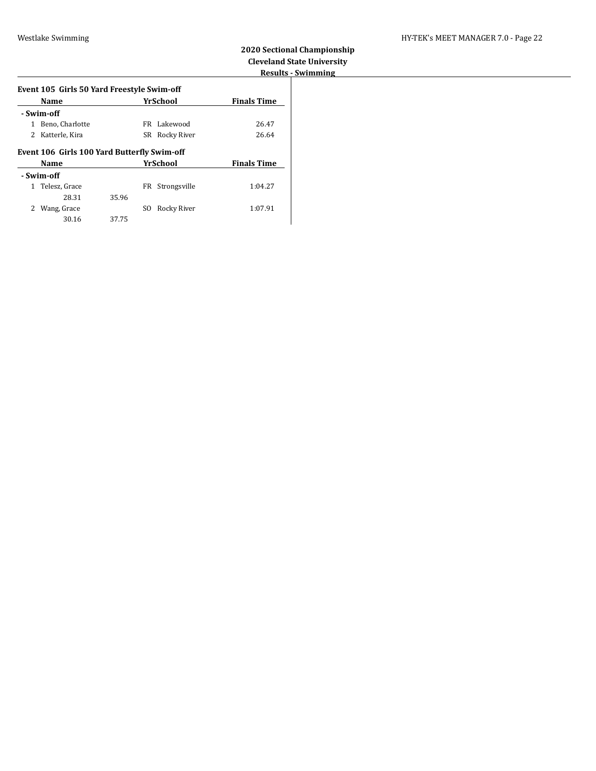## 2020 Sectional Championship
## Cleveland State University
## Results - Swimming

### Event 105 Girls 50 Yard Freestyle Swim-off

| | Name | Yr | School | Finals Time |
|---|---|---|---|---|
| **- Swim-off** | | | | |
| 1 | Beno, Charlotte | FR | Lakewood | 26.47 |
| 2 | Katterle, Kira | SR | Rocky River | 26.64 |

### Event 106 Girls 100 Yard Butterfly Swim-off

| | Name | Yr | School | Finals Time |
|---|---|---|---|---|
| **- Swim-off** | | | | |
| 1 | Telesz, Grace | FR | Strongsville | 1:04.27 |
| | 28.31 35.96 | | | |
| 2 | Wang, Grace | SO | Rocky River | 1:07.91 |
| | 30.16 37.75 | | | |